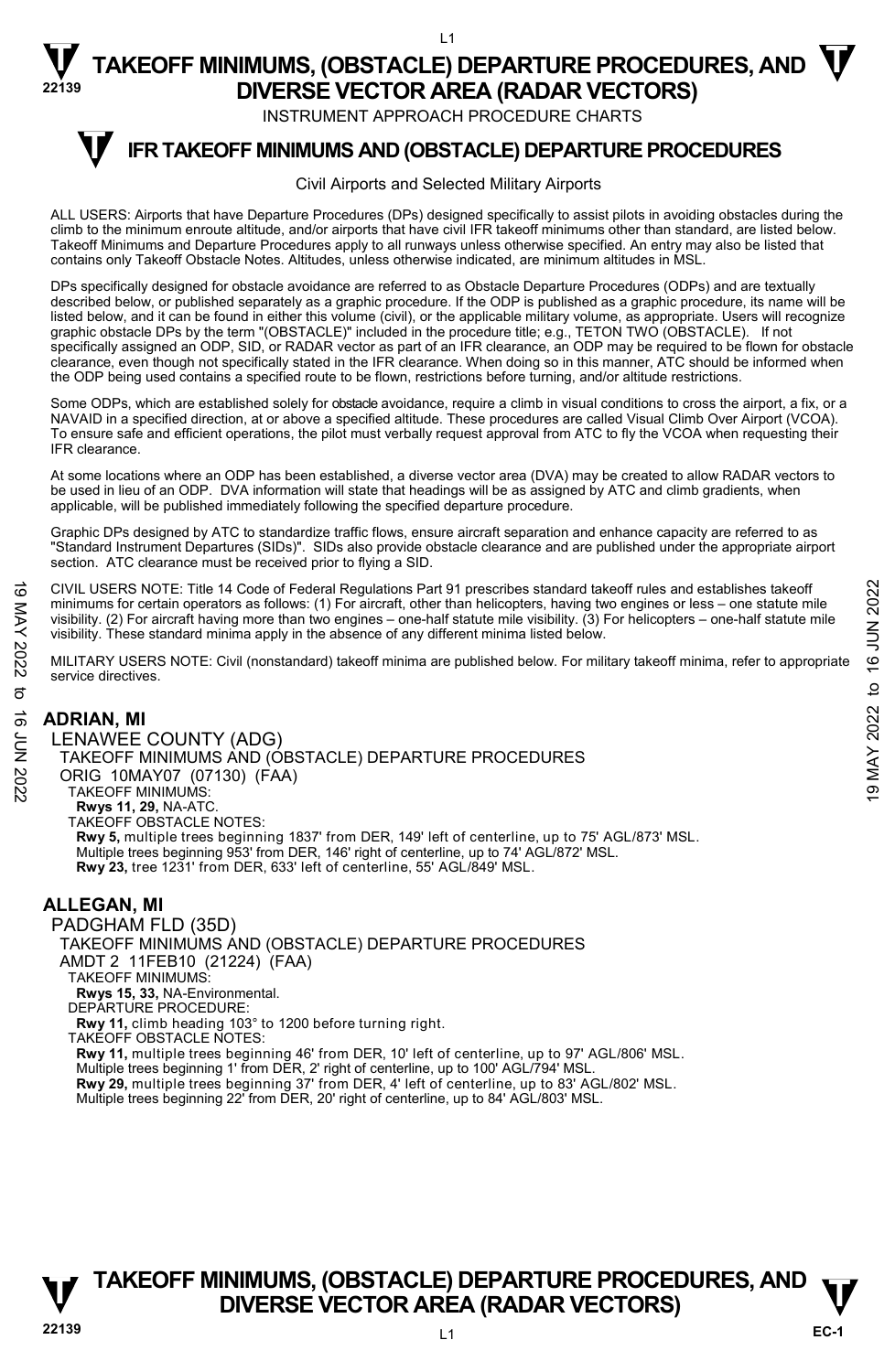# TAKEOFF MINIMUMS, (OBSTACLE) DEPARTURE PROCEDURES, AND DIVERSE VECTOR AREA (RADAR VECTORS)

INSTRUMENT APPROACH PROCEDURE CHARTS

## IFR TAKEOFF MINIMUMS AND (OBSTACLE) DEPARTURE PROCEDURES

Civil Airports and Selected Military Airports

ALL USERS: Airports that have Departure Procedures (DPs) designed specifically to assist pilots in avoiding obstacles during the climb to the minimum enroute altitude, and/or airports that have civil IFR takeoff minimums other than standard, are listed below. Takeoff Minimums and Departure Procedures apply to all runways unless otherwise specified. An entry may also be listed that contains only Takeoff Obstacle Notes. Altitudes, unless otherwise indicated, are minimum altitudes in MSL.

DPs specifically designed for obstacle avoidance are referred to as Obstacle Departure Procedures (ODPs) and are textually described below, or published separately as a graphic procedure. If the ODP is published as a graphic procedure, its name will be listed below, and it can be found in either this volume (civil), or the applicable military volume, as appropriate. Users will recognize graphic obstacle DPs by the term "(OBSTACLE)" included in the procedure title; e.g., TETON TWO (OBSTACLE). If not specifically assigned an ODP, SID, or RADAR vector as part of an IFR clearance, an ODP may be required to be flown for obstacle clearance, even though not specifically stated in the IFR clearance. When doing so in this manner, ATC should be informed when the ODP being used contains a specified route to be flown, restrictions before turning, and/or altitude restrictions.

Some ODPs, which are established solely for obstacle avoidance, require a climb in visual conditions to cross the airport, a fix, or a NAVAID in a specified direction, at or above a specified altitude. These procedures are called Visual Climb Over Airport (VCOA). To ensure safe and efficient operations, the pilot must verbally request approval from ATC to fly the VCOA when requesting their IFR clearance.

At some locations where an ODP has been established, a diverse vector area (DVA) may be created to allow RADAR vectors to be used in lieu of an ODP. DVA information will state that headings will be as assigned by ATC and climb gradients, when applicable, will be published immediately following the specified departure procedure.

Graphic DPs designed by ATC to standardize traffic flows, ensure aircraft separation and enhance capacity are referred to as "Standard Instrument Departures (SIDs)". SIDs also provide obstacle clearance and are published under the appropriate airport section. ATC clearance must be received prior to flying a SID.

CIVIL USERS NOTE: Title 14 Code of Federal Regulations Part 91 prescribes standard takeoff rules and establishes takeoff minimums for certain operators as follows: (1) For aircraft, other than helicopters, having two engines or less – one statute mile visibility. (2) For aircraft having more than two engines – one-half statute mile visibility. (3) For helicopters – one-half statute mile visibility. These standard minima apply in the absence of any different minima listed below.

MILITARY USERS NOTE: Civil (nonstandard) takeoff minima are published below. For military takeoff minima, refer to appropriate service directives.

### ADRIAN, MI

LENAWEE COUNTY (ADG)
TAKEOFF MINIMUMS AND (OBSTACLE) DEPARTURE PROCEDURES
ORIG 10MAY07 (07130) (FAA)
TAKEOFF MINIMUMS:
**Rwys 11, 29,** NA-ATC.
TAKEOFF OBSTACLE NOTES:
**Rwy 5,** multiple trees beginning 1837' from DER, 149' left of centerline, up to 75' AGL/873' MSL.
Multiple trees beginning 953' from DER, 146' right of centerline, up to 74' AGL/872' MSL.
**Rwy 23,** tree 1231' from DER, 633' left of centerline, 55' AGL/849' MSL.

### ALLEGAN, MI

PADGHAM FLD (35D)
TAKEOFF MINIMUMS AND (OBSTACLE) DEPARTURE PROCEDURES
AMDT 2 11FEB10 (21224) (FAA)
TAKEOFF MINIMUMS:
**Rwys 15, 33,** NA-Environmental.
DEPARTURE PROCEDURE:
**Rwy 11,** climb heading 103° to 1200 before turning right.
TAKEOFF OBSTACLE NOTES:
**Rwy 11,** multiple trees beginning 46' from DER, 10' left of centerline, up to 97' AGL/806' MSL.
Multiple trees beginning 1' from DER, 2' right of centerline, up to 100' AGL/794' MSL.
**Rwy 29,** multiple trees beginning 37' from DER, 4' left of centerline, up to 83' AGL/802' MSL.
Multiple trees beginning 22' from DER, 20' right of centerline, up to 84' AGL/803' MSL.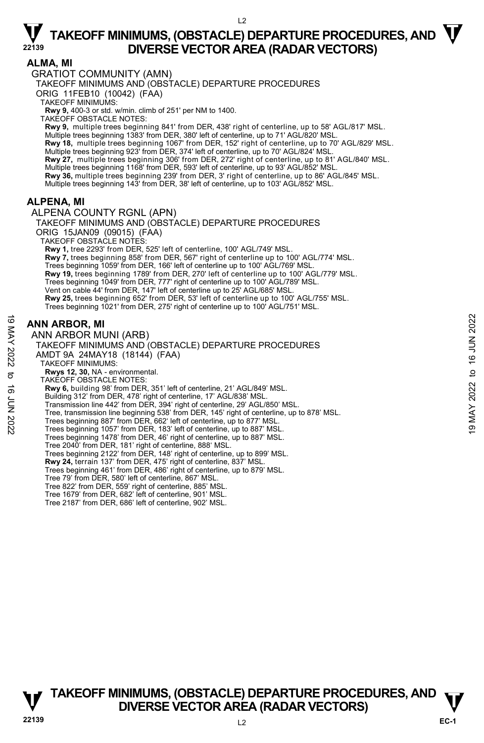# TAKEOFF MINIMUMS, (OBSTACLE) DEPARTURE PROCEDURES, AND DIVERSE VECTOR AREA (RADAR VECTORS)

## ALMA, MI

GRATIOT COMMUNITY (AMN)
TAKEOFF MINIMUMS AND (OBSTACLE) DEPARTURE PROCEDURES
ORIG 11FEB10 (10042) (FAA)
TAKEOFF MINIMUMS:
**Rwy 9,** 400-3 or std. w/min. climb of 251' per NM to 1400.
TAKEOFF OBSTACLE NOTES:
**Rwy 9,** multiple trees beginning 841' from DER, 438' right of centerline, up to 58' AGL/817' MSL.
Multiple trees beginning 1383' from DER, 380' left of centerline, up to 71' AGL/820' MSL.
**Rwy 18,** multiple trees beginning 1067' from DER, 152' right of centerline, up to 70' AGL/829' MSL.
Multiple trees beginning 923' from DER, 374' left of centerline, up to 70' AGL/824' MSL.
**Rwy 27,** multiple trees beginning 306' from DER, 272' right of centerline, up to 81' AGL/840' MSL.
Multiple trees beginning 1168' from DER, 593' left of centerline, up to 93' AGL/852' MSL.
**Rwy 36,** multiple trees beginning 239' from DER, 3' right of centerline, up to 86' AGL/845' MSL.
Multiple trees beginning 143' from DER, 38' left of centerline, up to 103' AGL/852' MSL.

## ALPENA, MI

ALPENA COUNTY RGNL (APN)
TAKEOFF MINIMUMS AND (OBSTACLE) DEPARTURE PROCEDURES
ORIG 15JAN09 (09015) (FAA)
TAKEOFF OBSTACLE NOTES:
**Rwy 1,** tree 2293' from DER, 525' left of centerline, 100' AGL/749' MSL.
**Rwy 7,** trees beginning 858' from DER, 567' right of centerline up to 100' AGL/774' MSL.
Trees beginning 1059' from DER, 166' left of centerline up to 100' AGL/769' MSL.
**Rwy 19,** trees beginning 1789' from DER, 270' left of centerline up to 100' AGL/779' MSL.
Trees beginning 1049' from DER, 777' right of centerline up to 100' AGL/789' MSL.
Vent on cable 44' from DER, 147' left of centerline up to 25' AGL/685' MSL.
**Rwy 25,** trees beginning 652' from DER, 53' left of centerline up to 100' AGL/755' MSL.
Trees beginning 1021' from DER, 275' right of centerline up to 100' AGL/751' MSL.

## ANN ARBOR, MI

ANN ARBOR MUNI (ARB)
TAKEOFF MINIMUMS AND (OBSTACLE) DEPARTURE PROCEDURES
AMDT 9A 24MAY18 (18144) (FAA)
TAKEOFF MINIMUMS:
**Rwys 12, 30,** NA - environmental.
TAKEOFF OBSTACLE NOTES:
**Rwy 6,** building 98' from DER, 351' left of centerline, 21' AGL/849' MSL.
Building 312' from DER, 478' right of centerline, 17' AGL/838' MSL.
Transmission line 442' from DER, 394' right of centerline, 29' AGL/850' MSL.
Tree, transmission line beginning 538' from DER, 145' right of centerline, up to 878' MSL.
Trees beginning 887' from DER, 662' left of centerline, up to 877' MSL.
Trees beginning 1057' from DER, 183' left of centerline, up to 887' MSL.
Trees beginning 1478' from DER, 46' right of centerline, up to 887' MSL.
Tree 2040' from DER, 181' right of centerline, 888' MSL.
Trees beginning 2122' from DER, 148' right of centerline, up to 899' MSL.
**Rwy 24,** terrain 137' from DER, 475' right of centerline, 837' MSL.
Trees beginning 461' from DER, 486' right of centerline, up to 879' MSL.
Tree 79' from DER, 580' left of centerline, 867' MSL.
Tree 822' from DER, 559' right of centerline, 885' MSL.
Tree 1679' from DER, 682' left of centerline, 901' MSL.
Tree 2187' from DER, 686' left of centerline, 902' MSL.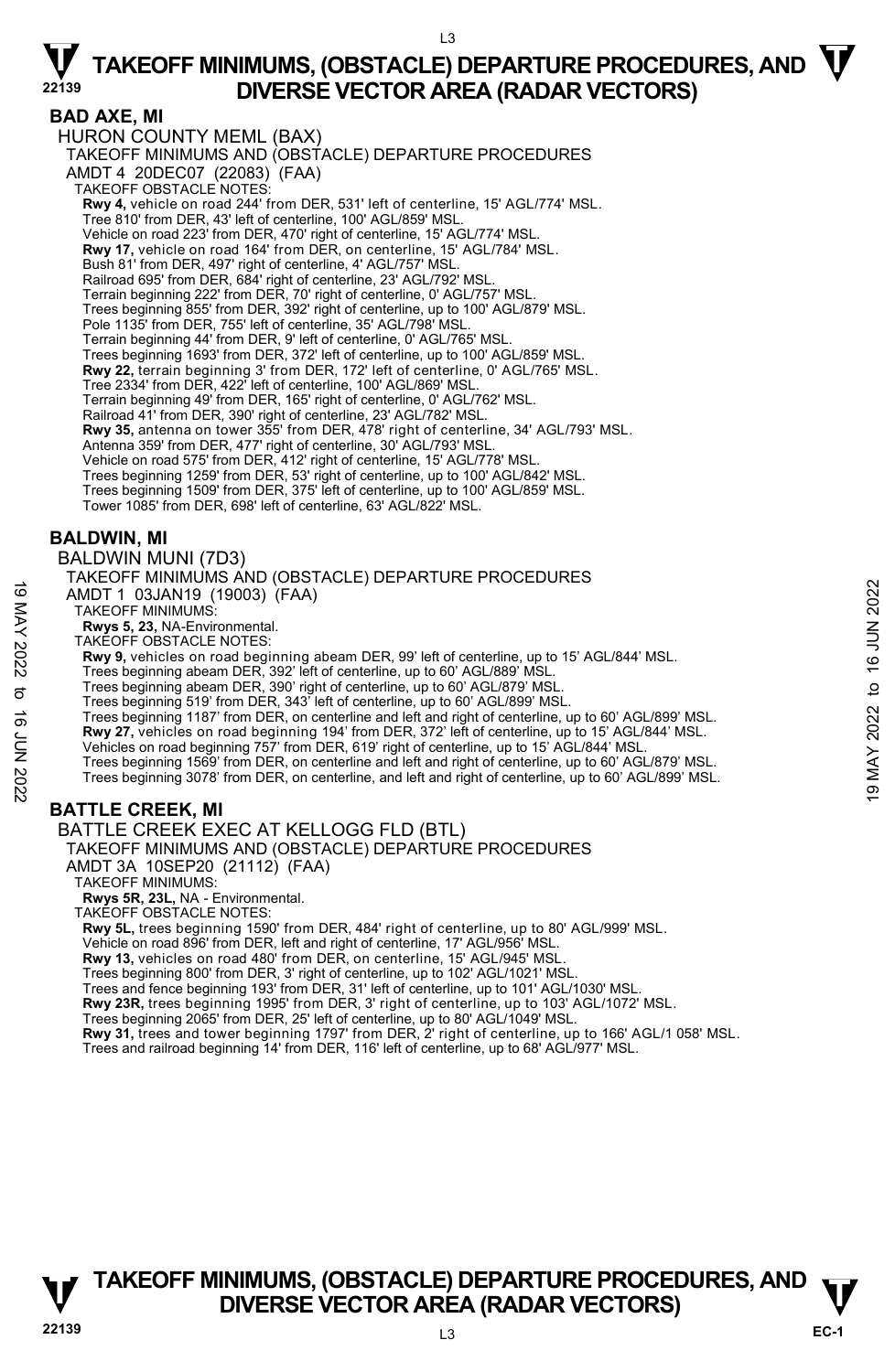## BAD AXE, MI

HURON COUNTY MEML (BAX)

TAKEOFF MINIMUMS AND (OBSTACLE) DEPARTURE PROCEDURES

AMDT 4 20DEC07 (22083) (FAA)

TAKEOFF OBSTACLE NOTES:

**Rwy 4,** vehicle on road 244' from DER, 531' left of centerline, 15' AGL/774' MSL.
Tree 810' from DER, 43' left of centerline, 100' AGL/859' MSL.
Vehicle on road 223' from DER, 470' right of centerline, 15' AGL/774' MSL.
**Rwy 17,** vehicle on road 164' from DER, on centerline, 15' AGL/784' MSL.
Bush 81' from DER, 497' right of centerline, 4' AGL/757' MSL.
Railroad 695' from DER, 684' right of centerline, 23' AGL/792' MSL.
Terrain beginning 222' from DER, 70' right of centerline, 0' AGL/757' MSL.
Trees beginning 855' from DER, 392' right of centerline, up to 100' AGL/879' MSL.
Pole 1135' from DER, 755' left of centerline, 35' AGL/798' MSL.
Terrain beginning 44' from DER, 9' left of centerline, 0' AGL/765' MSL.
Trees beginning 1693' from DER, 372' left of centerline, up to 100' AGL/859' MSL.
**Rwy 22,** terrain beginning 3' from DER, 172' left of centerline, 0' AGL/765' MSL.
Tree 2334' from DER, 422' left of centerline, 100' AGL/869' MSL.
Terrain beginning 49' from DER, 165' right of centerline, 0' AGL/762' MSL.
Railroad 41' from DER, 390' right of centerline, 23' AGL/782' MSL.
**Rwy 35,** antenna on tower 355' from DER, 478' right of centerline, 34' AGL/793' MSL.
Antenna 359' from DER, 477' right of centerline, 30' AGL/793' MSL.
Vehicle on road 575' from DER, 412' right of centerline, 15' AGL/778' MSL.
Trees beginning 1259' from DER, 53' right of centerline, up to 100' AGL/842' MSL.
Trees beginning 1509' from DER, 375' left of centerline, up to 100' AGL/859' MSL.
Tower 1085' from DER, 698' left of centerline, 63' AGL/822' MSL.

## BALDWIN, MI

BALDWIN MUNI (7D3)

TAKEOFF MINIMUMS AND (OBSTACLE) DEPARTURE PROCEDURES

AMDT 1 03JAN19 (19003) (FAA)

TAKEOFF MINIMUMS:

**Rwys 5, 23,** NA-Environmental.

TAKEOFF OBSTACLE NOTES:

**Rwy 9,** vehicles on road beginning abeam DER, 99' left of centerline, up to 15' AGL/844' MSL.
Trees beginning abeam DER, 392' left of centerline, up to 60' AGL/889' MSL.
Trees beginning abeam DER, 390' right of centerline, up to 60' AGL/879' MSL.
Trees beginning 519' from DER, 343' left of centerline, up to 60' AGL/899' MSL.
Trees beginning 1187' from DER, on centerline and left and right of centerline, up to 60' AGL/899' MSL.
**Rwy 27,** vehicles on road beginning 194' from DER, 372' left of centerline, up to 15' AGL/844' MSL.
Vehicles on road beginning 757' from DER, 619' right of centerline, up to 15' AGL/844' MSL.
Trees beginning 1569' from DER, on centerline and left and right of centerline, up to 60' AGL/879' MSL.
Trees beginning 3078' from DER, on centerline, and left and right of centerline, up to 60' AGL/899' MSL.

## BATTLE CREEK, MI

BATTLE CREEK EXEC AT KELLOGG FLD (BTL)

TAKEOFF MINIMUMS AND (OBSTACLE) DEPARTURE PROCEDURES

AMDT 3A 10SEP20 (21112) (FAA)

TAKEOFF MINIMUMS:

**Rwys 5R, 23L,** NA - Environmental.

TAKEOFF OBSTACLE NOTES:

**Rwy 5L,** trees beginning 1590' from DER, 484' right of centerline, up to 80' AGL/999' MSL.
Vehicle on road 896' from DER, left and right of centerline, 17' AGL/956' MSL.
**Rwy 13,** vehicles on road 480' from DER, on centerline, 15' AGL/945' MSL.
Trees beginning 800' from DER, 3' right of centerline, up to 102' AGL/1021' MSL.
Trees and fence beginning 193' from DER, 31' left of centerline, up to 101' AGL/1030' MSL.
**Rwy 23R,** trees beginning 1995' from DER, 3' right of centerline, up to 103' AGL/1072' MSL.
Trees beginning 2065' from DER, 25' left of centerline, up to 80' AGL/1049' MSL.
**Rwy 31,** trees and tower beginning 1797' from DER, 2' right of centerline, up to 166' AGL/1 058' MSL.
Trees and railroad beginning 14' from DER, 116' left of centerline, up to 68' AGL/977' MSL.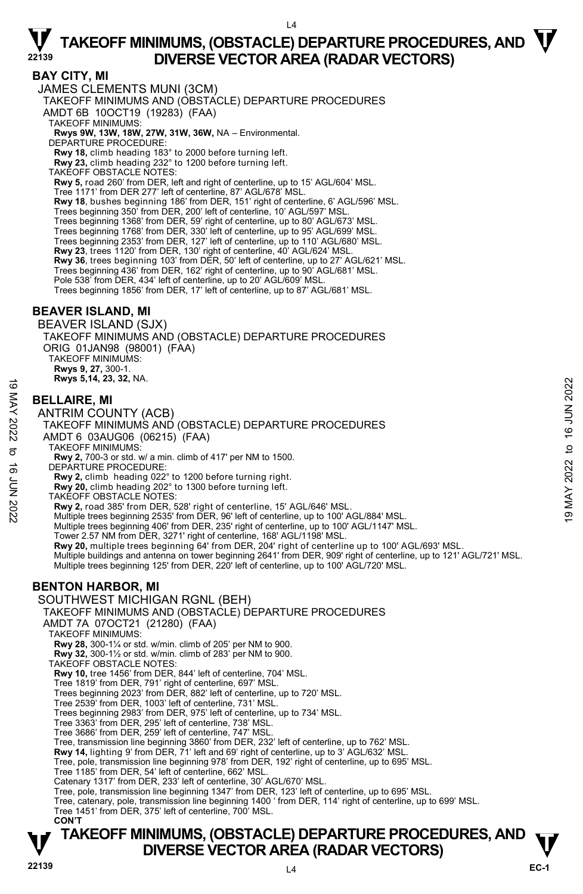## BAY CITY, MI

JAMES CLEMENTS MUNI (3CM)

TAKEOFF MINIMUMS AND (OBSTACLE) DEPARTURE PROCEDURES

AMDT 6B 10OCT19 (19283) (FAA)

TAKEOFF MINIMUMS:

**Rwys 9W, 13W, 18W, 27W, 31W, 36W,** NA – Environmental.

DEPARTURE PROCEDURE:

**Rwy 18,** climb heading 183° to 2000 before turning left.
**Rwy 23,** climb heading 232° to 1200 before turning left.

TAKEOFF OBSTACLE NOTES:

**Rwy 5,** road 260' from DER, left and right of centerline, up to 15' AGL/604' MSL.
Tree 1171' from DER 277' left of centerline, 87' AGL/678' MSL.
**Rwy 18**, bushes beginning 186' from DER, 151' right of centerline, 6' AGL/596' MSL.
Trees beginning 350' from DER, 200' left of centerline, 10' AGL/597' MSL.
Trees beginning 1368' from DER, 59' right of centerline, up to 80' AGL/673' MSL.
Trees beginning 1768' from DER, 330' left of centerline, up to 95' AGL/699' MSL.
Trees beginning 2353' from DER, 127' left of centerline, up to 110' AGL/680' MSL.
**Rwy 23**, trees 1120' from DER, 130' right of centerline, 40' AGL/624' MSL.
**Rwy 36**, trees beginning 103' from DER, 50' left of centerline, up to 27' AGL/621' MSL.
Trees beginning 436' from DER, 162' right of centerline, up to 90' AGL/681' MSL.
Pole 538' from DER, 434' left of centerline, up to 20' AGL/609' MSL.
Trees beginning 1856' from DER, 17' left of centerline, up to 87' AGL/681' MSL.

## BEAVER ISLAND, MI

BEAVER ISLAND (SJX)

TAKEOFF MINIMUMS AND (OBSTACLE) DEPARTURE PROCEDURES

ORIG 01JAN98 (98001) (FAA)

TAKEOFF MINIMUMS:

**Rwys 9, 27,** 300-1.
**Rwys 5,14, 23, 32,** NA.

## BELLAIRE, MI

ANTRIM COUNTY (ACB)

TAKEOFF MINIMUMS AND (OBSTACLE) DEPARTURE PROCEDURES

AMDT 6 03AUG06 (06215) (FAA)

TAKEOFF MINIMUMS:

**Rwy 2,** 700-3 or std. w/ a min. climb of 417' per NM to 1500.

DEPARTURE PROCEDURE:

**Rwy 2,** climb heading 022° to 1200 before turning right.
**Rwy 20,** climb heading 202° to 1300 before turning left.

TAKEOFF OBSTACLE NOTES:

**Rwy 2,** road 385' from DER, 528' right of centerline, 15' AGL/646' MSL.
Multiple trees beginning 2535' from DER, 96' left of centerline, up to 100' AGL/884' MSL.
Multiple trees beginning 406' from DER, 235' right of centerline, up to 100' AGL/1147' MSL.
Tower 2.57 NM from DER, 3271' right of centerline, 168' AGL/1198' MSL.
**Rwy 20,** multiple trees beginning 64' from DER, 204' right of centerline up to 100' AGL/693' MSL.
Multiple buildings and antenna on tower beginning 2641' from DER, 909' right of centerline, up to 121' AGL/721' MSL.
Multiple trees beginning 125' from DER, 220' left of centerline, up to 100' AGL/720' MSL.

## BENTON HARBOR, MI

SOUTHWEST MICHIGAN RGNL (BEH)

TAKEOFF MINIMUMS AND (OBSTACLE) DEPARTURE PROCEDURES

AMDT 7A 07OCT21 (21280) (FAA)

TAKEOFF MINIMUMS:

**Rwy 28,** 300-1¼ or std. w/min. climb of 205' per NM to 900.
**Rwy 32,** 300-1½ or std. w/min. climb of 283' per NM to 900.

TAKEOFF OBSTACLE NOTES:

**Rwy 10,** tree 1456' from DER, 844' left of centerline, 704' MSL.
Tree 1819' from DER, 791' right of centerline, 697' MSL.
Trees beginning 2023' from DER, 882' left of centerline, up to 720' MSL.
Tree 2539' from DER, 1003' left of centerline, 731' MSL.
Trees beginning 2983' from DER, 975' left of centerline, up to 734' MSL.
Tree 3363' from DER, 295' left of centerline, 738' MSL.
Tree 3686' from DER, 259' left of centerline, 747' MSL.
Tree, transmission line beginning 3860' from DER, 232' left of centerline, up to 762' MSL.
**Rwy 14,** lighting 9' from DER, 71' left and 69' right of centerline, up to 3' AGL/632' MSL.
Tree, pole, transmission line beginning 978' from DER, 192' right of centerline, up to 695' MSL.
Tree 1185' from DER, 54' left of centerline, 662' MSL.
Catenary 1317' from DER, 233' left of centerline, 30' AGL/670' MSL.
Tree, pole, transmission line beginning 1347' from DER, 123' left of centerline, up to 695' MSL.
Tree, catenary, pole, transmission line beginning 1400 ' from DER, 114' right of centerline, up to 699' MSL.
Tree 1451' from DER, 375' left of centerline, 700' MSL.

**CON'T**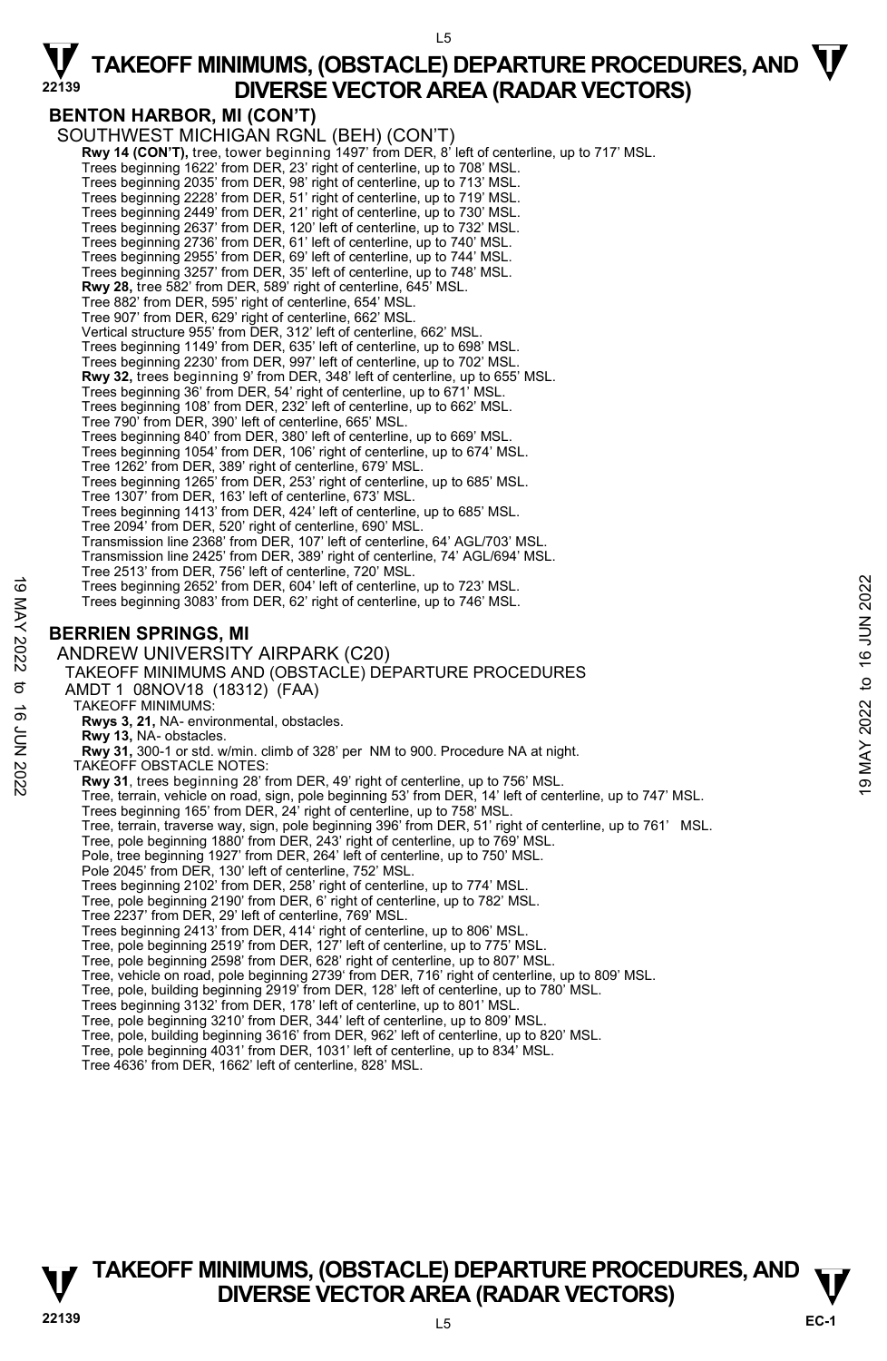## BENTON HARBOR, MI (CON'T)

SOUTHWEST MICHIGAN RGNL (BEH) (CON'T)

**Rwy 14 (CON'T),** tree, tower beginning 1497' from DER, 8' left of centerline, up to 717' MSL.
Trees beginning 1622' from DER, 23' right of centerline, up to 708' MSL.
Trees beginning 2035' from DER, 98' right of centerline, up to 713' MSL.
Trees beginning 2228' from DER, 51' right of centerline, up to 719' MSL.
Trees beginning 2449' from DER, 21' right of centerline, up to 730' MSL.
Trees beginning 2637' from DER, 120' left of centerline, up to 732' MSL.
Trees beginning 2736' from DER, 61' left of centerline, up to 740' MSL.
Trees beginning 2955' from DER, 69' left of centerline, up to 744' MSL.
Trees beginning 3257' from DER, 35' left of centerline, up to 748' MSL.
**Rwy 28,** tree 582' from DER, 589' right of centerline, 645' MSL.
Tree 882' from DER, 595' right of centerline, 654' MSL.
Tree 907' from DER, 629' right of centerline, 662' MSL.
Vertical structure 955' from DER, 312' left of centerline, 662' MSL.
Trees beginning 1149' from DER, 635' left of centerline, up to 698' MSL.
Trees beginning 2230' from DER, 997' left of centerline, up to 702' MSL.
**Rwy 32,** trees beginning 9' from DER, 348' left of centerline, up to 655' MSL.
Trees beginning 36' from DER, 54' right of centerline, up to 671' MSL.
Trees beginning 108' from DER, 232' left of centerline, up to 662' MSL.
Tree 790' from DER, 390' left of centerline, 665' MSL.
Trees beginning 840' from DER, 380' left of centerline, up to 669' MSL.
Trees beginning 1054' from DER, 106' right of centerline, up to 674' MSL.
Tree 1262' from DER, 389' right of centerline, 679' MSL.
Trees beginning 1265' from DER, 253' right of centerline, up to 685' MSL.
Tree 1307' from DER, 163' left of centerline, 673' MSL.
Trees beginning 1413' from DER, 424' left of centerline, up to 685' MSL.
Tree 2094' from DER, 520' right of centerline, 690' MSL.
Transmission line 2368' from DER, 107' left of centerline, 64' AGL/703' MSL.
Transmission line 2425' from DER, 389' right of centerline, 74' AGL/694' MSL.
Tree 2513' from DER, 756' left of centerline, 720' MSL.
Trees beginning 2652' from DER, 604' left of centerline, up to 723' MSL.
Trees beginning 3083' from DER, 62' right of centerline, up to 746' MSL.

## BERRIEN SPRINGS, MI

ANDREW UNIVERSITY AIRPARK (C20)
TAKEOFF MINIMUMS AND (OBSTACLE) DEPARTURE PROCEDURES
AMDT 1 08NOV18 (18312) (FAA)

TAKEOFF MINIMUMS:
**Rwys 3, 21,** NA- environmental, obstacles.
**Rwy 13,** NA- obstacles.
**Rwy 31,** 300-1 or std. w/min. climb of 328' per NM to 900. Procedure NA at night.

TAKEOFF OBSTACLE NOTES:
**Rwy 31**, trees beginning 28' from DER, 49' right of centerline, up to 756' MSL.
Tree, terrain, vehicle on road, sign, pole beginning 53' from DER, 14' left of centerline, up to 747' MSL.
Trees beginning 165' from DER, 24' right of centerline, up to 758' MSL.
Tree, terrain, traverse way, sign, pole beginning 396' from DER, 51' right of centerline, up to 761' MSL.
Tree, pole beginning 1880' from DER, 243' right of centerline, up to 769' MSL.
Pole, tree beginning 1927' from DER, 264' left of centerline, up to 750' MSL.
Pole 2045' from DER, 130' left of centerline, 752' MSL.
Trees beginning 2102' from DER, 258' right of centerline, up to 774' MSL.
Tree, pole beginning 2190' from DER, 6' right of centerline, up to 782' MSL.
Tree 2237' from DER, 29' left of centerline, 769' MSL.
Trees beginning 2413' from DER, 414' right of centerline, up to 806' MSL.
Tree, pole beginning 2519' from DER, 127' left of centerline, up to 775' MSL.
Tree, pole beginning 2598' from DER, 628' right of centerline, up to 807' MSL.
Tree, vehicle on road, pole beginning 2739' from DER, 716' right of centerline, up to 809' MSL.
Tree, pole, building beginning 2919' from DER, 128' left of centerline, up to 780' MSL.
Trees beginning 3132' from DER, 178' left of centerline, up to 801' MSL.
Tree, pole beginning 3210' from DER, 344' left of centerline, up to 809' MSL.
Tree, pole, building beginning 3616' from DER, 962' left of centerline, up to 820' MSL.
Tree, pole beginning 4031' from DER, 1031' left of centerline, up to 834' MSL.
Tree 4636' from DER, 1662' left of centerline, 828' MSL.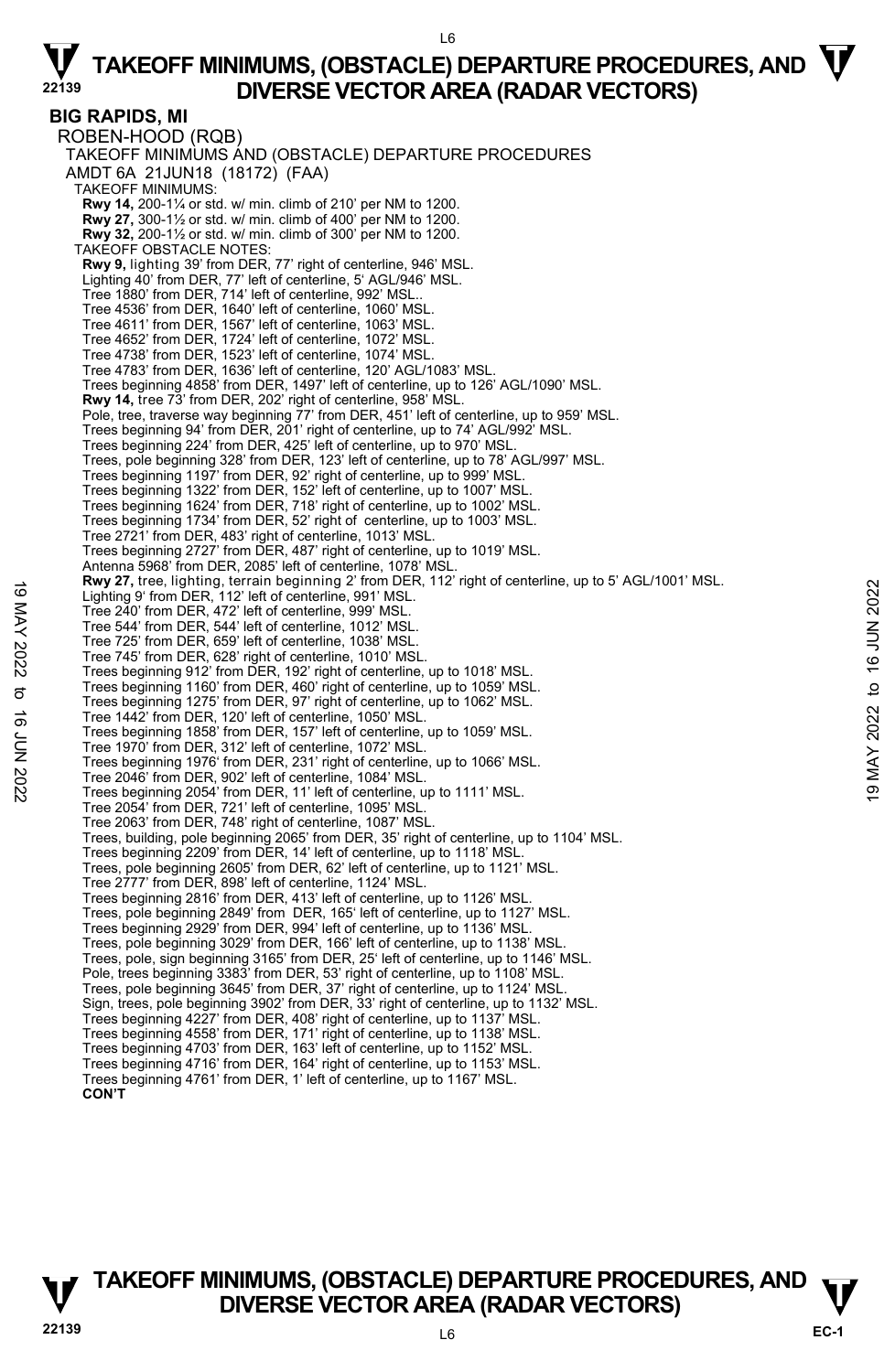## BIG RAPIDS, MI

ROBEN-HOOD (RQB)

TAKEOFF MINIMUMS AND (OBSTACLE) DEPARTURE PROCEDURES

AMDT 6A 21JUN18 (18172) (FAA)

TAKEOFF MINIMUMS:

**Rwy 14,** 200-1¼ or std. w/ min. climb of 210' per NM to 1200.
**Rwy 27,** 300-1½ or std. w/ min. climb of 400' per NM to 1200.
**Rwy 32,** 200-1½ or std. w/ min. climb of 300' per NM to 1200.

TAKEOFF OBSTACLE NOTES:

**Rwy 9,** lighting 39' from DER, 77' right of centerline, 946' MSL.
Lighting 40' from DER, 77' left of centerline, 5' AGL/946' MSL.
Tree 1880' from DER, 714' left of centerline, 992' MSL..
Tree 4536' from DER, 1640' left of centerline, 1060' MSL.
Tree 4611' from DER, 1567' left of centerline, 1063' MSL.
Tree 4652' from DER, 1724' left of centerline, 1072' MSL.
Tree 4738' from DER, 1523' left of centerline, 1074' MSL.
Tree 4783' from DER, 1636' left of centerline, 120' AGL/1083' MSL.
Trees beginning 4858' from DER, 1497' left of centerline, up to 126' AGL/1090' MSL.
**Rwy 14,** tree 73' from DER, 202' right of centerline, 958' MSL.
Pole, tree, traverse way beginning 77' from DER, 451' left of centerline, up to 959' MSL.
Trees beginning 94' from DER, 201' right of centerline, up to 74' AGL/992' MSL.
Trees beginning 224' from DER, 425' left of centerline, up to 970' MSL.
Trees, pole beginning 328' from DER, 123' left of centerline, up to 78' AGL/997' MSL.
Trees beginning 1197' from DER, 92' right of centerline, up to 999' MSL.
Trees beginning 1322' from DER, 152' left of centerline, up to 1007' MSL.
Trees beginning 1624' from DER, 718' right of centerline, up to 1002' MSL.
Trees beginning 1734' from DER, 52' right of centerline, up to 1003' MSL.
Tree 2721' from DER, 483' right of centerline, 1013' MSL.
Trees beginning 2727' from DER, 487' right of centerline, up to 1019' MSL.
Antenna 5968' from DER, 2085' left of centerline, 1078' MSL.
**Rwy 27,** tree, lighting, terrain beginning 2' from DER, 112' right of centerline, up to 5' AGL/1001' MSL.
Lighting 9' from DER, 112' left of centerline, 991' MSL.
Tree 240' from DER, 472' left of centerline, 999' MSL.
Tree 544' from DER, 544' left of centerline, 1012' MSL.
Tree 725' from DER, 659' left of centerline, 1038' MSL.
Tree 745' from DER, 628' right of centerline, 1010' MSL.
Trees beginning 912' from DER, 192' right of centerline, up to 1018' MSL.
Trees beginning 1160' from DER, 460' right of centerline, up to 1059' MSL.
Trees beginning 1275' from DER, 97' right of centerline, up to 1062' MSL.
Tree 1442' from DER, 120' left of centerline, 1050' MSL.
Trees beginning 1858' from DER, 157' left of centerline, up to 1059' MSL.
Tree 1970' from DER, 312' left of centerline, 1072' MSL.
Trees beginning 1976' from DER, 231' right of centerline, up to 1066' MSL.
Tree 2046' from DER, 902' left of centerline, 1084' MSL.
Trees beginning 2054' from DER, 11' left of centerline, up to 1111' MSL.
Tree 2054' from DER, 721' left of centerline, 1095' MSL.
Tree 2063' from DER, 748' right of centerline, 1087' MSL.
Trees, building, pole beginning 2065' from DER, 35' right of centerline, up to 1104' MSL.
Trees beginning 2209' from DER, 14' left of centerline, up to 1118' MSL.
Trees, pole beginning 2605' from DER, 62' left of centerline, up to 1121' MSL.
Tree 2777' from DER, 898' left of centerline, 1124' MSL.
Trees beginning 2816' from DER, 413' left of centerline, up to 1126' MSL.
Trees, pole beginning 2849' from DER, 165' left of centerline, up to 1127' MSL.
Trees beginning 2929' from DER, 994' left of centerline, up to 1136' MSL.
Trees, pole beginning 3029' from DER, 166' left of centerline, up to 1138' MSL.
Trees, pole, sign beginning 3165' from DER, 25' left of centerline, up to 1146' MSL.
Pole, trees beginning 3383' from DER, 53' right of centerline, up to 1108' MSL.
Trees, pole beginning 3645' from DER, 37' right of centerline, up to 1124' MSL.
Sign, trees, pole beginning 3902' from DER, 33' right of centerline, up to 1132' MSL.
Trees beginning 4227' from DER, 408' right of centerline, up to 1137' MSL.
Trees beginning 4558' from DER, 171' right of centerline, up to 1138' MSL.
Trees beginning 4703' from DER, 163' left of centerline, up to 1152' MSL.
Trees beginning 4716' from DER, 164' right of centerline, up to 1153' MSL.
Trees beginning 4761' from DER, 1' left of centerline, up to 1167' MSL.

**CON'T**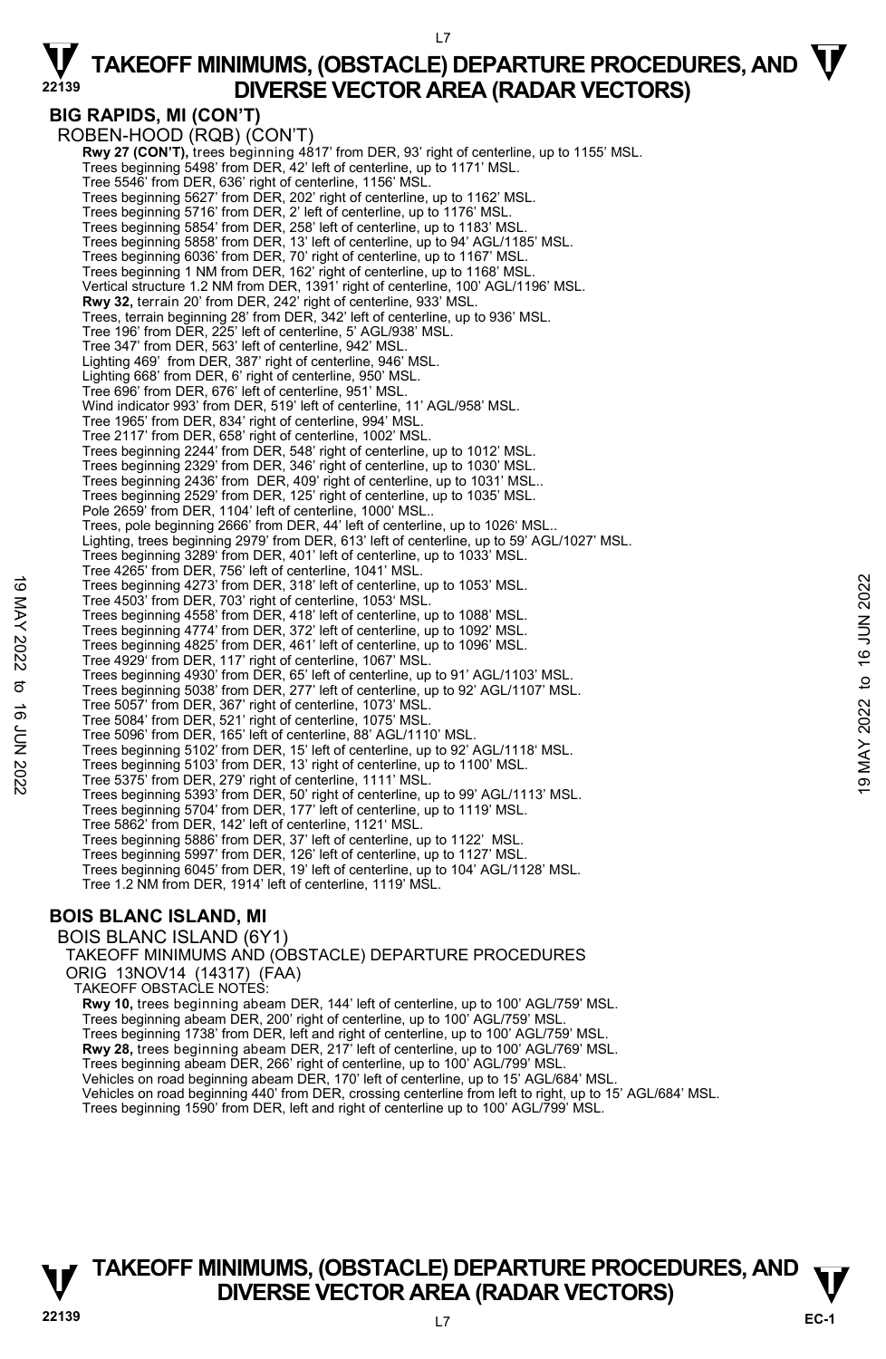**BIG RAPIDS, MI (CON'T)**

ROBEN-HOOD (RQB) (CON'T)

**Rwy 27 (CON'T),** trees beginning 4817' from DER, 93' right of centerline, up to 1155' MSL.
Trees beginning 5498' from DER, 42' left of centerline, up to 1171' MSL.
Tree 5546' from DER, 636' right of centerline, 1156' MSL.
Trees beginning 5627' from DER, 202' right of centerline, up to 1162' MSL.
Trees beginning 5716' from DER, 2' left of centerline, up to 1176' MSL.
Trees beginning 5854' from DER, 258' left of centerline, up to 1183' MSL.
Trees beginning 5858' from DER, 13' left of centerline, up to 94' AGL/1185' MSL.
Trees beginning 6036' from DER, 70' right of centerline, up to 1167' MSL.
Trees beginning 1 NM from DER, 162' right of centerline, up to 1168' MSL.
Vertical structure 1.2 NM from DER, 1391' right of centerline, 100' AGL/1196' MSL.
**Rwy 32,** terrain 20' from DER, 242' right of centerline, 933' MSL.
Trees, terrain beginning 28' from DER, 342' left of centerline, up to 936' MSL.
Tree 196' from DER, 225' left of centerline, 5' AGL/938' MSL.
Tree 347' from DER, 563' left of centerline, 942' MSL.
Lighting 469' from DER, 387' right of centerline, 946' MSL.
Lighting 668' from DER, 6' right of centerline, 950' MSL.
Tree 696' from DER, 676' left of centerline, 951' MSL.
Wind indicator 993' from DER, 519' left of centerline, 11' AGL/958' MSL.
Tree 1965' from DER, 834' right of centerline, 994' MSL.
Tree 2117' from DER, 658' right of centerline, 1002' MSL.
Trees beginning 2244' from DER, 548' right of centerline, up to 1012' MSL.
Trees beginning 2329' from DER, 346' right of centerline, up to 1030' MSL.
Trees beginning 2436' from DER, 409' right of centerline, up to 1031' MSL..
Trees beginning 2529' from DER, 125' right of centerline, up to 1035' MSL.
Pole 2659' from DER, 1104' left of centerline, 1000' MSL..
Trees, pole beginning 2666' from DER, 44' left of centerline, up to 1026' MSL..
Lighting, trees beginning 2979' from DER, 613' left of centerline, up to 59' AGL/1027' MSL.
Trees beginning 3289' from DER, 401' left of centerline, up to 1033' MSL.
Tree 4265' from DER, 756' left of centerline, 1041' MSL.
Trees beginning 4273' from DER, 318' left of centerline, up to 1053' MSL.
Tree 4503' from DER, 703' right of centerline, 1053' MSL.
Trees beginning 4558' from DER, 418' left of centerline, up to 1088' MSL.
Trees beginning 4774' from DER, 372' left of centerline, up to 1092' MSL.
Trees beginning 4825' from DER, 461' left of centerline, up to 1096' MSL.
Tree 4929' from DER, 117' right of centerline, 1067' MSL.
Trees beginning 4930' from DER, 65' left of centerline, up to 91' AGL/1103' MSL.
Trees beginning 5038' from DER, 277' left of centerline, up to 92' AGL/1107' MSL.
Tree 5057' from DER, 367' right of centerline, 1073' MSL.
Tree 5084' from DER, 521' right of centerline, 1075' MSL.
Tree 5096' from DER, 165' left of centerline, 88' AGL/1110' MSL.
Trees beginning 5102' from DER, 15' left of centerline, up to 92' AGL/1118' MSL.
Trees beginning 5103' from DER, 13' right of centerline, up to 1100' MSL.
Tree 5375' from DER, 279' right of centerline, 1111' MSL.
Trees beginning 5393' from DER, 50' right of centerline, up to 99' AGL/1113' MSL.
Trees beginning 5704' from DER, 177' left of centerline, up to 1119' MSL.
Tree 5862' from DER, 142' left of centerline, 1121' MSL.
Trees beginning 5886' from DER, 37' left of centerline, up to 1122' MSL.
Trees beginning 5997' from DER, 126' left of centerline, up to 1127' MSL.
Trees beginning 6045' from DER, 19' left of centerline, up to 104' AGL/1128' MSL.
Tree 1.2 NM from DER, 1914' left of centerline, 1119' MSL.

**BOIS BLANC ISLAND, MI**

BOIS BLANC ISLAND (6Y1)
TAKEOFF MINIMUMS AND (OBSTACLE) DEPARTURE PROCEDURES
ORIG 13NOV14 (14317) (FAA)
TAKEOFF OBSTACLE NOTES:

**Rwy 10,** trees beginning abeam DER, 144' left of centerline, up to 100' AGL/759' MSL.
Trees beginning abeam DER, 200' right of centerline, up to 100' AGL/759' MSL.
Trees beginning 1738' from DER, left and right of centerline, up to 100' AGL/759' MSL.
**Rwy 28,** trees beginning abeam DER, 217' left of centerline, up to 100' AGL/769' MSL.
Trees beginning abeam DER, 266' right of centerline, up to 100' AGL/799' MSL.
Vehicles on road beginning abeam DER, 170' left of centerline, up to 15' AGL/684' MSL.
Vehicles on road beginning 440' from DER, crossing centerline from left to right, up to 15' AGL/684' MSL.
Trees beginning 1590' from DER, left and right of centerline up to 100' AGL/799' MSL.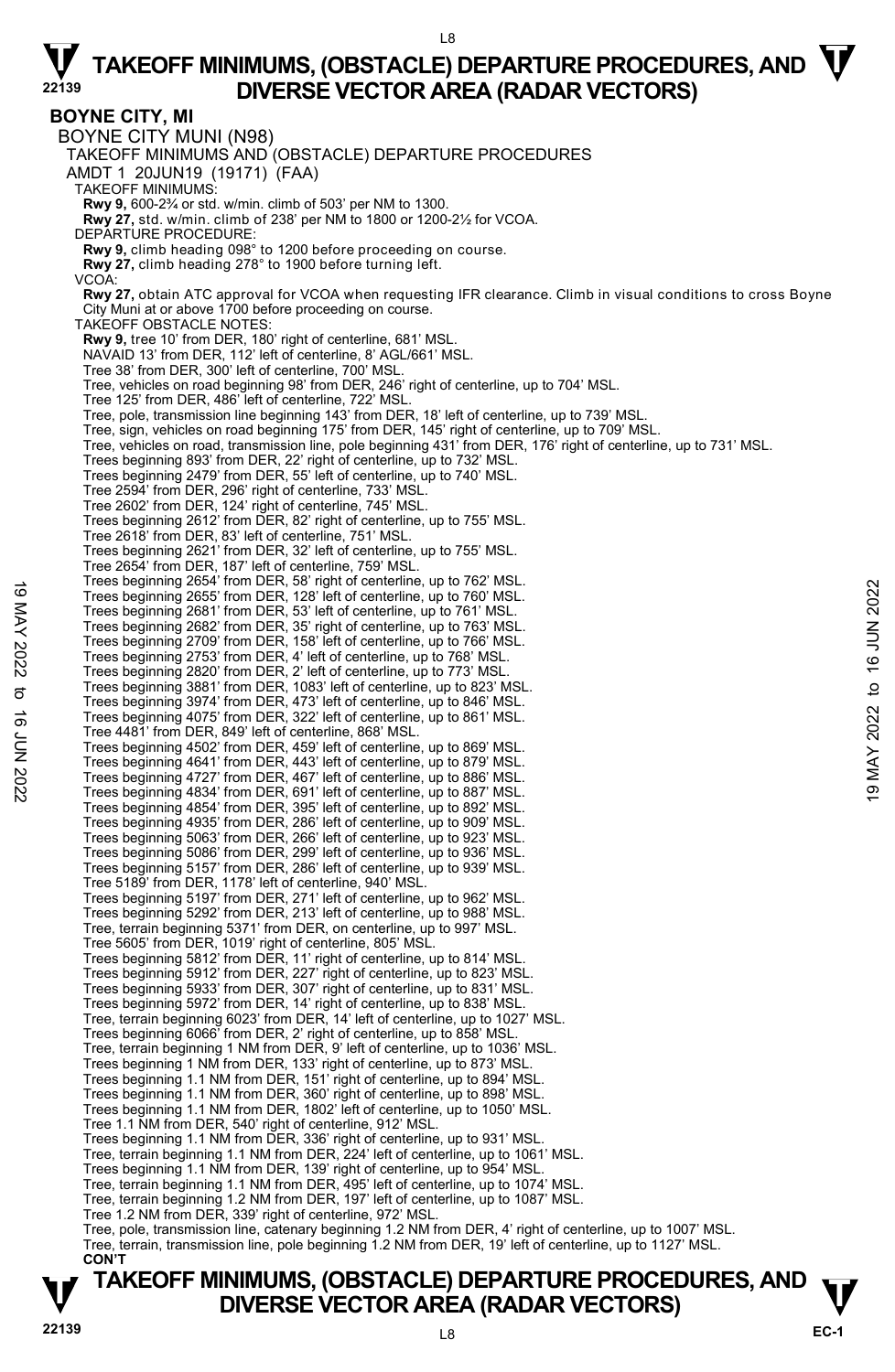# TAKEOFF MINIMUMS, (OBSTACLE) DEPARTURE PROCEDURES, AND DIVERSE VECTOR AREA (RADAR VECTORS)

## BOYNE CITY, MI

BOYNE CITY MUNI (N98)

TAKEOFF MINIMUMS AND (OBSTACLE) DEPARTURE PROCEDURES

AMDT 1 20JUN19 (19171) (FAA)

TAKEOFF MINIMUMS:

**Rwy 9,** 600-2¾ or std. w/min. climb of 503' per NM to 1300.

**Rwy 27,** std. w/min. climb of 238' per NM to 1800 or 1200-2½ for VCOA.

DEPARTURE PROCEDURE:

**Rwy 9,** climb heading 098° to 1200 before proceeding on course.

**Rwy 27,** climb heading 278° to 1900 before turning left.

VCOA:

**Rwy 27,** obtain ATC approval for VCOA when requesting IFR clearance. Climb in visual conditions to cross Boyne City Muni at or above 1700 before proceeding on course.

TAKEOFF OBSTACLE NOTES:

**Rwy 9,** tree 10' from DER, 180' right of centerline, 681' MSL.
NAVAID 13' from DER, 112' left of centerline, 8' AGL/661' MSL.
Tree 38' from DER, 300' left of centerline, 700' MSL.
Tree, vehicles on road beginning 98' from DER, 246' right of centerline, up to 704' MSL.
Tree 125' from DER, 486' left of centerline, 722' MSL.
Tree, pole, transmission line beginning 143' from DER, 18' left of centerline, up to 739' MSL.
Tree, sign, vehicles on road beginning 175' from DER, 145' right of centerline, up to 709' MSL.
Tree, vehicles on road, transmission line, pole beginning 431' from DER, 176' right of centerline, up to 731' MSL.
Trees beginning 893' from DER, 22' right of centerline, up to 732' MSL.
Trees beginning 2479' from DER, 55' left of centerline, up to 740' MSL.
Tree 2594' from DER, 296' right of centerline, 733' MSL.
Tree 2602' from DER, 124' right of centerline, 745' MSL.
Trees beginning 2612' from DER, 82' right of centerline, up to 755' MSL.
Tree 2618' from DER, 83' left of centerline, 751' MSL.
Trees beginning 2621' from DER, 32' left of centerline, up to 755' MSL.
Tree 2654' from DER, 187' left of centerline, 759' MSL.
Trees beginning 2654' from DER, 58' right of centerline, up to 762' MSL.
Trees beginning 2655' from DER, 128' left of centerline, up to 760' MSL.
Trees beginning 2681' from DER, 53' left of centerline, up to 761' MSL.
Trees beginning 2682' from DER, 35' right of centerline, up to 763' MSL.
Trees beginning 2709' from DER, 158' left of centerline, up to 766' MSL.
Trees beginning 2753' from DER, 4' left of centerline, up to 768' MSL.
Trees beginning 2820' from DER, 2' left of centerline, up to 773' MSL.
Trees beginning 3881' from DER, 1083' left of centerline, up to 823' MSL.
Trees beginning 3974' from DER, 473' left of centerline, up to 846' MSL.
Trees beginning 4075' from DER, 322' left of centerline, up to 861' MSL.
Tree 4481' from DER, 849' left of centerline, 868' MSL.
Trees beginning 4502' from DER, 459' left of centerline, up to 869' MSL.
Trees beginning 4641' from DER, 443' left of centerline, up to 879' MSL.
Trees beginning 4727' from DER, 467' left of centerline, up to 886' MSL.
Trees beginning 4834' from DER, 691' left of centerline, up to 887' MSL.
Trees beginning 4854' from DER, 395' left of centerline, up to 892' MSL.
Trees beginning 4935' from DER, 286' left of centerline, up to 909' MSL.
Trees beginning 5063' from DER, 266' left of centerline, up to 923' MSL.
Trees beginning 5086' from DER, 299' left of centerline, up to 936' MSL.
Trees beginning 5157' from DER, 286' left of centerline, up to 939' MSL.
Tree 5189' from DER, 1178' left of centerline, 940' MSL.
Trees beginning 5197' from DER, 271' left of centerline, up to 962' MSL.
Trees beginning 5292' from DER, 213' left of centerline, up to 988' MSL.
Tree, terrain beginning 5371' from DER, on centerline, up to 997' MSL.
Tree 5605' from DER, 1019' right of centerline, 805' MSL.
Trees beginning 5812' from DER, 11' right of centerline, up to 814' MSL.
Trees beginning 5912' from DER, 227' right of centerline, up to 823' MSL.
Trees beginning 5933' from DER, 307' right of centerline, up to 831' MSL.
Trees beginning 5972' from DER, 14' right of centerline, up to 838' MSL.
Tree, terrain beginning 6023' from DER, 14' left of centerline, up to 1027' MSL.
Trees beginning 6066' from DER, 2' right of centerline, up to 858' MSL.
Tree, terrain beginning 1 NM from DER, 9' left of centerline, up to 1036' MSL.
Trees beginning 1 NM from DER, 133' right of centerline, up to 873' MSL.
Trees beginning 1.1 NM from DER, 151' right of centerline, up to 894' MSL.
Trees beginning 1.1 NM from DER, 360' right of centerline, up to 898' MSL.
Trees beginning 1.1 NM from DER, 1802' left of centerline, up to 1050' MSL.
Tree 1.1 NM from DER, 540' right of centerline, 912' MSL.
Trees beginning 1.1 NM from DER, 336' right of centerline, up to 931' MSL.
Tree, terrain beginning 1.1 NM from DER, 224' left of centerline, up to 1061' MSL.
Trees beginning 1.1 NM from DER, 139' right of centerline, up to 954' MSL.
Tree, terrain beginning 1.1 NM from DER, 495' left of centerline, up to 1074' MSL.
Tree, terrain beginning 1.2 NM from DER, 197' left of centerline, up to 1087' MSL.
Tree 1.2 NM from DER, 339' right of centerline, 972' MSL.
Tree, pole, transmission line, catenary beginning 1.2 NM from DER, 4' right of centerline, up to 1007' MSL.
Tree, terrain, transmission line, pole beginning 1.2 NM from DER, 19' left of centerline, up to 1127' MSL.

**CON'T**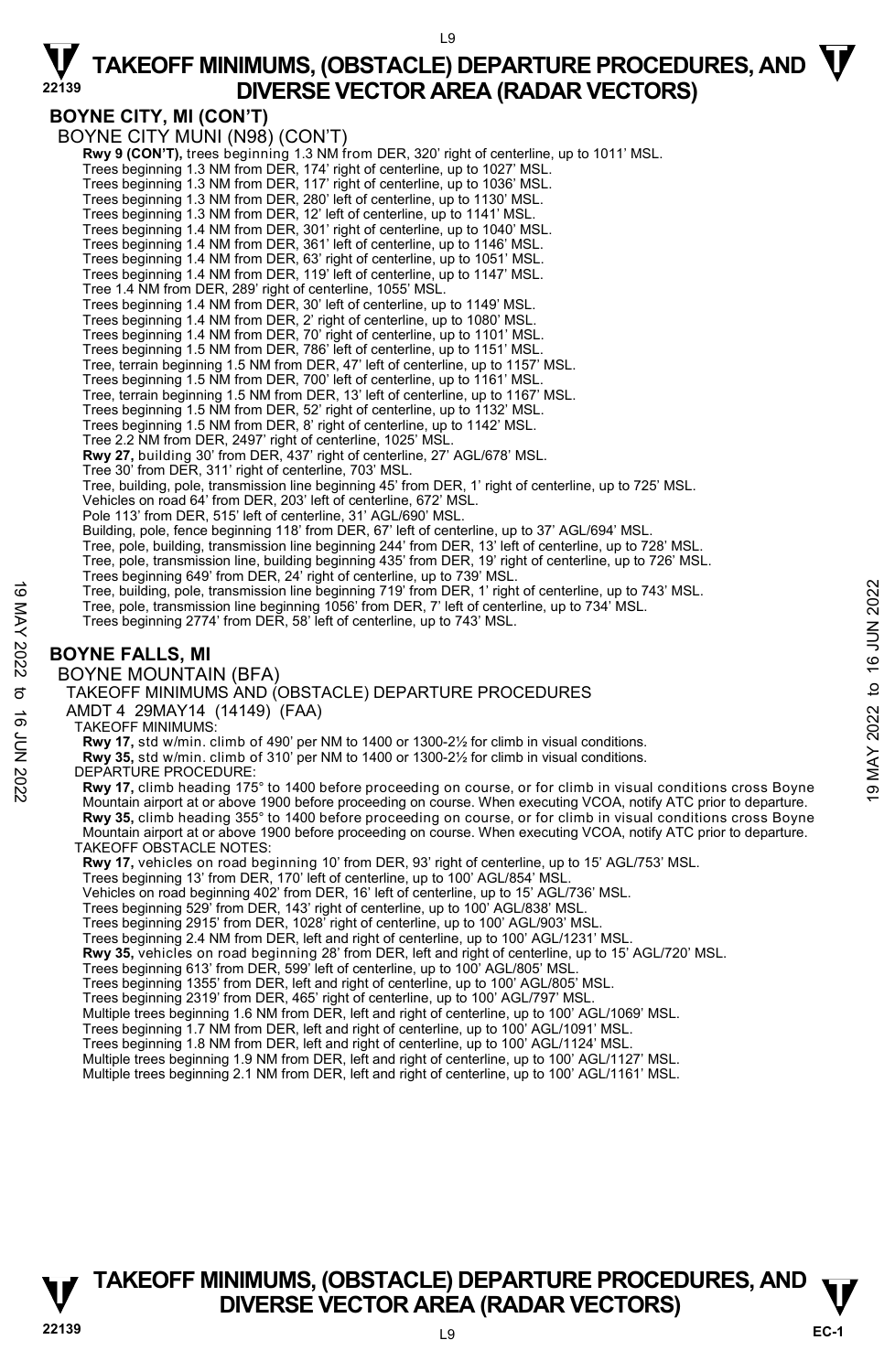## BOYNE CITY, MI (CON'T)

BOYNE CITY MUNI (N98) (CON'T)

**Rwy 9 (CON'T),** trees beginning 1.3 NM from DER, 320' right of centerline, up to 1011' MSL.
Trees beginning 1.3 NM from DER, 174' right of centerline, up to 1027' MSL.
Trees beginning 1.3 NM from DER, 117' right of centerline, up to 1036' MSL.
Trees beginning 1.3 NM from DER, 280' left of centerline, up to 1130' MSL.
Trees beginning 1.3 NM from DER, 12' left of centerline, up to 1141' MSL.
Trees beginning 1.4 NM from DER, 301' right of centerline, up to 1040' MSL.
Trees beginning 1.4 NM from DER, 361' left of centerline, up to 1146' MSL.
Trees beginning 1.4 NM from DER, 63' right of centerline, up to 1051' MSL.
Trees beginning 1.4 NM from DER, 119' left of centerline, up to 1147' MSL.
Tree 1.4 NM from DER, 289' right of centerline, 1055' MSL.
Trees beginning 1.4 NM from DER, 30' left of centerline, up to 1149' MSL.
Trees beginning 1.4 NM from DER, 2' right of centerline, up to 1080' MSL.
Trees beginning 1.4 NM from DER, 70' right of centerline, up to 1101' MSL.
Trees beginning 1.5 NM from DER, 786' left of centerline, up to 1151' MSL.
Tree, terrain beginning 1.5 NM from DER, 47' left of centerline, up to 1157' MSL.
Trees beginning 1.5 NM from DER, 700' left of centerline, up to 1161' MSL.
Tree, terrain beginning 1.5 NM from DER, 13' left of centerline, up to 1167' MSL.
Trees beginning 1.5 NM from DER, 52' right of centerline, up to 1132' MSL.
Trees beginning 1.5 NM from DER, 8' right of centerline, up to 1142' MSL.
Tree 2.2 NM from DER, 2497' right of centerline, 1025' MSL.
**Rwy 27,** building 30' from DER, 437' right of centerline, 27' AGL/678' MSL.
Tree 30' from DER, 311' right of centerline, 703' MSL.
Tree, building, pole, transmission line beginning 45' from DER, 1' right of centerline, up to 725' MSL.
Vehicles on road 64' from DER, 203' left of centerline, 672' MSL.
Pole 113' from DER, 515' left of centerline, 31' AGL/690' MSL.
Building, pole, fence beginning 118' from DER, 67' left of centerline, up to 37' AGL/694' MSL.
Tree, pole, building, transmission line beginning 244' from DER, 13' left of centerline, up to 728' MSL.
Tree, pole, transmission line, building beginning 435' from DER, 19' right of centerline, up to 726' MSL.
Trees beginning 649' from DER, 24' right of centerline, up to 739' MSL.
Tree, building, pole, transmission line beginning 719' from DER, 1' right of centerline, up to 743' MSL.
Tree, pole, transmission line beginning 1056' from DER, 7' left of centerline, up to 734' MSL.
Trees beginning 2774' from DER, 58' left of centerline, up to 743' MSL.

## BOYNE FALLS, MI

BOYNE MOUNTAIN (BFA)

TAKEOFF MINIMUMS AND (OBSTACLE) DEPARTURE PROCEDURES

AMDT 4 29MAY14 (14149) (FAA)

TAKEOFF MINIMUMS:

**Rwy 17,** std w/min. climb of 490' per NM to 1400 or 1300-2½ for climb in visual conditions.
**Rwy 35,** std w/min. climb of 310' per NM to 1400 or 1300-2½ for climb in visual conditions.

DEPARTURE PROCEDURE:

**Rwy 17,** climb heading 175° to 1400 before proceeding on course, or for climb in visual conditions cross Boyne Mountain airport at or above 1900 before proceeding on course. When executing VCOA, notify ATC prior to departure.
**Rwy 35,** climb heading 355° to 1400 before proceeding on course, or for climb in visual conditions cross Boyne Mountain airport at or above 1900 before proceeding on course. When executing VCOA, notify ATC prior to departure.

TAKEOFF OBSTACLE NOTES:

**Rwy 17,** vehicles on road beginning 10' from DER, 93' right of centerline, up to 15' AGL/753' MSL.
Trees beginning 13' from DER, 170' left of centerline, up to 100' AGL/854' MSL.
Vehicles on road beginning 402' from DER, 16' left of centerline, up to 15' AGL/736' MSL.
Trees beginning 529' from DER, 143' right of centerline, up to 100' AGL/838' MSL.
Trees beginning 2915' from DER, 1028' right of centerline, up to 100' AGL/903' MSL.
Trees beginning 2.4 NM from DER, left and right of centerline, up to 100' AGL/1231' MSL.
**Rwy 35,** vehicles on road beginning 28' from DER, left and right of centerline, up to 15' AGL/720' MSL.
Trees beginning 613' from DER, 599' left of centerline, up to 100' AGL/805' MSL.
Trees beginning 1355' from DER, left and right of centerline, up to 100' AGL/805' MSL.
Trees beginning 2319' from DER, 465' right of centerline, up to 100' AGL/797' MSL.
Multiple trees beginning 1.6 NM from DER, left and right of centerline, up to 100' AGL/1069' MSL.
Trees beginning 1.7 NM from DER, left and right of centerline, up to 100' AGL/1091' MSL.
Trees beginning 1.8 NM from DER, left and right of centerline, up to 100' AGL/1124' MSL.
Multiple trees beginning 1.9 NM from DER, left and right of centerline, up to 100' AGL/1127' MSL.
Multiple trees beginning 2.1 NM from DER, left and right of centerline, up to 100' AGL/1161' MSL.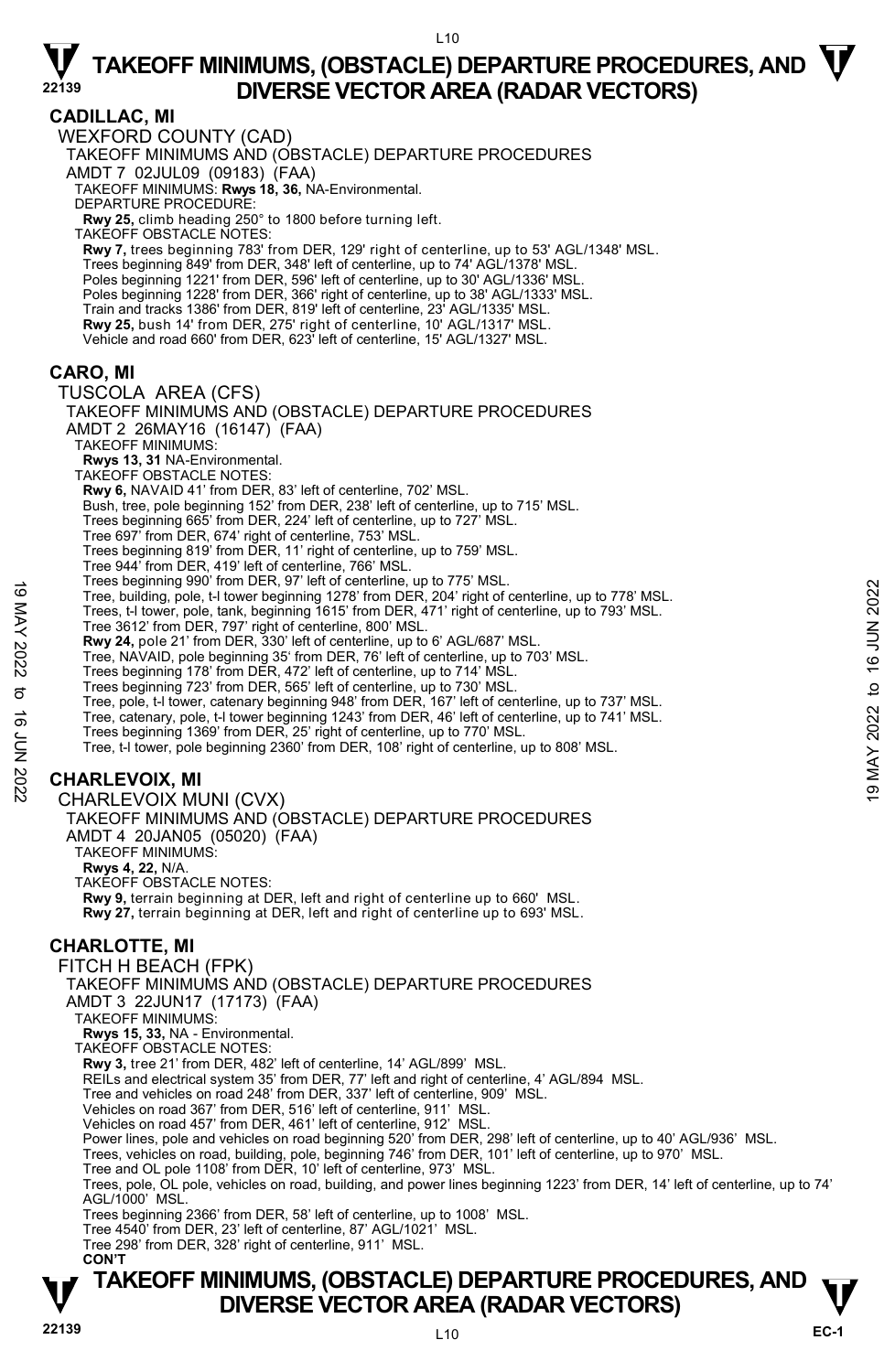## CADILLAC, MI

WEXFORD COUNTY (CAD)

TAKEOFF MINIMUMS AND (OBSTACLE) DEPARTURE PROCEDURES

AMDT 7 02JUL09 (09183) (FAA)

TAKEOFF MINIMUMS: **Rwys 18, 36,** NA-Environmental.

DEPARTURE PROCEDURE:

**Rwy 25,** climb heading 250° to 1800 before turning left.

TAKEOFF OBSTACLE NOTES:

**Rwy 7,** trees beginning 783' from DER, 129' right of centerline, up to 53' AGL/1348' MSL.
Trees beginning 849' from DER, 348' left of centerline, up to 74' AGL/1378' MSL.
Poles beginning 1221' from DER, 596' left of centerline, up to 30' AGL/1336' MSL.
Poles beginning 1228' from DER, 366' right of centerline, up to 38' AGL/1333' MSL.
Train and tracks 1386' from DER, 819' left of centerline, 23' AGL/1335' MSL.
**Rwy 25,** bush 14' from DER, 275' right of centerline, 10' AGL/1317' MSL.
Vehicle and road 660' from DER, 623' left of centerline, 15' AGL/1327' MSL.

## CARO, MI

TUSCOLA AREA (CFS)

TAKEOFF MINIMUMS AND (OBSTACLE) DEPARTURE PROCEDURES

AMDT 2 26MAY16 (16147) (FAA)

TAKEOFF MINIMUMS:

**Rwys 13, 31** NA-Environmental.

TAKEOFF OBSTACLE NOTES:

**Rwy 6,** NAVAID 41' from DER, 83' left of centerline, 702' MSL.
Bush, tree, pole beginning 152' from DER, 238' left of centerline, up to 715' MSL.
Trees beginning 665' from DER, 224' left of centerline, up to 727' MSL.
Tree 697' from DER, 674' right of centerline, 753' MSL.
Trees beginning 819' from DER, 11' right of centerline, up to 759' MSL.
Tree 944' from DER, 419' left of centerline, 766' MSL.
Trees beginning 990' from DER, 97' left of centerline, up to 775' MSL.
Tree, building, pole, t-l tower beginning 1278' from DER, 204' right of centerline, up to 778' MSL.
Trees, t-l tower, pole, tank, beginning 1615' from DER, 471' right of centerline, up to 793' MSL.
Tree 3612' from DER, 797' right of centerline, 800' MSL.
**Rwy 24,** pole 21' from DER, 330' left of centerline, up to 6' AGL/687' MSL.
Tree, NAVAID, pole beginning 35' from DER, 76' left of centerline, up to 703' MSL.
Trees beginning 178' from DER, 472' left of centerline, up to 714' MSL.
Trees beginning 723' from DER, 565' left of centerline, up to 730' MSL.
Tree, pole, t-l tower, catenary beginning 948' from DER, 167' left of centerline, up to 737' MSL.
Tree, catenary, pole, t-l tower beginning 1243' from DER, 46' left of centerline, up to 741' MSL.
Trees beginning 1369' from DER, 25' right of centerline, up to 770' MSL.
Tree, t-l tower, pole beginning 2360' from DER, 108' right of centerline, up to 808' MSL.

## CHARLEVOIX, MI

CHARLEVOIX MUNI (CVX)

TAKEOFF MINIMUMS AND (OBSTACLE) DEPARTURE PROCEDURES

AMDT 4 20JAN05 (05020) (FAA)

TAKEOFF MINIMUMS:

**Rwys 4, 22,** N/A.

TAKEOFF OBSTACLE NOTES:

**Rwy 9,** terrain beginning at DER, left and right of centerline up to 660' MSL.
**Rwy 27,** terrain beginning at DER, left and right of centerline up to 693' MSL.

## CHARLOTTE, MI

FITCH H BEACH (FPK)

TAKEOFF MINIMUMS AND (OBSTACLE) DEPARTURE PROCEDURES

AMDT 3 22JUN17 (17173) (FAA)

TAKEOFF MINIMUMS:

**Rwys 15, 33,** NA - Environmental.

TAKEOFF OBSTACLE NOTES:

**Rwy 3,** tree 21' from DER, 482' left of centerline, 14' AGL/899' MSL.
REILs and electrical system 35' from DER, 77' left and right of centerline, 4' AGL/894 MSL.
Tree and vehicles on road 248' from DER, 337' left of centerline, 909' MSL.
Vehicles on road 367' from DER, 516' left of centerline, 911' MSL.
Vehicles on road 457' from DER, 461' left of centerline, 912' MSL.
Power lines, pole and vehicles on road beginning 520' from DER, 298' left of centerline, up to 40' AGL/936' MSL.
Trees, vehicles on road, building, pole, beginning 746' from DER, 101' left of centerline, up to 970' MSL.
Tree and OL pole 1108' from DER, 10' left of centerline, 973' MSL.
Trees, pole, OL pole, vehicles on road, building, and power lines beginning 1223' from DER, 14' left of centerline, up to 74' AGL/1000' MSL.
Trees beginning 2366' from DER, 58' left of centerline, up to 1008' MSL.
Tree 4540' from DER, 23' left of centerline, 87' AGL/1021' MSL.
Tree 298' from DER, 328' right of centerline, 911' MSL.

**CON'T**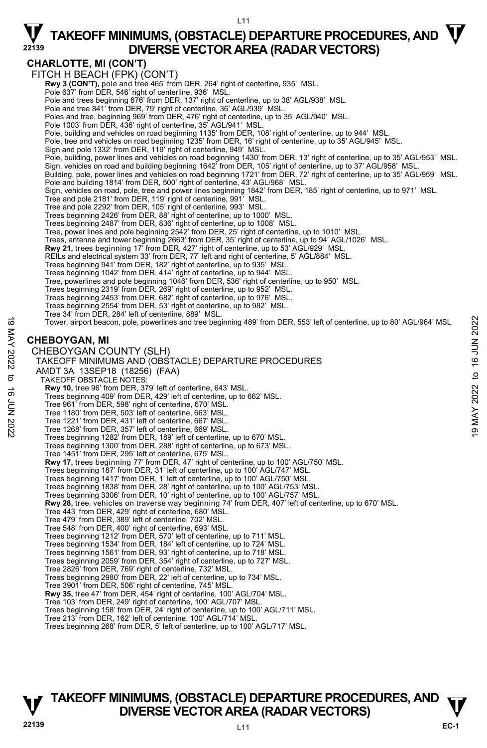**CHARLOTTE, MI (CON'T)**

FITCH H BEACH (FPK) (CON'T)

**Rwy 3 (CON'T),** pole and tree 465' from DER, 264' right of centerline, 935' MSL.
Pole 637' from DER, 546' right of centerline, 936' MSL.
Pole and trees beginning 676' from DER, 137' right of centerline, up to 38' AGL/938' MSL.
Pole and tree 841' from DER, 79' right of centerline, 36' AGL/939' MSL.
Poles and tree, beginning 969' from DER, 476' right of centerline, up to 35' AGL/940' MSL.
Pole 1003' from DER, 436' right of centerline, 35' AGL/941' MSL.
Pole, building and vehicles on road beginning 1135' from DER, 108' right of centerline, up to 944' MSL.
Pole, tree and vehicles on road beginning 1235' from DER, 16' right of centerline, up to 35' AGL/945' MSL.
Sign and pole 1332' from DER, 119' right of centerline, 949' MSL.
Pole, building, power lines and vehicles on road beginning 1430' from DER, 13' right of centerline, up to 35' AGL/953' MSL.
Sign, vehicles on road and building beginning 1642' from DER, 105' right of centerline, up to 37' AGL/958' MSL.
Building, pole, power lines and vehicles on road beginning 1721' from DER, 72' right of centerline, up to 35' AGL/959' MSL.
Pole and building 1814' from DER, 500' right of centerline, 43' AGL/968' MSL.
Sign, vehicles on road, pole, tree and power lines beginning 1842' from DER, 185' right of centerline, up to 971' MSL.
Tree and pole 2181' from DER, 119' right of centerline, 991' MSL.
Tree and pole 2292' from DER, 105' right of centerline, 993' MSL.
Trees beginning 2426' from DER, 88' right of centerline, up to 1000' MSL.
Trees beginning 2487' from DER, 836' right of centerline, up to 1008' MSL.
Tree, power lines and pole beginning 2542' from DER, 25' right of centerline, up to 1010' MSL.
Trees, antenna and tower beginning 2663' from DER, 35' right of centerline, up to 94' AGL/1026' MSL.
**Rwy 21,** trees beginning 17' from DER, 427' right of centerline, up to 53' AGL/929' MSL.
REILs and electrical system 33' from DER, 77' left and right of centerline, 5' AGL/884' MSL.
Trees beginning 941' from DER, 182' right of centerline, up to 935' MSL.
Trees beginning 1042' from DER, 414' right of centerline, up to 944' MSL.
Tree, powerlines and pole beginning 1046' from DER, 536' right of centerline, up to 950' MSL.
Trees beginning 2319' from DER, 269' right of centerline, up to 952' MSL.
Trees beginning 2453' from DER, 682' right of centerline, up to 976' MSL.
Trees beginning 2554' from DER, 53' right of centerline, up to 982' MSL.
Tree 34' from DER, 284' left of centerline, 889' MSL.
Tower, airport beacon, pole, powerlines and tree beginning 489' from DER, 553' left of centerline, up to 80' AGL/964' MSL

**CHEBOYGAN, MI**

CHEBOYGAN COUNTY (SLH)
TAKEOFF MINIMUMS AND (OBSTACLE) DEPARTURE PROCEDURES
AMDT 3A 13SEP18 (18256) (FAA)
TAKEOFF OBSTACLE NOTES:

**Rwy 10,** tree 96' from DER, 379' left of centerline, 643' MSL.
Trees beginning 409' from DER, 429' left of centerline, up to 662' MSL.
Tree 961' from DER, 598' right of centerline, 670' MSL.
Tree 1180' from DER, 503' left of centerline, 663' MSL.
Tree 1221' from DER, 431' left of centerline, 667' MSL.
Tree 1268' from DER, 357' left of centerline, 669' MSL.
Trees beginning 1282' from DER, 189' left of centerline, up to 670' MSL.
Trees beginning 1300' from DER, 288' right of centerline, up to 673' MSL.
Tree 1451' from DER, 295' left of centerline, 675' MSL.
**Rwy 17,** trees beginning 77' from DER, 47' right of centerline, up to 100' AGL/750' MSL.
Trees beginning 187' from DER, 31' left of centerline, up to 100' AGL/747' MSL.
Trees beginning 1417' from DER, 1' left of centerline, up to 100' AGL/750' MSL.
Trees beginning 1838' from DER, 28' right of centerline, up to 100' AGL/753' MSL.
Trees beginning 3306' from DER, 10' right of centerline, up to 100' AGL/757' MSL.
**Rwy 28,** tree, vehicles on traverse way beginning 74' from DER, 407' left of centerline, up to 670' MSL.
Tree 443' from DER, 429' right of centerline, 680' MSL.
Tree 479' from DER, 389' left of centerline, 702' MSL.
Tree 548' from DER, 400' right of centerline, 693' MSL.
Trees beginning 1212' from DER, 570' left of centerline, up to 711' MSL.
Trees beginning 1534' from DER, 184' left of centerline, up to 724' MSL.
Trees beginning 1561' from DER, 93' right of centerline, up to 718' MSL.
Trees beginning 2059' from DER, 354' right of centerline, up to 727' MSL.
Tree 2826' from DER, 769' right of centerline, 732' MSL.
Trees beginning 2980' from DER, 22' left of centerline, up to 734' MSL.
Tree 3901' from DER, 506' right of centerline, 745' MSL.
**Rwy 35,** tree 47' from DER, 454' right of centerline, 100' AGL/704' MSL.
Tree 103' from DER, 249' right of centerline, 100' AGL/707' MSL.
Trees beginning 158' from DER, 24' right of centerline, up to 100' AGL/711' MSL.
Tree 213' from DER, 162' left of centerline, 100' AGL/714' MSL.
Trees beginning 268' from DER, 5' left of centerline, up to 100' AGL/717' MSL.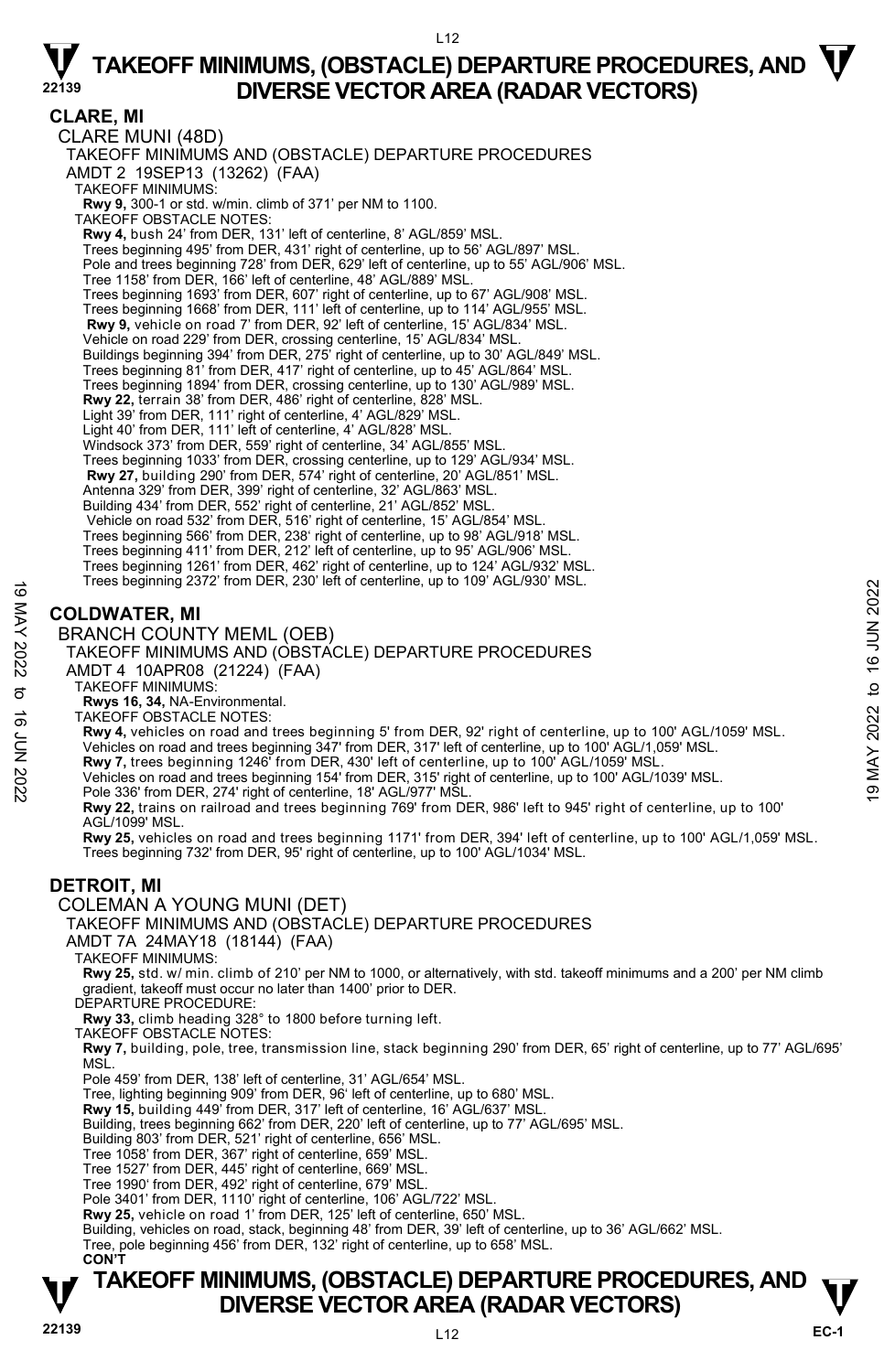## CLARE, MI

CLARE MUNI (48D)

TAKEOFF MINIMUMS AND (OBSTACLE) DEPARTURE PROCEDURES

AMDT 2 19SEP13 (13262) (FAA)

TAKEOFF MINIMUMS:

**Rwy 9,** 300-1 or std. w/min. climb of 371' per NM to 1100.

TAKEOFF OBSTACLE NOTES:

**Rwy 4,** bush 24' from DER, 131' left of centerline, 8' AGL/859' MSL.
Trees beginning 495' from DER, 431' right of centerline, up to 56' AGL/897' MSL.
Pole and trees beginning 728' from DER, 629' left of centerline, up to 55' AGL/906' MSL.
Tree 1158' from DER, 166' left of centerline, 48' AGL/889' MSL.
Trees beginning 1693' from DER, 607' right of centerline, up to 67' AGL/908' MSL.
Trees beginning 1668' from DER, 111' left of centerline, up to 114' AGL/955' MSL.
**Rwy 9,** vehicle on road 7' from DER, 92' left of centerline, 15' AGL/834' MSL.
Vehicle on road 229' from DER, crossing centerline, 15' AGL/834' MSL.
Buildings beginning 394' from DER, 275' right of centerline, up to 30' AGL/849' MSL.
Trees beginning 81' from DER, 417' right of centerline, up to 45' AGL/864' MSL.
Trees beginning 1894' from DER, crossing centerline, up to 130' AGL/989' MSL.
**Rwy 22,** terrain 38' from DER, 486' right of centerline, 828' MSL.
Light 39' from DER, 111' right of centerline, 4' AGL/829' MSL.
Light 40' from DER, 111' left of centerline, 4' AGL/828' MSL.
Windsock 373' from DER, 559' right of centerline, 34' AGL/855' MSL.
Trees beginning 1033' from DER, crossing centerline, up to 129' AGL/934' MSL.
**Rwy 27,** building 290' from DER, 574' right of centerline, 20' AGL/851' MSL.
Antenna 329' from DER, 399' right of centerline, 32' AGL/863' MSL.
Building 434' from DER, 552' right of centerline, 21' AGL/852' MSL.
Vehicle on road 532' from DER, 516' right of centerline, 15' AGL/854' MSL.
Trees beginning 566' from DER, 238' right of centerline, up to 98' AGL/918' MSL.
Trees beginning 411' from DER, 212' left of centerline, up to 95' AGL/906' MSL.
Trees beginning 1261' from DER, 462' right of centerline, up to 124' AGL/932' MSL.
Trees beginning 2372' from DER, 230' left of centerline, up to 109' AGL/930' MSL.

## COLDWATER, MI

BRANCH COUNTY MEML (OEB)

TAKEOFF MINIMUMS AND (OBSTACLE) DEPARTURE PROCEDURES

AMDT 4 10APR08 (21224) (FAA)

TAKEOFF MINIMUMS:

**Rwys 16, 34,** NA-Environmental.

TAKEOFF OBSTACLE NOTES:

**Rwy 4,** vehicles on road and trees beginning 5' from DER, 92' right of centerline, up to 100' AGL/1059' MSL.
Vehicles on road and trees beginning 347' from DER, 317' left of centerline, up to 100' AGL/1,059' MSL.
**Rwy 7,** trees beginning 1246' from DER, 430' left of centerline, up to 100' AGL/1059' MSL.
Vehicles on road and trees beginning 154' from DER, 315' right of centerline, up to 100' AGL/1039' MSL.
Pole 336' from DER, 274' right of centerline, 18' AGL/977' MSL.
**Rwy 22,** trains on railroad and trees beginning 769' from DER, 986' left to 945' right of centerline, up to 100' AGL/1099' MSL.
**Rwy 25,** vehicles on road and trees beginning 1171' from DER, 394' left of centerline, up to 100' AGL/1,059' MSL.
Trees beginning 732' from DER, 95' right of centerline, up to 100' AGL/1034' MSL.

## DETROIT, MI

COLEMAN A YOUNG MUNI (DET)

TAKEOFF MINIMUMS AND (OBSTACLE) DEPARTURE PROCEDURES

AMDT 7A 24MAY18 (18144) (FAA)

TAKEOFF MINIMUMS:

**Rwy 25,** std. w/ min. climb of 210' per NM to 1000, or alternatively, with std. takeoff minimums and a 200' per NM climb gradient, takeoff must occur no later than 1400' prior to DER.

DEPARTURE PROCEDURE:

**Rwy 33,** climb heading 328° to 1800 before turning left.

TAKEOFF OBSTACLE NOTES:

**Rwy 7,** building, pole, tree, transmission line, stack beginning 290' from DER, 65' right of centerline, up to 77' AGL/695' MSL.
Pole 459' from DER, 138' left of centerline, 31' AGL/654' MSL.
Tree, lighting beginning 909' from DER, 96' left of centerline, up to 680' MSL.
**Rwy 15,** building 449' from DER, 317' left of centerline, 16' AGL/637' MSL.
Building, trees beginning 662' from DER, 220' left of centerline, up to 77' AGL/695' MSL.
Building 803' from DER, 521' right of centerline, 656' MSL.
Tree 1058' from DER, 367' right of centerline, 659' MSL.
Tree 1527' from DER, 445' right of centerline, 669' MSL.
Tree 1990' from DER, 492' right of centerline, 679' MSL.
Pole 3401' from DER, 1110' right of centerline, 106' AGL/722' MSL.
**Rwy 25,** vehicle on road 1' from DER, 125' left of centerline, 650' MSL.
Building, vehicles on road, stack, beginning 48' from DER, 39' left of centerline, up to 36' AGL/662' MSL.
Tree, pole beginning 456' from DER, 132' right of centerline, up to 658' MSL.

**CON'T**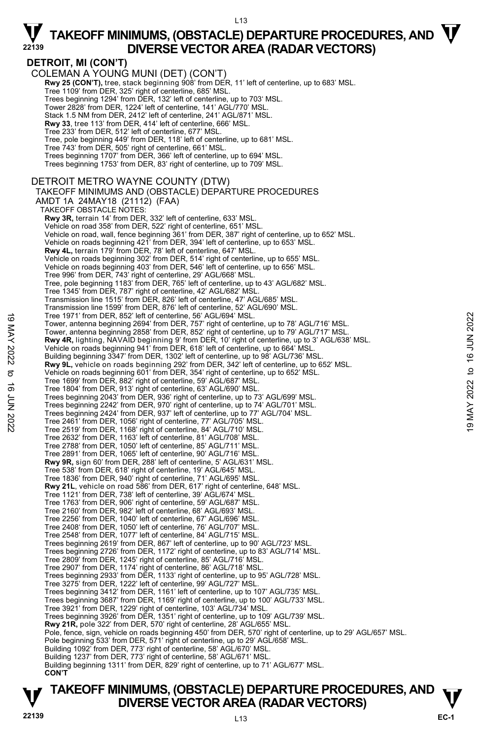# TAKEOFF MINIMUMS, (OBSTACLE) DEPARTURE PROCEDURES, AND DIVERSE VECTOR AREA (RADAR VECTORS)

**DETROIT, MI (CON'T)**

COLEMAN A YOUNG MUNI (DET) (CON'T)

**Rwy 25 (CON'T),** tree, stack beginning 908' from DER, 11' left of centerline, up to 683' MSL.
Tree 1109' from DER, 325' right of centerline, 685' MSL.
Trees beginning 1294' from DER, 132' left of centerline, up to 703' MSL.
Tower 2828' from DER, 1224' left of centerline, 141' AGL/770' MSL.
Stack 1.5 NM from DER, 2412' left of centerline, 241' AGL/871' MSL.
**Rwy 33**, tree 113' from DER, 414' left of centerline, 666' MSL.
Tree 233' from DER, 512' left of centerline, 677' MSL.
Tree, pole beginning 449' from DER, 118' left of centerline, up to 681' MSL.
Tree 743' from DER, 505' right of centerline, 661' MSL.
Trees beginning 1707' from DER, 366' left of centerline, up to 694' MSL.
Trees beginning 1753' from DER, 83' right of centerline, up to 709' MSL.

DETROIT METRO WAYNE COUNTY (DTW)

TAKEOFF MINIMUMS AND (OBSTACLE) DEPARTURE PROCEDURES
AMDT 1A 24MAY18 (21112) (FAA)

TAKEOFF OBSTACLE NOTES:

**Rwy 3R,** terrain 14' from DER, 332' left of centerline, 633' MSL.
Vehicle on road 358' from DER, 522' right of centerline, 651' MSL.
Vehicle on road, wall, fence beginning 361' from DER, 387' right of centerline, up to 652' MSL.
Vehicle on roads beginning 421' from DER, 394' left of centerline, up to 653' MSL.
**Rwy 4L,** terrain 179' from DER, 78' left of centerline, 647' MSL.
Vehicle on roads beginning 302' from DER, 514' right of centerline, up to 655' MSL.
Vehicle on roads beginning 403' from DER, 546' left of centerline, up to 656' MSL.
Tree 996' from DER, 743' right of centerline, 29' AGL/668' MSL.
Tree, pole beginning 1183' from DER, 765' left of centerline, up to 43' AGL/682' MSL.
Tree 1345' from DER, 787' right of centerline, 42' AGL/682' MSL.
Transmission line 1515' from DER, 826' left of centerline, 47' AGL/685' MSL.
Transmission line 1599' from DER, 876' left of centerline, 52' AGL/690' MSL.
Tree 1971' from DER, 852' left of centerline, 56' AGL/694' MSL.
Tower, antenna beginning 2694' from DER, 757' right of centerline, up to 78' AGL/716' MSL.
Tower, antenna beginning 2858' from DER, 852' right of centerline, up to 79' AGL/717' MSL.
**Rwy 4R,** lighting, NAVAID beginning 9' from DER, 10' right of centerline, up to 3' AGL/638' MSL.
Vehicle on roads beginning 941' from DER, 618' left of centerline, up to 664' MSL.
Building beginning 3347' from DER, 1302' left of centerline, up to 98' AGL/736' MSL.
**Rwy 9L,** vehicle on roads beginning 292' from DER, 342' left of centerline, up to 652' MSL.
Vehicle on roads beginning 601' from DER, 354' right of centerline, up to 652' MSL.
Tree 1699' from DER, 882' right of centerline, 59' AGL/687' MSL.
Tree 1804' from DER, 913' right of centerline, 63' AGL/690' MSL.
Trees beginning 2043' from DER, 936' right of centerline, up to 73' AGL/699' MSL.
Trees beginning 2242' from DER, 970' right of centerline, up to 74' AGL/701' MSL.
Trees beginning 2424' from DER, 937' left of centerline, up to 77' AGL/704' MSL.
Tree 2461' from DER, 1056' right of centerline, 77' AGL/705' MSL.
Tree 2519' from DER, 1168' right of centerline, 84' AGL/710' MSL.
Tree 2632' from DER, 1163' left of centerline, 81' AGL/708' MSL.
Tree 2788' from DER, 1050' left of centerline, 85' AGL/711' MSL.
Tree 2891' from DER, 1065' left of centerline, 90' AGL/716' MSL.
**Rwy 9R,** sign 60' from DER, 288' left of centerline, 5' AGL/631' MSL.
Tree 538' from DER, 618' right of centerline, 19' AGL/645' MSL.
Tree 1836' from DER, 940' right of centerline, 71' AGL/695' MSL.
**Rwy 21L**, vehicle on road 586' from DER, 617' right of centerline, 648' MSL.
Tree 1121' from DER, 738' left of centerline, 39' AGL/674' MSL.
Tree 1763' from DER, 906' right of centerline, 59' AGL/687' MSL.
Tree 2160' from DER, 982' left of centerline, 68' AGL/693' MSL.
Tree 2256' from DER, 1040' left of centerline, 67' AGL/696' MSL.
Tree 2408' from DER, 1050' left of centerline, 76' AGL/707' MSL.
Tree 2548' from DER, 1077' left of centerline, 84' AGL/715' MSL.
Trees beginning 2619' from DER, 867' left of centerline, up to 90' AGL/723' MSL.
Trees beginning 2726' from DER, 1172' right of centerline, up to 83' AGL/714' MSL.
Tree 2809' from DER, 1245' right of centerline, 85' AGL/716' MSL.
Tree 2907' from DER, 1174' right of centerline, 86' AGL/718' MSL.
Trees beginning 2933' from DER, 1133' right of centerline, up to 95' AGL/728' MSL.
Tree 3275' from DER, 1222' left of centerline, 99' AGL/727' MSL.
Trees beginning 3412' from DER, 1161' left of centerline, up to 107' AGL/735' MSL.
Trees beginning 3687' from DER, 1169' right of centerline, up to 100' AGL/733' MSL.
Tree 3921' from DER, 1229' right of centerline, 103' AGL/734' MSL.
Trees beginning 3926' from DER, 1351' right of centerline, up to 109' AGL/739' MSL.
**Rwy 21R,** pole 322' from DER, 570' right of centerline, 28' AGL/655' MSL.
Pole, fence, sign, vehicle on roads beginning 450' from DER, 570' right of centerline, up to 29' AGL/657' MSL.
Pole beginning 533' from DER, 571' right of centerline, up to 29' AGL/658' MSL.
Building 1092' from DER, 773' right of centerline, 58' AGL/670' MSL.
Building 1237' from DER, 773' right of centerline, 58' AGL/671' MSL.
Building beginning 1311' from DER, 829' right of centerline, up to 71' AGL/677' MSL.
**CON'T**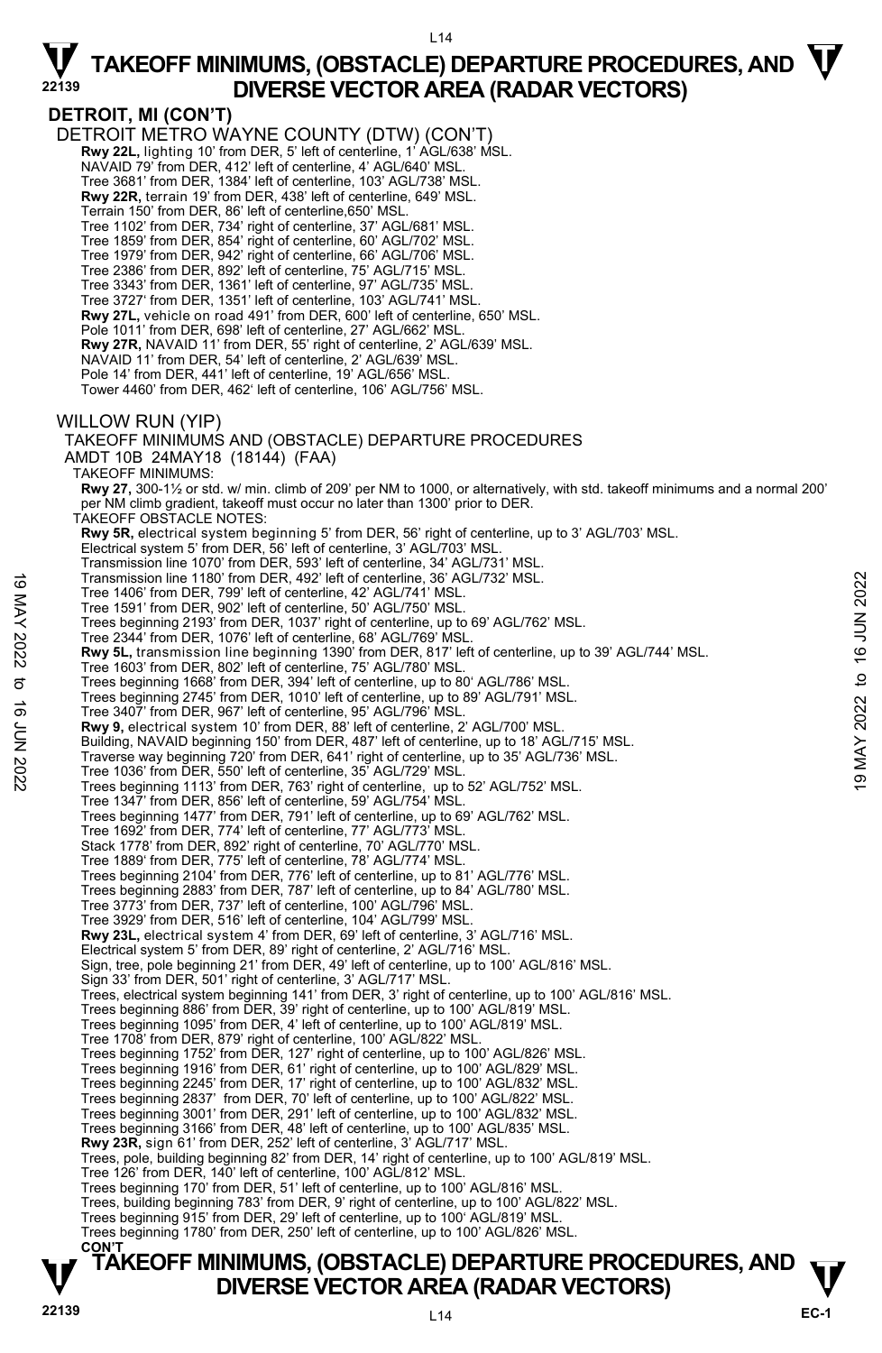# TAKEOFF MINIMUMS, (OBSTACLE) DEPARTURE PROCEDURES, AND DIVERSE VECTOR AREA (RADAR VECTORS)

## DETROIT, MI (CON'T)

DETROIT METRO WAYNE COUNTY (DTW) (CON'T)

**Rwy 22L,** lighting 10' from DER, 5' left of centerline, 1' AGL/638' MSL.
NAVAID 79' from DER, 412' left of centerline, 4' AGL/640' MSL.
Tree 3681' from DER, 1384' left of centerline, 103' AGL/738' MSL.
**Rwy 22R,** terrain 19' from DER, 438' left of centerline, 649' MSL.
Terrain 150' from DER, 86' left of centerline,650' MSL.
Tree 1102' from DER, 734' right of centerline, 37' AGL/681' MSL.
Tree 1859' from DER, 854' right of centerline, 60' AGL/702' MSL.
Tree 1979' from DER, 942' right of centerline, 66' AGL/706' MSL.
Tree 2386' from DER, 892' left of centerline, 75' AGL/715' MSL.
Tree 3343' from DER, 1361' left of centerline, 97' AGL/735' MSL.
Tree 3727' from DER, 1351' left of centerline, 103' AGL/741' MSL.
**Rwy 27L,** vehicle on road 491' from DER, 600' left of centerline, 650' MSL.
Pole 1011' from DER, 698' left of centerline, 27' AGL/662' MSL.
**Rwy 27R,** NAVAID 11' from DER, 55' right of centerline, 2' AGL/639' MSL.
NAVAID 11' from DER, 54' left of centerline, 2' AGL/639' MSL.
Pole 14' from DER, 441' left of centerline, 19' AGL/656' MSL.
Tower 4460' from DER, 462' left of centerline, 106' AGL/756' MSL.

WILLOW RUN (YIP)

TAKEOFF MINIMUMS AND (OBSTACLE) DEPARTURE PROCEDURES
AMDT 10B 24MAY18 (18144) (FAA)

TAKEOFF MINIMUMS:
**Rwy 27,** 300-1½ or std. w/ min. climb of 209' per NM to 1000, or alternatively, with std. takeoff minimums and a normal 200' per NM climb gradient, takeoff must occur no later than 1300' prior to DER.

TAKEOFF OBSTACLE NOTES:
**Rwy 5R,** electrical system beginning 5' from DER, 56' right of centerline, up to 3' AGL/703' MSL.
Electrical system 5' from DER, 56' left of centerline, 3' AGL/703' MSL.
Transmission line 1070' from DER, 593' left of centerline, 34' AGL/731' MSL.
Transmission line 1180' from DER, 492' left of centerline, 36' AGL/732' MSL.
Tree 1406' from DER, 799' left of centerline, 42' AGL/741' MSL.
Tree 1591' from DER, 902' left of centerline, 50' AGL/750' MSL.
Trees beginning 2193' from DER, 1037' right of centerline, up to 69' AGL/762' MSL.
Tree 2344' from DER, 1076' left of centerline, 68' AGL/769' MSL.
**Rwy 5L,** transmission line beginning 1390' from DER, 817' left of centerline, up to 39' AGL/744' MSL.
Tree 1603' from DER, 802' left of centerline, 75' AGL/780' MSL.
Trees beginning 1668' from DER, 394' left of centerline, up to 80' AGL/786' MSL.
Trees beginning 2745' from DER, 1010' left of centerline, up to 89' AGL/791' MSL.
Tree 3407' from DER, 967' left of centerline, 95' AGL/796' MSL.
**Rwy 9,** electrical system 10' from DER, 88' left of centerline, 2' AGL/700' MSL.
Building, NAVAID beginning 150' from DER, 487' left of centerline, up to 18' AGL/715' MSL.
Traverse way beginning 720' from DER, 641' right of centerline, up to 35' AGL/736' MSL.
Tree 1036' from DER, 550' left of centerline, 35' AGL/729' MSL.
Trees beginning 1113' from DER, 763' right of centerline, up to 52' AGL/752' MSL.
Tree 1347' from DER, 856' left of centerline, 59' AGL/754' MSL.
Trees beginning 1477' from DER, 791' left of centerline, up to 69' AGL/762' MSL.
Tree 1692' from DER, 774' left of centerline, 77' AGL/773' MSL.
Stack 1778' from DER, 892' right of centerline, 70' AGL/770' MSL.
Tree 1889' from DER, 775' left of centerline, 78' AGL/774' MSL.
Trees beginning 2104' from DER, 776' left of centerline, up to 81' AGL/776' MSL.
Trees beginning 2883' from DER, 787' left of centerline, up to 84' AGL/780' MSL.
Tree 3773' from DER, 737' left of centerline, 100' AGL/796' MSL.
Tree 3929' from DER, 516' left of centerline, 104' AGL/799' MSL.
**Rwy 23L,** electrical system 4' from DER, 69' left of centerline, 3' AGL/716' MSL.
Electrical system 5' from DER, 89' right of centerline, 2' AGL/716' MSL.
Sign, tree, pole beginning 21' from DER, 49' left of centerline, up to 100' AGL/816' MSL.
Sign 33' from DER, 501' right of centerline, 3' AGL/717' MSL.
Trees, electrical system beginning 141' from DER, 3' right of centerline, up to 100' AGL/816' MSL.
Trees beginning 886' from DER, 39' right of centerline, up to 100' AGL/819' MSL.
Trees beginning 1095' from DER, 4' left of centerline, up to 100' AGL/819' MSL.
Tree 1708' from DER, 879' right of centerline, 100' AGL/822' MSL.
Trees beginning 1752' from DER, 127' right of centerline, up to 100' AGL/826' MSL.
Trees beginning 1916' from DER, 61' right of centerline, up to 100' AGL/829' MSL.
Trees beginning 2245' from DER, 17' right of centerline, up to 100' AGL/832' MSL.
Trees beginning 2837' from DER, 70' left of centerline, up to 100' AGL/822' MSL.
Trees beginning 3001' from DER, 291' left of centerline, up to 100' AGL/832' MSL.
Trees beginning 3166' from DER, 48' left of centerline, up to 100' AGL/835' MSL.
**Rwy 23R,** sign 61' from DER, 252' left of centerline, 3' AGL/717' MSL.
Trees, pole, building beginning 82' from DER, 14' right of centerline, up to 100' AGL/819' MSL.
Tree 126' from DER, 140' left of centerline, 100' AGL/812' MSL.
Trees beginning 170' from DER, 51' left of centerline, up to 100' AGL/816' MSL.
Trees, building beginning 783' from DER, 9' right of centerline, up to 100' AGL/822' MSL.
Trees beginning 915' from DER, 29' left of centerline, up to 100' AGL/819' MSL.
Trees beginning 1780' from DER, 250' left of centerline, up to 100' AGL/826' MSL.

**CON'T**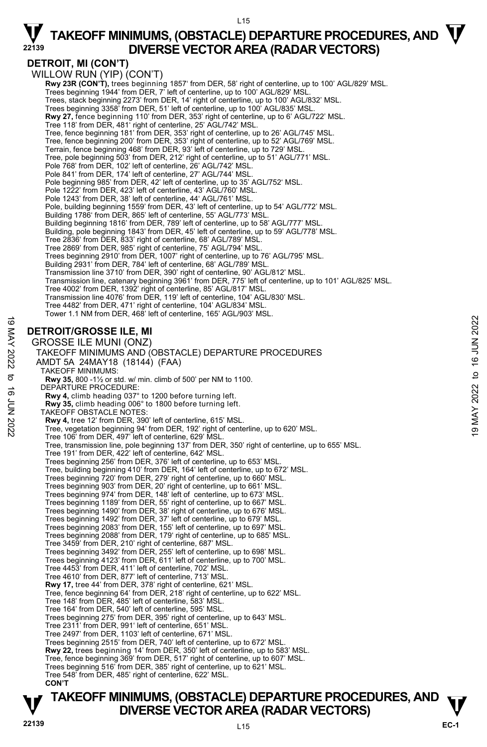## DETROIT, MI (CON'T)

WILLOW RUN (YIP) (CON'T)

**Rwy 23R (CON'T),** trees beginning 1857' from DER, 58' right of centerline, up to 100' AGL/829' MSL.
Trees beginning 1944' from DER, 7' left of centerline, up to 100' AGL/829' MSL.
Trees, stack beginning 2273' from DER, 14' right of centerline, up to 100' AGL/832' MSL.
Trees beginning 3358' from DER, 51' left of centerline, up to 100' AGL/835' MSL.
**Rwy 27,** fence beginning 110' from DER, 353' right of centerline, up to 6' AGL/722' MSL.
Tree 118' from DER, 481' right of centerline, 25' AGL/742' MSL.
Tree, fence beginning 181' from DER, 353' right of centerline, up to 26' AGL/745' MSL.
Tree, fence beginning 200' from DER, 353' right of centerline, up to 52' AGL/769' MSL.
Terrain, fence beginning 468' from DER, 93' left of centerline, up to 729' MSL.
Tree, pole beginning 503' from DER, 212' right of centerline, up to 51' AGL/771' MSL.
Pole 768' from DER, 102' left of centerline, 26' AGL/742' MSL.
Pole 841' from DER, 174' left of centerline, 27' AGL/744' MSL.
Pole beginning 985' from DER, 42' left of centerline, up to 35' AGL/752' MSL.
Pole 1222' from DER, 423' left of centerline, 43' AGL/760' MSL.
Pole 1243' from DER, 38' left of centerline, 44' AGL/761' MSL.
Pole, building beginning 1559' from DER, 43' left of centerline, up to 54' AGL/772' MSL.
Building 1786' from DER, 865' left of centerline, 55' AGL/773' MSL.
Building beginning 1816' from DER, 789' left of centerline, up to 58' AGL/777' MSL.
Building, pole beginning 1843' from DER, 45' left of centerline, up to 59' AGL/778' MSL.
Tree 2836' from DER, 833' right of centerline, 68' AGL/789' MSL.
Tree 2869' from DER, 985' right of centerline, 75' AGL/794' MSL.
Trees beginning 2910' from DER, 1007' right of centerline, up to 76' AGL/795' MSL.
Building 2931' from DER, 784' left of centerline, 68' AGL/789' MSL.
Transmission line 3710' from DER, 390' right of centerline, 90' AGL/812' MSL.
Transmission line, catenary beginning 3961' from DER, 775' left of centerline, up to 101' AGL/825' MSL.
Tree 4002' from DER, 1392' right of centerline, 85' AGL/817' MSL.
Transmission line 4076' from DER, 119' left of centerline, 104' AGL/830' MSL.
Tree 4482' from DER, 471' right of centerline, 104' AGL/834' MSL.
Tower 1.1 NM from DER, 468' left of centerline, 165' AGL/903' MSL.

## DETROIT/GROSSE ILE, MI

GROSSE ILE MUNI (ONZ)
TAKEOFF MINIMUMS AND (OBSTACLE) DEPARTURE PROCEDURES
AMDT 5A 24MAY18 (18144) (FAA)

TAKEOFF MINIMUMS:
**Rwy 35,** 800 -1½ or std. w/ min. climb of 500' per NM to 1100.

DEPARTURE PROCEDURE:
**Rwy 4,** climb heading 037° to 1200 before turning left.
**Rwy 35,** climb heading 006° to 1800 before turning left.

TAKEOFF OBSTACLE NOTES:
**Rwy 4,** tree 12' from DER, 390' left of centerline, 615' MSL.
Tree, vegetation beginning 94' from DER, 192' right of centerline, up to 620' MSL.
Tree 106' from DER, 497' left of centerline, 629' MSL.
Tree, transmission line, pole beginning 137' from DER, 350' right of centerline, up to 655' MSL.
Tree 191' from DER, 422' left of centerline, 642' MSL.
Trees beginning 256' from DER, 376' left of centerline, up to 653' MSL.
Tree, building beginning 410' from DER, 164' left of centerline, up to 672' MSL.
Trees beginning 720' from DER, 279' right of centerline, up to 660' MSL.
Trees beginning 903' from DER, 20' right of centerline, up to 661' MSL.
Trees beginning 974' from DER, 148' left of centerline, up to 673' MSL.
Trees beginning 1189' from DER, 55' right of centerline, up to 667' MSL.
Trees beginning 1490' from DER, 38' right of centerline, up to 676' MSL.
Trees beginning 1492' from DER, 37' left of centerline, up to 679' MSL.
Trees beginning 2083' from DER, 155' left of centerline, up to 697' MSL.
Trees beginning 2088' from DER, 179' right of centerline, up to 685' MSL.
Tree 3459' from DER, 210' right of centerline, 687' MSL.
Trees beginning 3492' from DER, 255' left of centerline, up to 698' MSL.
Trees beginning 4123' from DER, 611' left of centerline, up to 700' MSL.
Tree 4453' from DER, 411' left of centerline, 702' MSL.
Tree 4610' from DER, 877' left of centerline, 713' MSL.
**Rwy 17,** tree 44' from DER, 378' right of centerline, 621' MSL.
Tree, fence beginning 64' from DER, 218' right of centerline, up to 622' MSL.
Tree 148' from DER, 485' left of centerline, 583' MSL.
Tree 164' from DER, 540' left of centerline, 595' MSL.
Trees beginning 275' from DER, 395' right of centerline, up to 643' MSL.
Tree 2311' from DER, 991' left of centerline, 651' MSL.
Tree 2497' from DER, 1103' left of centerline, 671' MSL.
Trees beginning 2515' from DER, 740' left of centerline, up to 672' MSL.
**Rwy 22,** trees beginning 14' from DER, 350' left of centerline, up to 583' MSL.
Tree, fence beginning 369' from DER, 517' right of centerline, up to 607' MSL.
Trees beginning 516' from DER, 385' right of centerline, up to 621' MSL.
Tree 548' from DER, 485' right of centerline, 622' MSL.
**CON'T**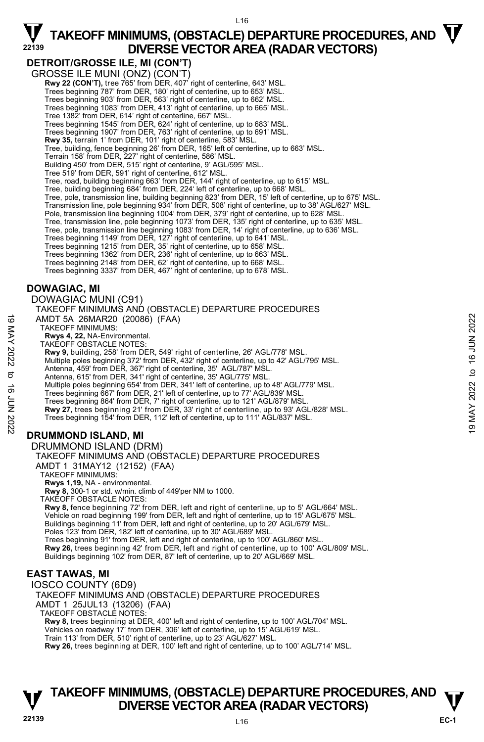## DETROIT/GROSSE ILE, MI (CON'T)

GROSSE ILE MUNI (ONZ) (CON'T)

**Rwy 22 (CON'T),** tree 765' from DER, 407' right of centerline, 643' MSL.
Trees beginning 787' from DER, 180' right of centerline, up to 653' MSL.
Trees beginning 903' from DER, 563' right of centerline, up to 662' MSL.
Trees beginning 1083' from DER, 413' right of centerline, up to 665' MSL.
Tree 1382' from DER, 614' right of centerline, 667' MSL.
Trees beginning 1545' from DER, 624' right of centerline, up to 683' MSL.
Trees beginning 1907' from DER, 763' right of centerline, up to 691' MSL.
**Rwy 35,** terrain 1' from DER, 101' right of centerline, 583' MSL.
Tree, building, fence beginning 26' from DER, 165' left of centerline, up to 663' MSL.
Terrain 158' from DER, 227' right of centerline, 586' MSL.
Building 450' from DER, 515' right of centerline, 9' AGL/595' MSL.
Tree 519' from DER, 591' right of centerline, 612' MSL.
Tree, road, building beginning 663' from DER, 144' right of centerline, up to 615' MSL.
Tree, building beginning 684' from DER, 224' left of centerline, up to 668' MSL.
Tree, pole, transmission line, building beginning 823' from DER, 15' left of centerline, up to 675' MSL.
Transmission line, pole beginning 934' from DER, 508' right of centerline, up to 38' AGL/627' MSL.
Pole, transmission line beginning 1004' from DER, 379' right of centerline, up to 628' MSL.
Tree, transmission line, pole beginning 1073' from DER, 135' right of centerline, up to 635' MSL.
Tree, pole, transmission line beginning 1083' from DER, 14' right of centerline, up to 636' MSL.
Trees beginning 1149' from DER, 127' right of centerline, up to 641' MSL.
Trees beginning 1215' from DER, 35' right of centerline, up to 658' MSL.
Trees beginning 1362' from DER, 236' right of centerline, up to 663' MSL.
Trees beginning 2148' from DER, 62' right of centerline, up to 668' MSL.
Trees beginning 3337' from DER, 467' right of centerline, up to 678' MSL.

## DOWAGIAC, MI

DOWAGIAC MUNI (C91)

TAKEOFF MINIMUMS AND (OBSTACLE) DEPARTURE PROCEDURES
AMDT 5A 26MAR20 (20086) (FAA)

TAKEOFF MINIMUMS:
**Rwys 4, 22,** NA-Environmental.

TAKEOFF OBSTACLE NOTES:
**Rwy 9,** building, 258' from DER, 549' right of centerline, 26' AGL/778' MSL.
Multiple poles beginning 372' from DER, 432' right of centerline, up to 42' AGL/795' MSL.
Antenna, 459' from DER, 367' right of centerline, 35' AGL/787' MSL.
Antenna, 615' from DER, 341' right of centerline, 35' AGL/775' MSL.
Multiple poles beginning 654' from DER, 341' left of centerline, up to 48' AGL/779' MSL.
Trees beginning 667' from DER, 21' left of centerline, up to 77' AGL/839' MSL.
Trees beginning 864' from DER, 7' right of centerline, up to 121' AGL/879' MSL.
**Rwy 27,** trees beginning 21' from DER, 33' right of centerline, up to 93' AGL/828' MSL.
Trees beginning 154' from DER, 112' left of centerline, up to 111' AGL/837' MSL.

## DRUMMOND ISLAND, MI

DRUMMOND ISLAND (DRM)

TAKEOFF MINIMUMS AND (OBSTACLE) DEPARTURE PROCEDURES
AMDT 1 31MAY12 (12152) (FAA)

TAKEOFF MINIMUMS:
**Rwys 1,19,** NA - environmental.
**Rwy 8,** 300-1 or std. w/min. climb of 449'per NM to 1000.

TAKEOFF OBSTACLE NOTES:
**Rwy 8,** fence beginning 72' from DER, left and right of centerline, up to 5' AGL/664' MSL.
Vehicle on road beginning 199' from DER, left and right of centerline, up to 15' AGL/675' MSL.
Buildings beginning 11' from DER, left and right of centerline, up to 20' AGL/679' MSL.
Poles 123' from DER, 182' left of centerline, up to 30' AGL/689' MSL.
Trees beginning 91' from DER, left and right of centerline, up to 100' AGL/860' MSL.
**Rwy 26,** trees beginning 42' from DER, left and right of centerline, up to 100' AGL/809' MSL.
Buildings beginning 102' from DER, 87' left of centerline, up to 20' AGL/669' MSL.

## EAST TAWAS, MI

IOSCO COUNTY (6D9)

TAKEOFF MINIMUMS AND (OBSTACLE) DEPARTURE PROCEDURES
AMDT 1 25JUL13 (13206) (FAA)

TAKEOFF OBSTACLE NOTES:
**Rwy 8,** trees beginning at DER, 400' left and right of centerline, up to 100' AGL/704' MSL.
Vehicles on roadway 17' from DER, 306' left of centerline, up to 15' AGL/619' MSL.
Train 113' from DER, 510' right of centerline, up to 23' AGL/627' MSL.
**Rwy 26,** trees beginning at DER, 100' left and right of centerline, up to 100' AGL/714' MSL.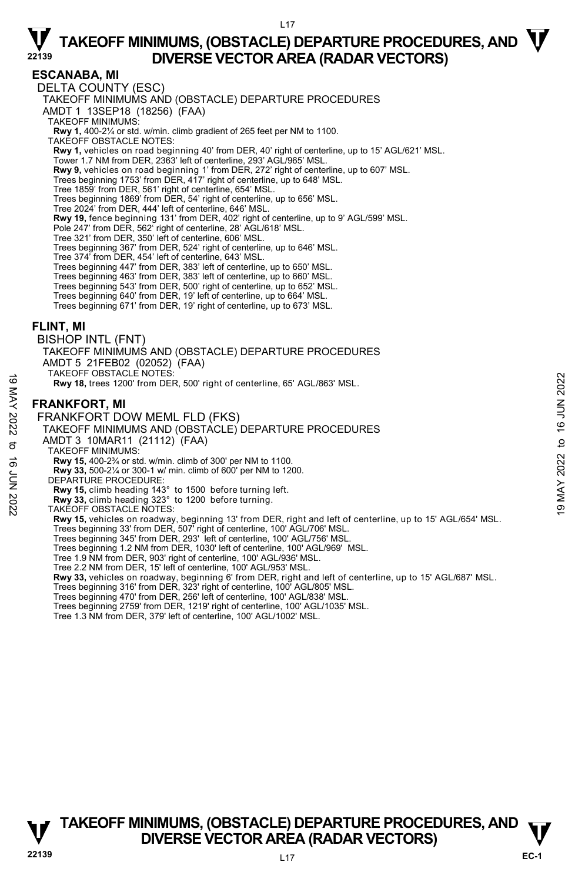## ESCANABA, MI

DELTA COUNTY (ESC)

TAKEOFF MINIMUMS AND (OBSTACLE) DEPARTURE PROCEDURES

AMDT 1 13SEP18 (18256) (FAA)

TAKEOFF MINIMUMS:

**Rwy 1,** 400-2¼ or std. w/min. climb gradient of 265 feet per NM to 1100.

TAKEOFF OBSTACLE NOTES:

**Rwy 1,** vehicles on road beginning 40' from DER, 40' right of centerline, up to 15' AGL/621' MSL.
Tower 1.7 NM from DER, 2363' left of centerline, 293' AGL/965' MSL.
**Rwy 9,** vehicles on road beginning 1' from DER, 272' right of centerline, up to 607' MSL.
Trees beginning 1753' from DER, 417' right of centerline, up to 648' MSL.
Tree 1859' from DER, 561' right of centerline, 654' MSL.
Trees beginning 1869' from DER, 54' right of centerline, up to 656' MSL.
Tree 2024' from DER, 444' left of centerline, 646' MSL.
**Rwy 19,** fence beginning 131' from DER, 402' right of centerline, up to 9' AGL/599' MSL.
Pole 247' from DER, 562' right of centerline, 28' AGL/618' MSL.
Tree 321' from DER, 350' left of centerline, 606' MSL.
Trees beginning 367' from DER, 524' right of centerline, up to 646' MSL.
Tree 374' from DER, 454' left of centerline, 643' MSL.
Trees beginning 447' from DER, 383' left of centerline, up to 650' MSL.
Trees beginning 463' from DER, 383' left of centerline, up to 660' MSL.
Trees beginning 543' from DER, 500' right of centerline, up to 652' MSL.
Trees beginning 640' from DER, 19' left of centerline, up to 664' MSL.
Trees beginning 671' from DER, 19' right of centerline, up to 673' MSL.

## FLINT, MI

BISHOP INTL (FNT)

TAKEOFF MINIMUMS AND (OBSTACLE) DEPARTURE PROCEDURES

AMDT 5 21FEB02 (02052) (FAA)

TAKEOFF OBSTACLE NOTES:

**Rwy 18,** trees 1200' from DER, 500' right of centerline, 65' AGL/863' MSL.

## FRANKFORT, MI

FRANKFORT DOW MEML FLD (FKS)

TAKEOFF MINIMUMS AND (OBSTACLE) DEPARTURE PROCEDURES

AMDT 3 10MAR11 (21112) (FAA)

TAKEOFF MINIMUMS:

**Rwy 15,** 400-2¾ or std. w/min. climb of 300' per NM to 1100.
**Rwy 33,** 500-2¼ or 300-1 w/ min. climb of 600' per NM to 1200.

DEPARTURE PROCEDURE:

**Rwy 15,** climb heading 143° to 1500 before turning left.
**Rwy 33,** climb heading 323° to 1200 before turning.

TAKEOFF OBSTACLE NOTES:

**Rwy 15,** vehicles on roadway, beginning 13' from DER, right and left of centerline, up to 15' AGL/654' MSL.
Trees beginning 33' from DER, 507' right of centerline, 100' AGL/706' MSL.
Trees beginning 345' from DER, 293' left of centerline, 100' AGL/756' MSL.
Trees beginning 1.2 NM from DER, 1030' left of centerline, 100' AGL/969' MSL.
Tree 1.9 NM from DER, 903' right of centerline, 100' AGL/936' MSL.
Tree 2.2 NM from DER, 15' left of centerline, 100' AGL/953' MSL.
**Rwy 33,** vehicles on roadway, beginning 6' from DER, right and left of centerline, up to 15' AGL/687' MSL.
Trees beginning 316' from DER, 323' right of centerline, 100' AGL/805' MSL.
Trees beginning 470' from DER, 256' left of centerline, 100' AGL/838' MSL.
Trees beginning 2759' from DER, 1219' right of centerline, 100' AGL/1035' MSL.
Tree 1.3 NM from DER, 379' left of centerline, 100' AGL/1002' MSL.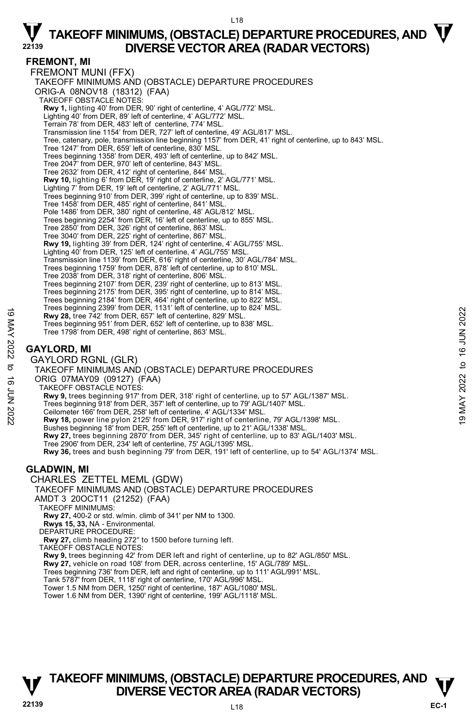# TAKEOFF MINIMUMS, (OBSTACLE) DEPARTURE PROCEDURES, AND DIVERSE VECTOR AREA (RADAR VECTORS)

## FREMONT, MI

FREMONT MUNI (FFX)

TAKEOFF MINIMUMS AND (OBSTACLE) DEPARTURE PROCEDURES

ORIG-A 08NOV18 (18312) (FAA)

TAKEOFF OBSTACLE NOTES:

**Rwy 1,** lighting 40' from DER, 90' right of centerline, 4' AGL/772' MSL.
Lighting 40' from DER, 89' left of centerline, 4' AGL/772' MSL.
Terrain 78' from DER, 483' left of centerline, 774' MSL.
Transmission line 1154' from DER, 727' left of centerline, 49' AGL/817' MSL.
Tree, catenary, pole, transmission line beginning 1157' from DER, 41' right of centerline, up to 843' MSL.
Tree 1247' from DER, 659' left of centerline, 830' MSL.
Trees beginning 1358' from DER, 493' left of centerline, up to 842' MSL.
Tree 2047' from DER, 970' left of centerline, 843' MSL.
Tree 2632' from DER, 412' right of centerline, 844' MSL.
**Rwy 10,** lighting 6' from DER, 19' right of centerline, 2' AGL/771' MSL.
Lighting 7' from DER, 19' left of centerline, 2' AGL/771' MSL.
Trees beginning 910' from DER, 399' right of centerline, up to 839' MSL.
Tree 1458' from DER, 485' right of centerline, 841' MSL.
Pole 1486' from DER, 380' right of centerline, 48' AGL/812' MSL.
Trees beginning 2254' from DER, 16' left of centerline, up to 855' MSL.
Tree 2850' from DER, 326' right of centerline, 863' MSL.
Tree 3040' from DER, 225' right of centerline, 867' MSL.
**Rwy 19,** lighting 39' from DER, 124' right of centerline, 4' AGL/755' MSL.
Lighting 40' from DER, 125' left of centerline, 4' AGL/755' MSL.
Transmission line 1139' from DER, 616' right of centerline, 30' AGL/784' MSL.
Trees beginning 1759' from DER, 878' left of centerline, up to 810' MSL.
Tree 2038' from DER, 318' right of centerline, 806' MSL.
Trees beginning 2107' from DER, 239' right of centerline, up to 813' MSL.
Trees beginning 2175' from DER, 395' right of centerline, up to 814' MSL.
Trees beginning 2184' from DER, 464' right of centerline, up to 822' MSL.
Trees beginning 2399' from DER, 1131' left of centerline, up to 824' MSL.
**Rwy 28,** tree 742' from DER, 657' left of centerline, 829' MSL.
Trees beginning 951' from DER, 652' left of centerline, up to 838' MSL.
Tree 1798' from DER, 498' right of centerline, 863' MSL.

## GAYLORD, MI

GAYLORD RGNL (GLR)

TAKEOFF MINIMUMS AND (OBSTACLE) DEPARTURE PROCEDURES

ORIG 07MAY09 (09127) (FAA)

TAKEOFF OBSTACLE NOTES:

**Rwy 9,** trees beginning 917' from DER, 318' right of centerline, up to 57' AGL/1387' MSL.
Trees beginning 918' from DER, 357' left of centerline, up to 79' AGL/1407' MSL.
Ceilometer 166' from DER, 258' left of centerline, 4' AGL/1334' MSL.
**Rwy 18,** power line pylon 2125' from DER, 917' right of centerline, 79' AGL/1398' MSL.
Bushes beginning 18' from DER, 255' left of centerline, up to 21' AGL/1338' MSL.
**Rwy 27,** trees beginning 2870' from DER, 345' right of centerline, up to 83' AGL/1403' MSL.
Tree 2906' from DER, 234' left of centerline, 75' AGL/1395' MSL.
**Rwy 36,** trees and bush beginning 79' from DER, 191' left of centerline, up to 54' AGL/1374' MSL.

## GLADWIN, MI

CHARLES ZETTEL MEML (GDW)

TAKEOFF MINIMUMS AND (OBSTACLE) DEPARTURE PROCEDURES

AMDT 3 20OCT11 (21252) (FAA)

TAKEOFF MINIMUMS:

**Rwy 27,** 400-2 or std. w/min. climb of 341' per NM to 1300.
**Rwys 15, 33,** NA - Environmental.

DEPARTURE PROCEDURE:

**Rwy 27,** climb heading 272° to 1500 before turning left.

TAKEOFF OBSTACLE NOTES:

**Rwy 9,** trees beginning 42' from DER left and right of centerline, up to 82' AGL/850' MSL.
**Rwy 27,** vehicle on road 108' from DER, across centerline, 15' AGL/789' MSL.
Trees beginning 736' from DER, left and right of centerline, up to 111' AGL/991' MSL.
Tank 5787' from DER, 1118' right of centerline, 170' AGL/996' MSL.
Tower 1.5 NM from DER, 1250' right of centerline, 187' AGL/1080' MSL.
Tower 1.6 NM from DER, 1390' right of centerline, 199' AGL/1118' MSL.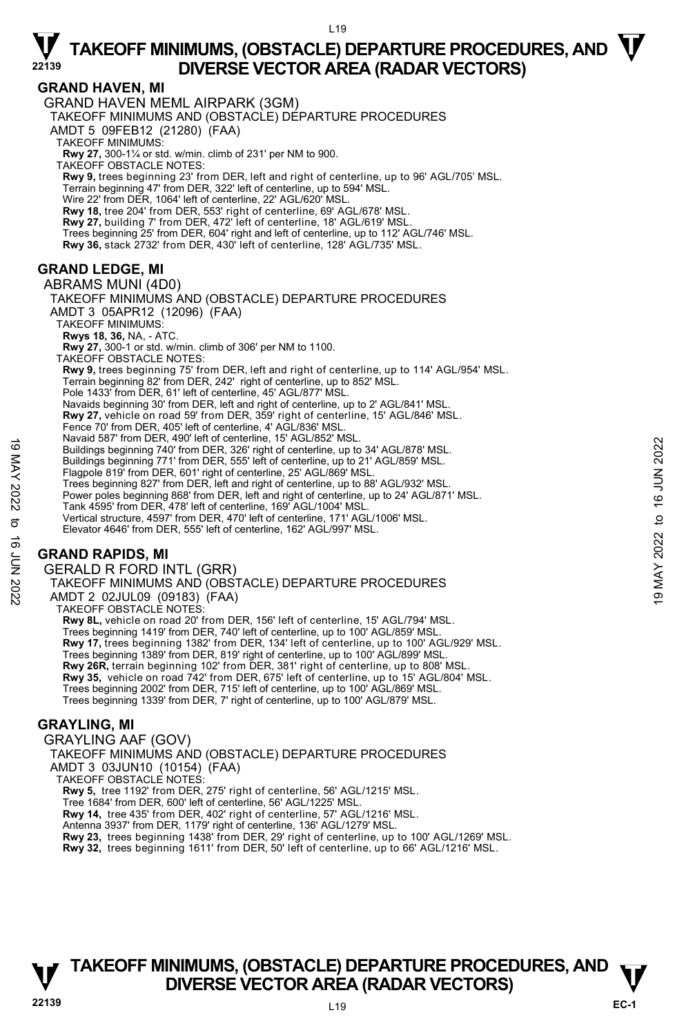# TAKEOFF MINIMUMS, (OBSTACLE) DEPARTURE PROCEDURES, AND DIVERSE VECTOR AREA (RADAR VECTORS)

## GRAND HAVEN, MI

GRAND HAVEN MEML AIRPARK (3GM)
TAKEOFF MINIMUMS AND (OBSTACLE) DEPARTURE PROCEDURES
AMDT 5 09FEB12 (21280) (FAA)
TAKEOFF MINIMUMS:
**Rwy 27,** 300-1¼ or std. w/min. climb of 231' per NM to 900.
TAKEOFF OBSTACLE NOTES:
**Rwy 9,** trees beginning 23' from DER, left and right of centerline, up to 96' AGL/705' MSL.
Terrain beginning 47' from DER, 322' left of centerline, up to 594' MSL.
Wire 22' from DER, 1064' left of centerline, 22' AGL/620' MSL.
**Rwy 18,** tree 204' from DER, 553' right of centerline, 69' AGL/678' MSL.
**Rwy 27,** building 7' from DER, 472' left of centerline, 18' AGL/619' MSL.
Trees beginning 25' from DER, 604' right and left of centerline, up to 112' AGL/746' MSL.
**Rwy 36,** stack 2732' from DER, 430' left of centerline, 128' AGL/735' MSL.

## GRAND LEDGE, MI

ABRAMS MUNI (4D0)
TAKEOFF MINIMUMS AND (OBSTACLE) DEPARTURE PROCEDURES
AMDT 3 05APR12 (12096) (FAA)
TAKEOFF MINIMUMS:
**Rwys 18, 36,** NA, - ATC.
**Rwy 27,** 300-1 or std. w/min. climb of 306' per NM to 1100.
TAKEOFF OBSTACLE NOTES:
**Rwy 9,** trees beginning 75' from DER, left and right of centerline, up to 114' AGL/954' MSL.
Terrain beginning 82' from DER, 242' right of centerline, up to 852' MSL.
Pole 1433' from DER, 61' left of centerline, 45' AGL/877' MSL.
Navaids beginning 30' from DER, left and right of centerline, up to 2' AGL/841' MSL.
**Rwy 27,** vehicle on road 59' from DER, 359' right of centerline, 15' AGL/846' MSL.
Fence 70' from DER, 405' left of centerline, 4' AGL/836' MSL.
Navaid 587' from DER, 490' left of centerline, 15' AGL/852' MSL.
Buildings beginning 740' from DER, 326' right of centerline, up to 34' AGL/878' MSL.
Buildings beginning 771' from DER, 555' left of centerline, up to 21' AGL/859' MSL.
Flagpole 819' from DER, 601' right of centerline, 25' AGL/869' MSL.
Trees beginning 827' from DER, left and right of centerline, up to 88' AGL/932' MSL.
Power poles beginning 868' from DER, left and right of centerline, up to 24' AGL/871' MSL.
Tank 4595' from DER, 478' left of centerline, 169' AGL/1004' MSL.
Vertical structure, 4597' from DER, 470' left of centerline, 171' AGL/1006' MSL.
Elevator 4646' from DER, 555' left of centerline, 162' AGL/997' MSL.

## GRAND RAPIDS, MI

GERALD R FORD INTL (GRR)
TAKEOFF MINIMUMS AND (OBSTACLE) DEPARTURE PROCEDURES
AMDT 2 02JUL09 (09183) (FAA)
TAKEOFF OBSTACLE NOTES:
**Rwy 8L,** vehicle on road 20' from DER, 156' left of centerline, 15' AGL/794' MSL.
Trees beginning 1419' from DER, 740' left of centerline, up to 100' AGL/859' MSL.
**Rwy 17,** trees beginning 1382' from DER, 134' left of centerline, up to 100' AGL/929' MSL.
Trees beginning 1389' from DER, 819' right of centerline, up to 100' AGL/899' MSL.
**Rwy 26R,** terrain beginning 102' from DER, 381' right of centerline, up to 808' MSL.
**Rwy 35,** vehicle on road 742' from DER, 675' left of centerline, up to 15' AGL/804' MSL.
Trees beginning 2002' from DER, 715' left of centerline, up to 100' AGL/869' MSL.
Trees beginning 1339' from DER, 7' right of centerline, up to 100' AGL/879' MSL.

## GRAYLING, MI

GRAYLING AAF (GOV)
TAKEOFF MINIMUMS AND (OBSTACLE) DEPARTURE PROCEDURES
AMDT 3 03JUN10 (10154) (FAA)
TAKEOFF OBSTACLE NOTES:
**Rwy 5,** tree 1192' from DER, 275' right of centerline, 56' AGL/1215' MSL.
Tree 1684' from DER, 600' left of centerline, 56' AGL/1225' MSL.
**Rwy 14,** tree 435' from DER, 402' right of centerline, 57' AGL/1216' MSL.
Antenna 3937' from DER, 1179' right of centerline, 136' AGL/1279' MSL.
**Rwy 23,** trees beginning 1438' from DER, 29' right of centerline, up to 100' AGL/1269' MSL.
**Rwy 32,** trees beginning 1611' from DER, 50' left of centerline, up to 66' AGL/1216' MSL.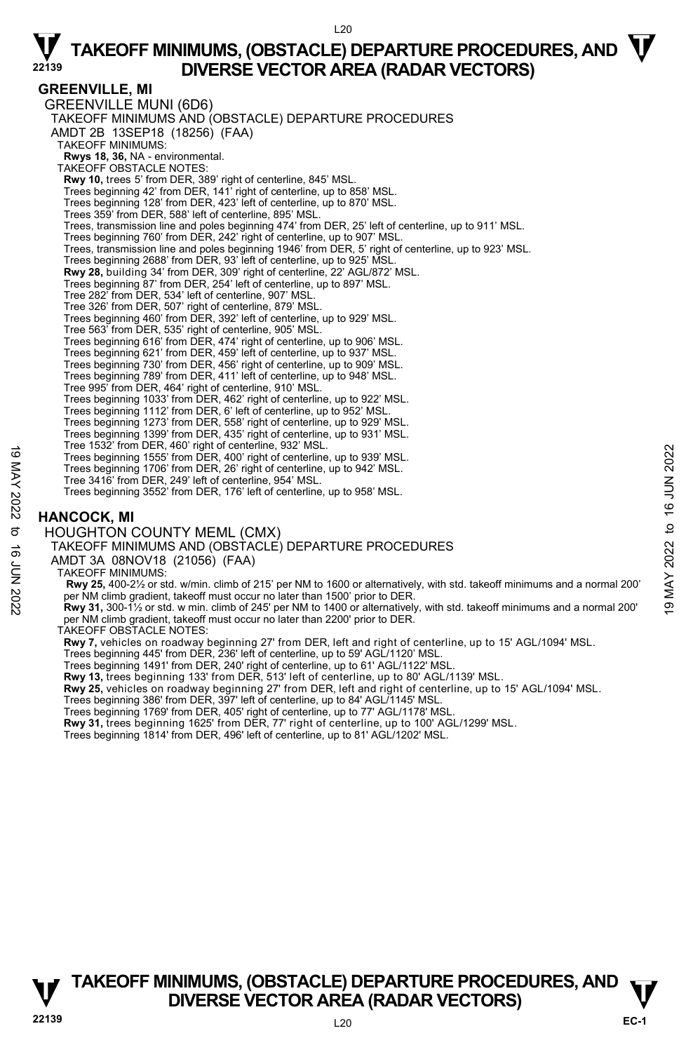# TAKEOFF MINIMUMS, (OBSTACLE) DEPARTURE PROCEDURES, AND DIVERSE VECTOR AREA (RADAR VECTORS)

## GREENVILLE, MI

GREENVILLE MUNI (6D6)

TAKEOFF MINIMUMS AND (OBSTACLE) DEPARTURE PROCEDURES

AMDT 2B 13SEP18 (18256) (FAA)

TAKEOFF MINIMUMS:

**Rwys 18, 36,** NA - environmental.

TAKEOFF OBSTACLE NOTES:

**Rwy 10,** trees 5' from DER, 389' right of centerline, 845' MSL.
Trees beginning 42' from DER, 141' right of centerline, up to 858' MSL.
Trees beginning 128' from DER, 423' left of centerline, up to 870' MSL.
Trees 359' from DER, 588' left of centerline, 895' MSL.
Trees, transmission line and poles beginning 474' from DER, 25' left of centerline, up to 911' MSL.
Trees beginning 760' from DER, 242' right of centerline, up to 907' MSL.
Trees, transmission line and poles beginning 1946' from DER, 5' right of centerline, up to 923' MSL.
Trees beginning 2688' from DER, 93' left of centerline, up to 925' MSL.

**Rwy 28,** building 34' from DER, 309' right of centerline, 22' AGL/872' MSL.
Trees beginning 87' from DER, 254' left of centerline, up to 897' MSL.
Tree 282' from DER, 534' left of centerline, 907' MSL.
Tree 326' from DER, 507' right of centerline, 879' MSL.
Trees beginning 460' from DER, 392' left of centerline, up to 929' MSL.
Tree 563' from DER, 535' right of centerline, 905' MSL.
Trees beginning 616' from DER, 474' right of centerline, up to 906' MSL.
Trees beginning 621' from DER, 459' left of centerline, up to 937' MSL.
Trees beginning 730' from DER, 456' right of centerline, up to 909' MSL.
Trees beginning 789' from DER, 411' left of centerline, up to 948' MSL.
Tree 995' from DER, 464' right of centerline, 910' MSL.
Trees beginning 1033' from DER, 462' right of centerline, up to 922' MSL.
Trees beginning 1112' from DER, 6' left of centerline, up to 952' MSL.
Trees beginning 1273' from DER, 558' right of centerline, up to 929' MSL.
Trees beginning 1399' from DER, 435' right of centerline, up to 931' MSL.
Tree 1532' from DER, 460' right of centerline, 932' MSL.
Trees beginning 1555' from DER, 400' right of centerline, up to 939' MSL.
Trees beginning 1706' from DER, 26' right of centerline, up to 942' MSL.
Tree 3416' from DER, 249' left of centerline, 954' MSL.
Trees beginning 3552' from DER, 176' left of centerline, up to 958' MSL.

## HANCOCK, MI

HOUGHTON COUNTY MEML (CMX)

TAKEOFF MINIMUMS AND (OBSTACLE) DEPARTURE PROCEDURES

AMDT 3A 08NOV18 (21056) (FAA)

TAKEOFF MINIMUMS:

**Rwy 25,** 400-2½ or std. w/min. climb of 215' per NM to 1600 or alternatively, with std. takeoff minimums and a normal 200' per NM climb gradient, takeoff must occur no later than 1500' prior to DER.

**Rwy 31,** 300-1½ or std. w min. climb of 245' per NM to 1400 or alternatively, with std. takeoff minimums and a normal 200' per NM climb gradient, takeoff must occur no later than 2200' prior to DER.

TAKEOFF OBSTACLE NOTES:

**Rwy 7,** vehicles on roadway beginning 27' from DER, left and right of centerline, up to 15' AGL/1094' MSL.
Trees beginning 445' from DER, 236' left of centerline, up to 59' AGL/1120' MSL.
Trees beginning 1491' from DER, 240' right of centerline, up to 61' AGL/1122' MSL.

**Rwy 13,** trees beginning 133' from DER, 513' left of centerline, up to 80' AGL/1139' MSL.

**Rwy 25,** vehicles on roadway beginning 27' from DER, left and right of centerline, up to 15' AGL/1094' MSL.
Trees beginning 386' from DER, 397' left of centerline, up to 84' AGL/1145' MSL.
Trees beginning 1769' from DER, 405' right of centerline, up to 77' AGL/1178' MSL.

**Rwy 31,** trees beginning 1625' from DER, 77' right of centerline, up to 100' AGL/1299' MSL.
Trees beginning 1814' from DER, 496' left of centerline, up to 81' AGL/1202' MSL.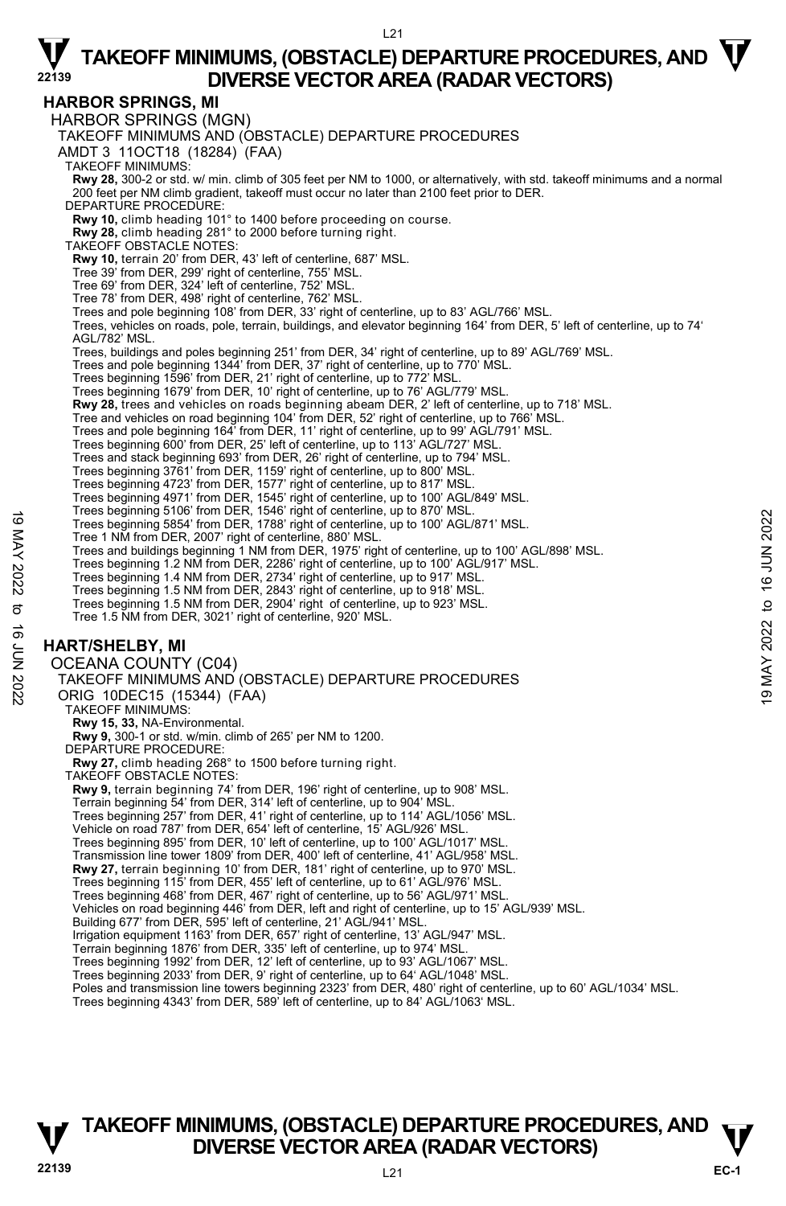## HARBOR SPRINGS, MI

HARBOR SPRINGS (MGN)

TAKEOFF MINIMUMS AND (OBSTACLE) DEPARTURE PROCEDURES

AMDT 3 11OCT18 (18284) (FAA)

TAKEOFF MINIMUMS:

**Rwy 28,** 300-2 or std. w/ min. climb of 305 feet per NM to 1000, or alternatively, with std. takeoff minimums and a normal 200 feet per NM climb gradient, takeoff must occur no later than 2100 feet prior to DER.

DEPARTURE PROCEDURE:

**Rwy 10,** climb heading 101° to 1400 before proceeding on course.
**Rwy 28,** climb heading 281° to 2000 before turning right.

TAKEOFF OBSTACLE NOTES:

**Rwy 10,** terrain 20' from DER, 43' left of centerline, 687' MSL.
Tree 39' from DER, 299' right of centerline, 755' MSL.
Tree 69' from DER, 324' left of centerline, 752' MSL.
Tree 78' from DER, 498' right of centerline, 762' MSL.
Trees and pole beginning 108' from DER, 33' right of centerline, up to 83' AGL/766' MSL.
Trees, vehicles on roads, pole, terrain, buildings, and elevator beginning 164' from DER, 5' left of centerline, up to 74' AGL/782' MSL.
Trees, buildings and poles beginning 251' from DER, 34' right of centerline, up to 89' AGL/769' MSL.
Trees and pole beginning 1344' from DER, 37' right of centerline, up to 770' MSL.
Trees beginning 1596' from DER, 21' right of centerline, up to 772' MSL.
Trees beginning 1679' from DER, 10' right of centerline, up to 76' AGL/779' MSL.
**Rwy 28,** trees and vehicles on roads beginning abeam DER, 2' left of centerline, up to 718' MSL.
Tree and vehicles on road beginning 104' from DER, 52' right of centerline, up to 766' MSL.
Trees and pole beginning 164' from DER, 11' right of centerline, up to 99' AGL/791' MSL.
Trees beginning 600' from DER, 25' left of centerline, up to 113' AGL/727' MSL.
Trees and stack beginning 693' from DER, 26' right of centerline, up to 794' MSL.
Trees beginning 3761' from DER, 1159' right of centerline, up to 800' MSL.
Trees beginning 4723' from DER, 1577' right of centerline, up to 817' MSL.
Trees beginning 4971' from DER, 1545' right of centerline, up to 100' AGL/849' MSL.
Trees beginning 5106' from DER, 1546' right of centerline, up to 870' MSL.
Trees beginning 5854' from DER, 1788' right of centerline, up to 100' AGL/871' MSL.
Tree 1 NM from DER, 2007' right of centerline, 880' MSL.
Trees and buildings beginning 1 NM from DER, 1975' right of centerline, up to 100' AGL/898' MSL.
Trees beginning 1.2 NM from DER, 2286' right of centerline, up to 100' AGL/917' MSL.
Trees beginning 1.4 NM from DER, 2734' right of centerline, up to 917' MSL.
Trees beginning 1.5 NM from DER, 2843' right of centerline, up to 918' MSL.
Trees beginning 1.5 NM from DER, 2904' right of centerline, up to 923' MSL.
Tree 1.5 NM from DER, 3021' right of centerline, 920' MSL.

## HART/SHELBY, MI

OCEANA COUNTY (C04)

TAKEOFF MINIMUMS AND (OBSTACLE) DEPARTURE PROCEDURES

ORIG 10DEC15 (15344) (FAA)

TAKEOFF MINIMUMS:

**Rwy 15, 33,** NA-Environmental.
**Rwy 9,** 300-1 or std. w/min. climb of 265' per NM to 1200.

DEPARTURE PROCEDURE:

**Rwy 27,** climb heading 268° to 1500 before turning right.

TAKEOFF OBSTACLE NOTES:

**Rwy 9,** terrain beginning 74' from DER, 196' right of centerline, up to 908' MSL.
Terrain beginning 54' from DER, 314' left of centerline, up to 904' MSL.
Trees beginning 257' from DER, 41' right of centerline, up to 114' AGL/1056' MSL.
Vehicle on road 787' from DER, 654' left of centerline, 15' AGL/926' MSL.
Trees beginning 895' from DER, 10' left of centerline, up to 100' AGL/1017' MSL.
Transmission line tower 1809' from DER, 400' left of centerline, 41' AGL/958' MSL.
**Rwy 27,** terrain beginning 10' from DER, 181' right of centerline, up to 970' MSL.
Trees beginning 115' from DER, 455' left of centerline, up to 61' AGL/976' MSL.
Trees beginning 468' from DER, 467' right of centerline, up to 56' AGL/971' MSL.
Vehicles on road beginning 446' from DER, left and right of centerline, up to 15' AGL/939' MSL.
Building 677' from DER, 595' left of centerline, 21' AGL/941' MSL.
Irrigation equipment 1163' from DER, 657' right of centerline, 13' AGL/947' MSL.
Terrain beginning 1876' from DER, 335' left of centerline, up to 974' MSL.
Trees beginning 1992' from DER, 12' left of centerline, up to 93' AGL/1067' MSL.
Trees beginning 2033' from DER, 9' right of centerline, up to 64' AGL/1048' MSL.
Poles and transmission line towers beginning 2323' from DER, 480' right of centerline, up to 60' AGL/1034' MSL.
Trees beginning 4343' from DER, 589' left of centerline, up to 84' AGL/1063' MSL.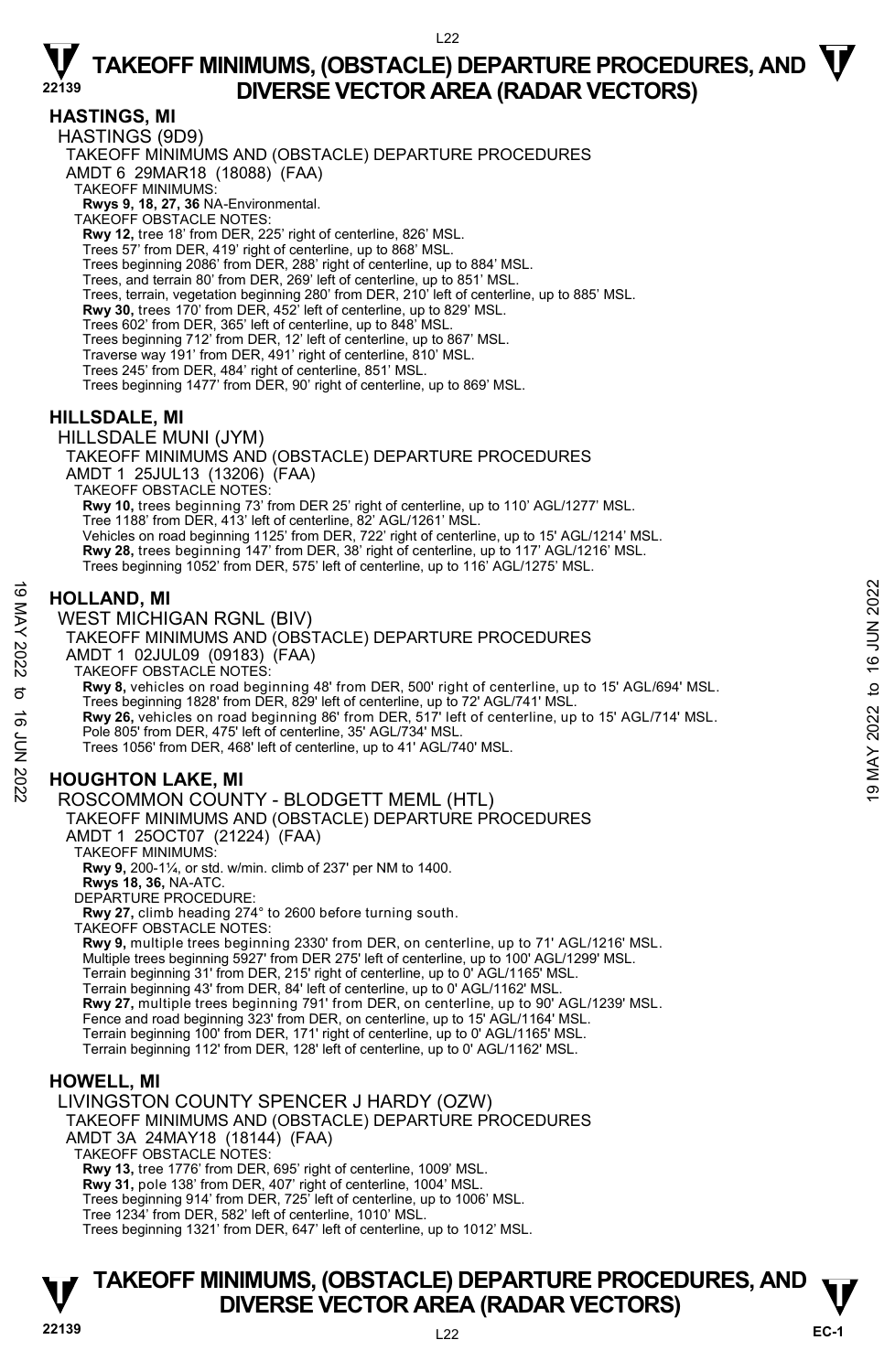## HASTINGS, MI

HASTINGS (9D9)

TAKEOFF MINIMUMS AND (OBSTACLE) DEPARTURE PROCEDURES

AMDT 6 29MAR18 (18088) (FAA)

TAKEOFF MINIMUMS:

**Rwys 9, 18, 27, 36** NA-Environmental.

TAKEOFF OBSTACLE NOTES:

**Rwy 12,** tree 18' from DER, 225' right of centerline, 826' MSL.
Trees 57' from DER, 419' right of centerline, up to 868' MSL.
Trees beginning 2086' from DER, 288' right of centerline, up to 884' MSL.
Trees, and terrain 80' from DER, 269' left of centerline, up to 851' MSL.
Trees, terrain, vegetation beginning 280' from DER, 210' left of centerline, up to 885' MSL.
**Rwy 30,** trees 170' from DER, 452' left of centerline, up to 829' MSL.
Trees 602' from DER, 365' left of centerline, up to 848' MSL.
Trees beginning 712' from DER, 12' left of centerline, up to 867' MSL.
Traverse way 191' from DER, 491' right of centerline, 810' MSL.
Trees 245' from DER, 484' right of centerline, 851' MSL.
Trees beginning 1477' from DER, 90' right of centerline, up to 869' MSL.

## HILLSDALE, MI

HILLSDALE MUNI (JYM)

TAKEOFF MINIMUMS AND (OBSTACLE) DEPARTURE PROCEDURES

AMDT 1 25JUL13 (13206) (FAA)

TAKEOFF OBSTACLE NOTES:

**Rwy 10,** trees beginning 73' from DER 25' right of centerline, up to 110' AGL/1277' MSL.
Tree 1188' from DER, 413' left of centerline, 82' AGL/1261' MSL.
Vehicles on road beginning 1125' from DER, 722' right of centerline, up to 15' AGL/1214' MSL.
**Rwy 28,** trees beginning 147' from DER, 38' right of centerline, up to 117' AGL/1216' MSL.
Trees beginning 1052' from DER, 575' left of centerline, up to 116' AGL/1275' MSL.

## HOLLAND, MI

WEST MICHIGAN RGNL (BIV)

TAKEOFF MINIMUMS AND (OBSTACLE) DEPARTURE PROCEDURES

AMDT 1 02JUL09 (09183) (FAA)

TAKEOFF OBSTACLE NOTES:

**Rwy 8,** vehicles on road beginning 48' from DER, 500' right of centerline, up to 15' AGL/694' MSL.
Trees beginning 1828' from DER, 829' left of centerline, up to 72' AGL/741' MSL.
**Rwy 26,** vehicles on road beginning 86' from DER, 517' left of centerline, up to 15' AGL/714' MSL.
Pole 805' from DER, 475' left of centerline, 35' AGL/734' MSL.
Trees 1056' from DER, 468' left of centerline, up to 41' AGL/740' MSL.

## HOUGHTON LAKE, MI

ROSCOMMON COUNTY - BLODGETT MEML (HTL)

TAKEOFF MINIMUMS AND (OBSTACLE) DEPARTURE PROCEDURES

AMDT 1 25OCT07 (21224) (FAA)

TAKEOFF MINIMUMS:

**Rwy 9,** 200-1¼, or std. w/min. climb of 237' per NM to 1400.
**Rwys 18, 36,** NA-ATC.

DEPARTURE PROCEDURE:

**Rwy 27,** climb heading 274° to 2600 before turning south.

TAKEOFF OBSTACLE NOTES:

**Rwy 9,** multiple trees beginning 2330' from DER, on centerline, up to 71' AGL/1216' MSL.
Multiple trees beginning 5927' from DER 275' left of centerline, up to 100' AGL/1299' MSL.
Terrain beginning 31' from DER, 215' right of centerline, up to 0' AGL/1165' MSL.
Terrain beginning 43' from DER, 84' left of centerline, up to 0' AGL/1162' MSL.
**Rwy 27,** multiple trees beginning 791' from DER, on centerline, up to 90' AGL/1239' MSL.
Fence and road beginning 323' from DER, on centerline, up to 15' AGL/1164' MSL.
Terrain beginning 100' from DER, 171' right of centerline, up to 0' AGL/1165' MSL.
Terrain beginning 112' from DER, 128' left of centerline, up to 0' AGL/1162' MSL.

## HOWELL, MI

LIVINGSTON COUNTY SPENCER J HARDY (OZW)

TAKEOFF MINIMUMS AND (OBSTACLE) DEPARTURE PROCEDURES

AMDT 3A 24MAY18 (18144) (FAA)

TAKEOFF OBSTACLE NOTES:

**Rwy 13,** tree 1776' from DER, 695' right of centerline, 1009' MSL.
**Rwy 31,** pole 138' from DER, 407' right of centerline, 1004' MSL.
Trees beginning 914' from DER, 725' left of centerline, up to 1006' MSL.
Tree 1234' from DER, 582' left of centerline, 1010' MSL.
Trees beginning 1321' from DER, 647' left of centerline, up to 1012' MSL.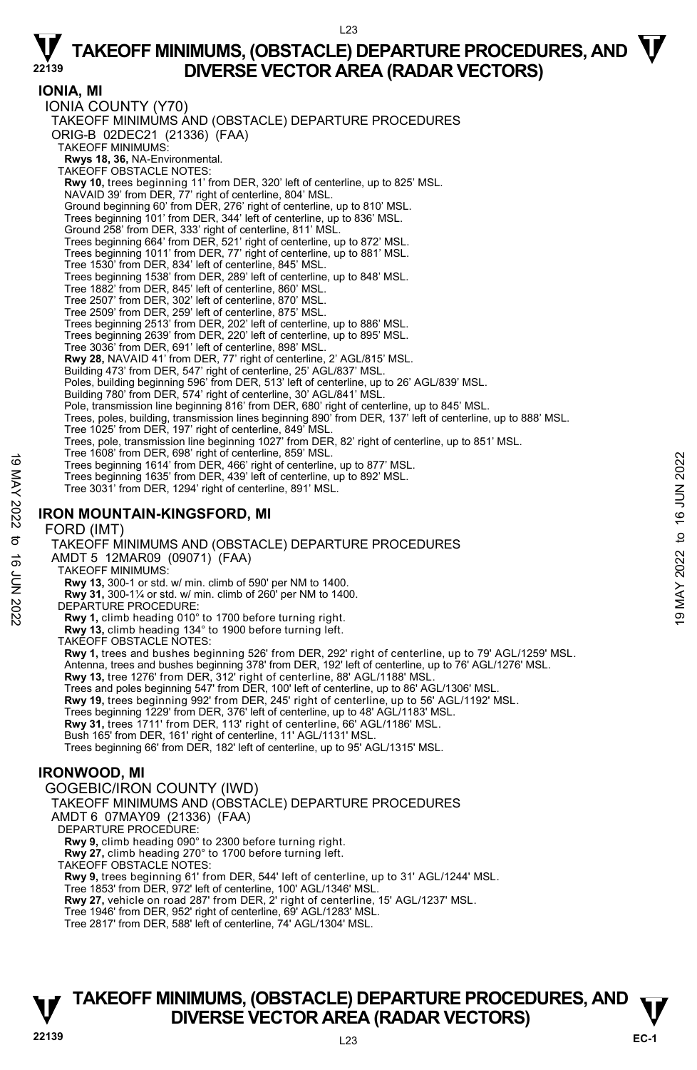## IONIA, MI

### IONIA COUNTY (Y70)

TAKEOFF MINIMUMS AND (OBSTACLE) DEPARTURE PROCEDURES
ORIG-B 02DEC21 (21336) (FAA)

TAKEOFF MINIMUMS:
**Rwys 18, 36,** NA-Environmental.

TAKEOFF OBSTACLE NOTES:
**Rwy 10,** trees beginning 11' from DER, 320' left of centerline, up to 825' MSL.
NAVAID 39' from DER, 77' right of centerline, 804' MSL.
Ground beginning 60' from DER, 276' right of centerline, up to 810' MSL.
Trees beginning 101' from DER, 344' left of centerline, up to 836' MSL.
Ground 258' from DER, 333' right of centerline, 811' MSL.
Trees beginning 664' from DER, 521' right of centerline, up to 872' MSL.
Trees beginning 1011' from DER, 77' right of centerline, up to 881' MSL.
Tree 1530' from DER, 834' left of centerline, 845' MSL.
Trees beginning 1538' from DER, 289' left of centerline, up to 848' MSL.
Tree 1882' from DER, 845' left of centerline, 860' MSL.
Tree 2507' from DER, 302' left of centerline, 870' MSL.
Tree 2509' from DER, 259' left of centerline, 875' MSL.
Trees beginning 2513' from DER, 202' left of centerline, up to 886' MSL.
Trees beginning 2639' from DER, 220' left of centerline, up to 895' MSL.
Tree 3036' from DER, 691' left of centerline, 898' MSL.
**Rwy 28,** NAVAID 41' from DER, 77' right of centerline, 2' AGL/815' MSL.
Building 473' from DER, 547' right of centerline, 25' AGL/837' MSL.
Poles, building beginning 596' from DER, 513' left of centerline, up to 26' AGL/839' MSL.
Building 780' from DER, 574' right of centerline, 30' AGL/841' MSL.
Pole, transmission line beginning 816' from DER, 680' right of centerline, up to 845' MSL.
Trees, poles, building, transmission lines beginning 890' from DER, 137' left of centerline, up to 888' MSL.
Tree 1025' from DER, 197' right of centerline, 849' MSL.
Trees, pole, transmission line beginning 1027' from DER, 82' right of centerline, up to 851' MSL.
Tree 1608' from DER, 698' right of centerline, 859' MSL.
Trees beginning 1614' from DER, 466' right of centerline, up to 877' MSL.
Trees beginning 1635' from DER, 439' left of centerline, up to 892' MSL.
Tree 3031' from DER, 1294' right of centerline, 891' MSL.

## IRON MOUNTAIN-KINGSFORD, MI

### FORD (IMT)

TAKEOFF MINIMUMS AND (OBSTACLE) DEPARTURE PROCEDURES
AMDT 5 12MAR09 (09071) (FAA)

TAKEOFF MINIMUMS:
**Rwy 13,** 300-1 or std. w/ min. climb of 590' per NM to 1400.
**Rwy 31,** 300-1¼ or std. w/ min. climb of 260' per NM to 1400.

DEPARTURE PROCEDURE:
**Rwy 1,** climb heading 010° to 1700 before turning right.
**Rwy 13,** climb heading 134° to 1900 before turning left.

TAKEOFF OBSTACLE NOTES:
**Rwy 1,** trees and bushes beginning 526' from DER, 292' right of centerline, up to 79' AGL/1259' MSL.
Antenna, trees and bushes beginning 378' from DER, 192' left of centerline, up to 76' AGL/1276' MSL.
**Rwy 13,** tree 1276' from DER, 312' right of centerline, 88' AGL/1188' MSL.
Trees and poles beginning 547' from DER, 100' left of centerline, up to 86' AGL/1306' MSL.
**Rwy 19,** trees beginning 992' from DER, 245' right of centerline, up to 56' AGL/1192' MSL.
Trees beginning 1229' from DER, 376' left of centerline, up to 48' AGL/1183' MSL.
**Rwy 31,** trees 1711' from DER, 113' right of centerline, 66' AGL/1186' MSL.
Bush 165' from DER, 161' right of centerline, 11' AGL/1131' MSL.
Trees beginning 66' from DER, 182' left of centerline, up to 95' AGL/1315' MSL.

## IRONWOOD, MI

### GOGEBIC/IRON COUNTY (IWD)

TAKEOFF MINIMUMS AND (OBSTACLE) DEPARTURE PROCEDURES
AMDT 6 07MAY09 (21336) (FAA)

DEPARTURE PROCEDURE:
**Rwy 9,** climb heading 090° to 2300 before turning right.
**Rwy 27,** climb heading 270° to 1700 before turning left.

TAKEOFF OBSTACLE NOTES:
**Rwy 9,** trees beginning 61' from DER, 544' left of centerline, up to 31' AGL/1244' MSL.
Tree 1853' from DER, 972' left of centerline, 100' AGL/1346' MSL.
**Rwy 27,** vehicle on road 287' from DER, 2' right of centerline, 15' AGL/1237' MSL.
Tree 1946' from DER, 952' right of centerline, 69' AGL/1283' MSL.
Tree 2817' from DER, 588' left of centerline, 74' AGL/1304' MSL.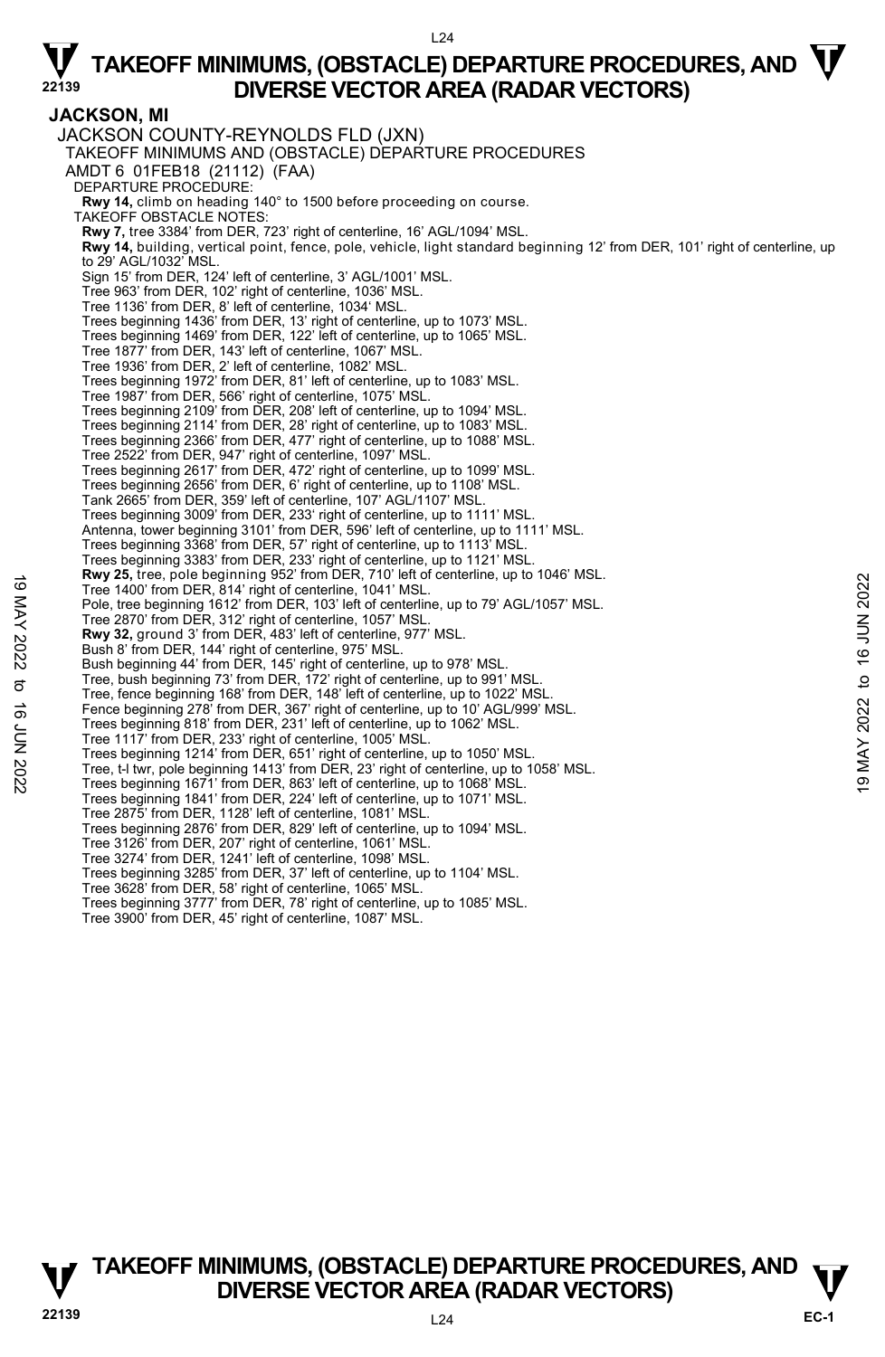# TAKEOFF MINIMUMS, (OBSTACLE) DEPARTURE PROCEDURES, AND DIVERSE VECTOR AREA (RADAR VECTORS)

## JACKSON, MI

JACKSON COUNTY-REYNOLDS FLD (JXN)

TAKEOFF MINIMUMS AND (OBSTACLE) DEPARTURE PROCEDURES

AMDT 6 01FEB18 (21112) (FAA)

DEPARTURE PROCEDURE:

**Rwy 14,** climb on heading 140° to 1500 before proceeding on course.

TAKEOFF OBSTACLE NOTES:

**Rwy 7,** tree 3384' from DER, 723' right of centerline, 16' AGL/1094' MSL.

**Rwy 14,** building, vertical point, fence, pole, vehicle, light standard beginning 12' from DER, 101' right of centerline, up to 29' AGL/1032' MSL.
Sign 15' from DER, 124' left of centerline, 3' AGL/1001' MSL.
Tree 963' from DER, 102' right of centerline, 1036' MSL.
Tree 1136' from DER, 8' left of centerline, 1034' MSL.
Trees beginning 1436' from DER, 13' right of centerline, up to 1073' MSL.
Trees beginning 1469' from DER, 122' left of centerline, up to 1065' MSL.
Tree 1877' from DER, 143' left of centerline, 1067' MSL.
Tree 1936' from DER, 2' left of centerline, 1082' MSL.
Trees beginning 1972' from DER, 81' left of centerline, up to 1083' MSL.
Tree 1987' from DER, 566' right of centerline, 1075' MSL.
Trees beginning 2109' from DER, 208' left of centerline, up to 1094' MSL.
Trees beginning 2114' from DER, 28' right of centerline, up to 1083' MSL.
Trees beginning 2366' from DER, 477' right of centerline, up to 1088' MSL.
Tree 2522' from DER, 947' right of centerline, 1097' MSL.
Trees beginning 2617' from DER, 472' right of centerline, up to 1099' MSL.
Trees beginning 2656' from DER, 6' right of centerline, up to 1108' MSL.
Tank 2665' from DER, 359' left of centerline, 107' AGL/1107' MSL.
Trees beginning 3009' from DER, 233' right of centerline, up to 1111' MSL.
Antenna, tower beginning 3101' from DER, 596' left of centerline, up to 1111' MSL.
Trees beginning 3368' from DER, 57' right of centerline, up to 1113' MSL.
Trees beginning 3383' from DER, 233' right of centerline, up to 1121' MSL.

**Rwy 25,** tree, pole beginning 952' from DER, 710' left of centerline, up to 1046' MSL.
Tree 1400' from DER, 814' right of centerline, 1041' MSL.
Pole, tree beginning 1612' from DER, 103' left of centerline, up to 79' AGL/1057' MSL.
Tree 2870' from DER, 312' right of centerline, 1057' MSL.

**Rwy 32,** ground 3' from DER, 483' left of centerline, 977' MSL.
Bush 8' from DER, 144' right of centerline, 975' MSL.
Bush beginning 44' from DER, 145' right of centerline, up to 978' MSL.
Tree, bush beginning 73' from DER, 172' right of centerline, up to 991' MSL.
Tree, fence beginning 168' from DER, 148' left of centerline, up to 1022' MSL.
Fence beginning 278' from DER, 367' right of centerline, up to 10' AGL/999' MSL.
Trees beginning 818' from DER, 231' left of centerline, up to 1062' MSL.
Tree 1117' from DER, 233' right of centerline, 1005' MSL.
Trees beginning 1214' from DER, 651' right of centerline, up to 1050' MSL.
Tree, t-l twr, pole beginning 1413' from DER, 23' right of centerline, up to 1058' MSL.
Trees beginning 1671' from DER, 863' left of centerline, up to 1068' MSL.
Trees beginning 1841' from DER, 224' left of centerline, up to 1071' MSL.
Tree 2875' from DER, 1128' left of centerline, 1081' MSL.
Trees beginning 2876' from DER, 829' left of centerline, up to 1094' MSL.
Tree 3126' from DER, 207' right of centerline, 1061' MSL.
Tree 3274' from DER, 1241' left of centerline, 1098' MSL.
Trees beginning 3285' from DER, 37' left of centerline, up to 1104' MSL.
Tree 3628' from DER, 58' right of centerline, 1065' MSL.
Trees beginning 3777' from DER, 78' right of centerline, up to 1085' MSL.
Tree 3900' from DER, 45' right of centerline, 1087' MSL.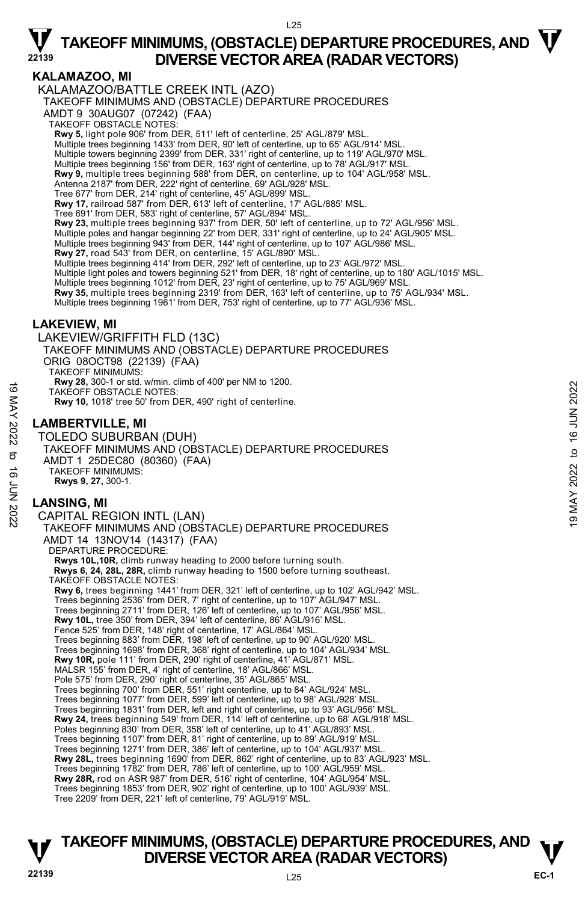# TAKEOFF MINIMUMS, (OBSTACLE) DEPARTURE PROCEDURES, AND DIVERSE VECTOR AREA (RADAR VECTORS)

## KALAMAZOO, MI

KALAMAZOO/BATTLE CREEK INTL (AZO)
TAKEOFF MINIMUMS AND (OBSTACLE) DEPARTURE PROCEDURES
AMDT 9 30AUG07 (07242) (FAA)
TAKEOFF OBSTACLE NOTES:
**Rwy 5,** light pole 906' from DER, 511' left of centerline, 25' AGL/879' MSL.
Multiple trees beginning 1433' from DER, 90' left of centerline, up to 65' AGL/914' MSL.
Multiple towers beginning 2399' from DER, 331' right of centerline, up to 119' AGL/970' MSL.
Multiple trees beginning 156' from DER, 163' right of centerline, up to 78' AGL/917' MSL.
**Rwy 9,** multiple trees beginning 588' from DER, on centerline, up to 104' AGL/958' MSL.
Antenna 2187' from DER, 222' right of centerline, 69' AGL/928' MSL.
Tree 677' from DER, 214' right of centerline, 45' AGL/899' MSL.
**Rwy 17,** railroad 587' from DER, 613' left of centerline, 17' AGL/885' MSL.
Tree 691' from DER, 583' right of centerline, 57' AGL/894' MSL.
**Rwy 23,** multiple trees beginning 937' from DER, 50' left of centerline, up to 72' AGL/956' MSL.
Multiple poles and hangar beginning 22' from DER, 331' right of centerline, up to 24' AGL/905' MSL.
Multiple trees beginning 943' from DER, 144' right of centerline, up to 107' AGL/986' MSL.
**Rwy 27,** road 543' from DER, on centerline, 15' AGL/890' MSL.
Multiple trees beginning 414' from DER, 292' left of centerline, up to 23' AGL/972' MSL.
Multiple light poles and towers beginning 521' from DER, 18' right of centerline, up to 180' AGL/1015' MSL.
Multiple trees beginning 1012' from DER, 23' right of centerline, up to 75' AGL/969' MSL.
**Rwy 35,** multiple trees beginning 2319' from DER, 163' left of centerline, up to 75' AGL/934' MSL.
Multiple trees beginning 1961' from DER, 753' right of centerline, up to 77' AGL/936' MSL.

## LAKEVIEW, MI

LAKEVIEW/GRIFFITH FLD (13C)
TAKEOFF MINIMUMS AND (OBSTACLE) DEPARTURE PROCEDURES
ORIG 08OCT98 (22139) (FAA)
TAKEOFF MINIMUMS:
**Rwy 28,** 300-1 or std. w/min. climb of 400' per NM to 1200.
TAKEOFF OBSTACLE NOTES:
**Rwy 10,** 1018' tree 50' from DER, 490' right of centerline.

## LAMBERTVILLE, MI

TOLEDO SUBURBAN (DUH)
TAKEOFF MINIMUMS AND (OBSTACLE) DEPARTURE PROCEDURES
AMDT 1 25DEC80 (80360) (FAA)
TAKEOFF MINIMUMS:
**Rwys 9, 27,** 300-1.

## LANSING, MI

CAPITAL REGION INTL (LAN)
TAKEOFF MINIMUMS AND (OBSTACLE) DEPARTURE PROCEDURES
AMDT 14 13NOV14 (14317) (FAA)
DEPARTURE PROCEDURE:
**Rwys 10L,10R,** climb runway heading to 2000 before turning south.
**Rwys 6, 24, 28L, 28R,** climb runway heading to 1500 before turning southeast.
TAKEOFF OBSTACLE NOTES:
**Rwy 6,** trees beginning 1441' from DER, 321' left of centerline, up to 102' AGL/942' MSL.
Trees beginning 2536' from DER, 7' right of centerline, up to 107' AGL/947' MSL.
Trees beginning 2711' from DER, 126' left of centerline, up to 107' AGL/956' MSL.
**Rwy 10L,** tree 350' from DER, 394' left of centerline, 86' AGL/916' MSL.
Fence 525' from DER, 148' right of centerline, 17' AGL/864' MSL.
Trees beginning 883' from DER, 198' left of centerline, up to 90' AGL/920' MSL.
Trees beginning 1698' from DER, 368' right of centerline, up to 104' AGL/934' MSL.
**Rwy 10R,** pole 111' from DER, 290' right of centerline, 41' AGL/871' MSL.
MALSR 155' from DER, 4' right of centerline, 18' AGL/866' MSL.
Pole 575' from DER, 290' right of centerline, 35' AGL/865' MSL.
Trees beginning 700' from DER, 551' right centerline, up to 84' AGL/924' MSL.
Trees beginning 1077' from DER, 599' left of centerline, up to 98' AGL/928' MSL.
Trees beginning 1831' from DER, left and right of centerline, up to 93' AGL/956' MSL.
**Rwy 24,** trees beginning 549' from DER, 114' left of centerline, up to 68' AGL/918' MSL.
Poles beginning 830' from DER, 358' left of centerline, up to 41' AGL/893' MSL.
Trees beginning 1107' from DER, 81' right of centerline, up to 89' AGL/919' MSL.
Trees beginning 1271' from DER, 386' left of centerline, up to 104' AGL/937' MSL.
**Rwy 28L,** trees beginning 1690' from DER, 862' right of centerline, up to 83' AGL/923' MSL.
Trees beginning 1782' from DER, 786' left of centerline, up to 100' AGL/959' MSL.
**Rwy 28R,** rod on ASR 987' from DER, 516' right of centerline, 104' AGL/954' MSL.
Trees beginning 1853' from DER, 902' right of centerline, up to 100' AGL/939' MSL.
Tree 2209' from DER, 221' left of centerline, 79' AGL/919' MSL.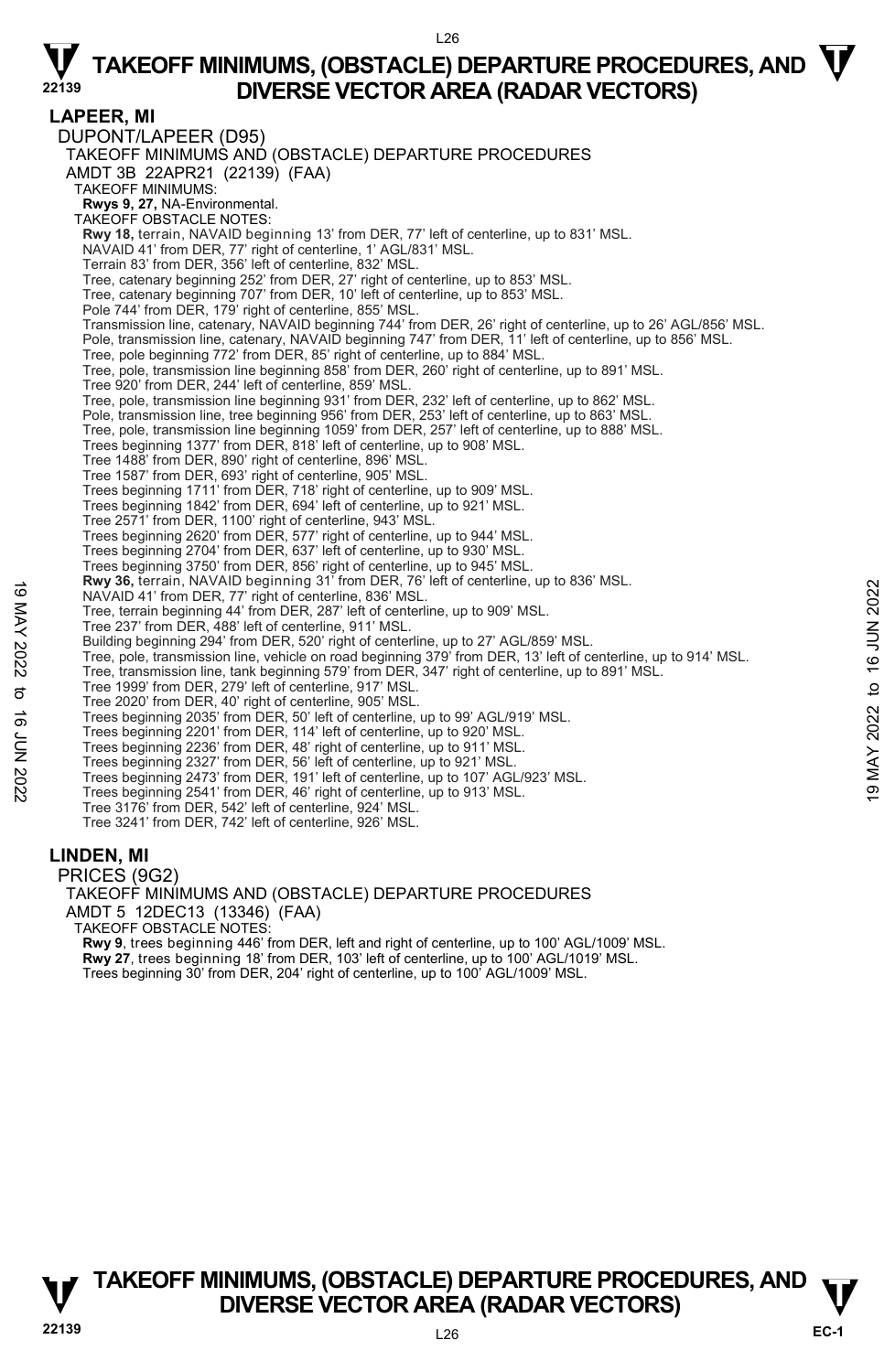# TAKEOFF MINIMUMS, (OBSTACLE) DEPARTURE PROCEDURES, AND DIVERSE VECTOR AREA (RADAR VECTORS)

## LAPEER, MI

DUPONT/LAPEER (D95)

TAKEOFF MINIMUMS AND (OBSTACLE) DEPARTURE PROCEDURES

AMDT 3B 22APR21 (22139) (FAA)

TAKEOFF MINIMUMS:

**Rwys 9, 27,** NA-Environmental.

TAKEOFF OBSTACLE NOTES:

**Rwy 18,** terrain, NAVAID beginning 13' from DER, 77' left of centerline, up to 831' MSL.
NAVAID 41' from DER, 77' right of centerline, 1' AGL/831' MSL.
Terrain 83' from DER, 356' left of centerline, 832' MSL.
Tree, catenary beginning 252' from DER, 27' right of centerline, up to 853' MSL.
Tree, catenary beginning 707' from DER, 10' left of centerline, up to 853' MSL.
Pole 744' from DER, 179' right of centerline, 855' MSL.
Transmission line, catenary, NAVAID beginning 744' from DER, 26' right of centerline, up to 26' AGL/856' MSL.
Pole, transmission line, catenary, NAVAID beginning 747' from DER, 11' left of centerline, up to 856' MSL.
Tree, pole beginning 772' from DER, 85' right of centerline, up to 884' MSL.
Tree, pole, transmission line beginning 858' from DER, 260' right of centerline, up to 891' MSL.
Tree 920' from DER, 244' left of centerline, 859' MSL.
Tree, pole, transmission line beginning 931' from DER, 232' left of centerline, up to 862' MSL.
Pole, transmission line, tree beginning 956' from DER, 253' left of centerline, up to 863' MSL.
Tree, pole, transmission line beginning 1059' from DER, 257' left of centerline, up to 888' MSL.
Trees beginning 1377' from DER, 818' left of centerline, up to 908' MSL.
Tree 1488' from DER, 890' right of centerline, 896' MSL.
Tree 1587' from DER, 693' right of centerline, 905' MSL.
Trees beginning 1711' from DER, 718' right of centerline, up to 909' MSL.
Trees beginning 1842' from DER, 694' left of centerline, up to 921' MSL.
Tree 2571' from DER, 1100' right of centerline, 943' MSL.
Trees beginning 2620' from DER, 577' right of centerline, up to 944' MSL.
Trees beginning 2704' from DER, 637' left of centerline, up to 930' MSL.
Trees beginning 3750' from DER, 856' right of centerline, up to 945' MSL.

**Rwy 36,** terrain, NAVAID beginning 31' from DER, 76' left of centerline, up to 836' MSL.
NAVAID 41' from DER, 77' right of centerline, 836' MSL.
Tree, terrain beginning 44' from DER, 287' left of centerline, up to 909' MSL.
Tree 237' from DER, 488' left of centerline, 911' MSL.
Building beginning 294' from DER, 520' right of centerline, up to 27' AGL/859' MSL.
Tree, pole, transmission line, vehicle on road beginning 379' from DER, 13' left of centerline, up to 914' MSL.
Tree, transmission line, tank beginning 579' from DER, 347' right of centerline, up to 891' MSL.
Tree 1999' from DER, 279' left of centerline, 917' MSL.
Tree 2020' from DER, 40' right of centerline, 905' MSL.
Trees beginning 2035' from DER, 50' left of centerline, up to 99' AGL/919' MSL.
Trees beginning 2201' from DER, 114' left of centerline, up to 920' MSL.
Trees beginning 2236' from DER, 48' right of centerline, up to 911' MSL.
Trees beginning 2327' from DER, 56' left of centerline, up to 921' MSL.
Trees beginning 2473' from DER, 191' left of centerline, up to 107' AGL/923' MSL.
Trees beginning 2541' from DER, 46' right of centerline, up to 913' MSL.
Tree 3176' from DER, 542' left of centerline, 924' MSL.
Tree 3241' from DER, 742' left of centerline, 926' MSL.

## LINDEN, MI

PRICES (9G2)

TAKEOFF MINIMUMS AND (OBSTACLE) DEPARTURE PROCEDURES

AMDT 5 12DEC13 (13346) (FAA)

TAKEOFF OBSTACLE NOTES:

**Rwy 9**, trees beginning 446' from DER, left and right of centerline, up to 100' AGL/1009' MSL.

**Rwy 27**, trees beginning 18' from DER, 103' left of centerline, up to 100' AGL/1019' MSL.
Trees beginning 30' from DER, 204' right of centerline, up to 100' AGL/1009' MSL.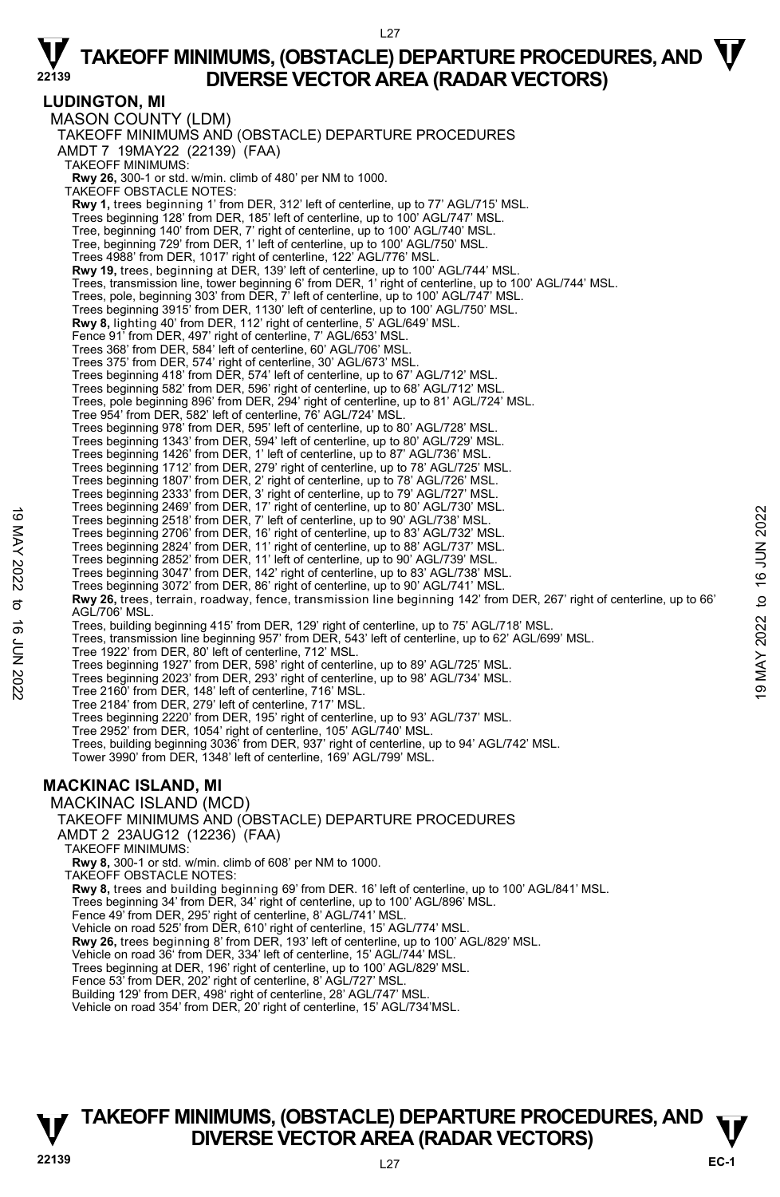## LUDINGTON, MI

MASON COUNTY (LDM)

TAKEOFF MINIMUMS AND (OBSTACLE) DEPARTURE PROCEDURES

AMDT 7 19MAY22 (22139) (FAA)

TAKEOFF MINIMUMS:

**Rwy 26,** 300-1 or std. w/min. climb of 480' per NM to 1000.

TAKEOFF OBSTACLE NOTES:

**Rwy 1,** trees beginning 1' from DER, 312' left of centerline, up to 77' AGL/715' MSL.
Trees beginning 128' from DER, 185' left of centerline, up to 100' AGL/747' MSL.
Tree, beginning 140' from DER, 7' right of centerline, up to 100' AGL/740' MSL.
Tree, beginning 729' from DER, 1' left of centerline, up to 100' AGL/750' MSL.
Trees 4988' from DER, 1017' right of centerline, 122' AGL/776' MSL.

**Rwy 19,** trees, beginning at DER, 139' left of centerline, up to 100' AGL/744' MSL.
Trees, transmission line, tower beginning 6' from DER, 1' right of centerline, up to 100' AGL/744' MSL.
Trees, pole, beginning 303' from DER, 7' left of centerline, up to 100' AGL/747' MSL.
Trees beginning 3915' from DER, 1130' left of centerline, up to 100' AGL/750' MSL.

**Rwy 8,** lighting 40' from DER, 112' right of centerline, 5' AGL/649' MSL.
Fence 91' from DER, 497' right of centerline, 7' AGL/653' MSL.
Trees 368' from DER, 584' left of centerline, 60' AGL/706' MSL.
Trees 375' from DER, 574' right of centerline, 30' AGL/673' MSL.
Trees beginning 418' from DER, 574' left of centerline, up to 67' AGL/712' MSL.
Trees beginning 582' from DER, 596' right of centerline, up to 68' AGL/712' MSL.
Trees, pole beginning 896' from DER, 294' right of centerline, up to 81' AGL/724' MSL.
Tree 954' from DER, 582' left of centerline, 76' AGL/724' MSL.
Trees beginning 978' from DER, 595' left of centerline, up to 80' AGL/728' MSL.
Trees beginning 1343' from DER, 594' left of centerline, up to 80' AGL/729' MSL.
Trees beginning 1426' from DER, 1' left of centerline, up to 87' AGL/736' MSL.
Trees beginning 1712' from DER, 279' right of centerline, up to 78' AGL/725' MSL.
Trees beginning 1807' from DER, 2' right of centerline, up to 78' AGL/726' MSL.
Trees beginning 2333' from DER, 3' right of centerline, up to 79' AGL/727' MSL.
Trees beginning 2469' from DER, 17' right of centerline, up to 80' AGL/730' MSL.
Trees beginning 2518' from DER, 7' left of centerline, up to 90' AGL/738' MSL.
Trees beginning 2706' from DER, 16' right of centerline, up to 83' AGL/732' MSL.
Trees beginning 2824' from DER, 11' right of centerline, up to 88' AGL/737' MSL.
Trees beginning 2852' from DER, 11' left of centerline, up to 90' AGL/739' MSL.
Trees beginning 3047' from DER, 142' right of centerline, up to 83' AGL/738' MSL.
Trees beginning 3072' from DER, 86' right of centerline, up to 90' AGL/741' MSL.

**Rwy 26,** trees, terrain, roadway, fence, transmission line beginning 142' from DER, 267' right of centerline, up to 66' AGL/706' MSL.
Trees, building beginning 415' from DER, 129' right of centerline, up to 75' AGL/718' MSL.
Trees, transmission line beginning 957' from DER, 543' left of centerline, up to 62' AGL/699' MSL.
Tree 1922' from DER, 80' left of centerline, 712' MSL.
Trees beginning 1927' from DER, 598' right of centerline, up to 89' AGL/725' MSL.
Trees beginning 2023' from DER, 293' right of centerline, up to 98' AGL/734' MSL.
Tree 2160' from DER, 148' left of centerline, 716' MSL.
Tree 2184' from DER, 279' left of centerline, 717' MSL.
Trees beginning 2220' from DER, 195' right of centerline, up to 93' AGL/737' MSL.
Tree 2952' from DER, 1054' right of centerline, 105' AGL/740' MSL.
Trees, building beginning 3036' from DER, 937' right of centerline, up to 94' AGL/742' MSL.
Tower 3990' from DER, 1348' left of centerline, 169' AGL/799' MSL.

## MACKINAC ISLAND, MI

MACKINAC ISLAND (MCD)

TAKEOFF MINIMUMS AND (OBSTACLE) DEPARTURE PROCEDURES

AMDT 2 23AUG12 (12236) (FAA)

TAKEOFF MINIMUMS:

**Rwy 8,** 300-1 or std. w/min. climb of 608' per NM to 1000.

TAKEOFF OBSTACLE NOTES:

**Rwy 8,** trees and building beginning 69' from DER. 16' left of centerline, up to 100' AGL/841' MSL.
Trees beginning 34' from DER, 34' right of centerline, up to 100' AGL/896' MSL.
Fence 49' from DER, 295' right of centerline, 8' AGL/741' MSL.
Vehicle on road 525' from DER, 610' right of centerline, 15' AGL/774' MSL.

**Rwy 26,** trees beginning 8' from DER, 193' left of centerline, up to 100' AGL/829' MSL.
Vehicle on road 36' from DER, 334' left of centerline, 15' AGL/744' MSL.
Trees beginning at DER, 196' right of centerline, up to 100' AGL/829' MSL.
Fence 53' from DER, 202' right of centerline, 8' AGL/727' MSL.
Building 129' from DER, 498' right of centerline, 28' AGL/747' MSL.
Vehicle on road 354' from DER, 20' right of centerline, 15' AGL/734'MSL.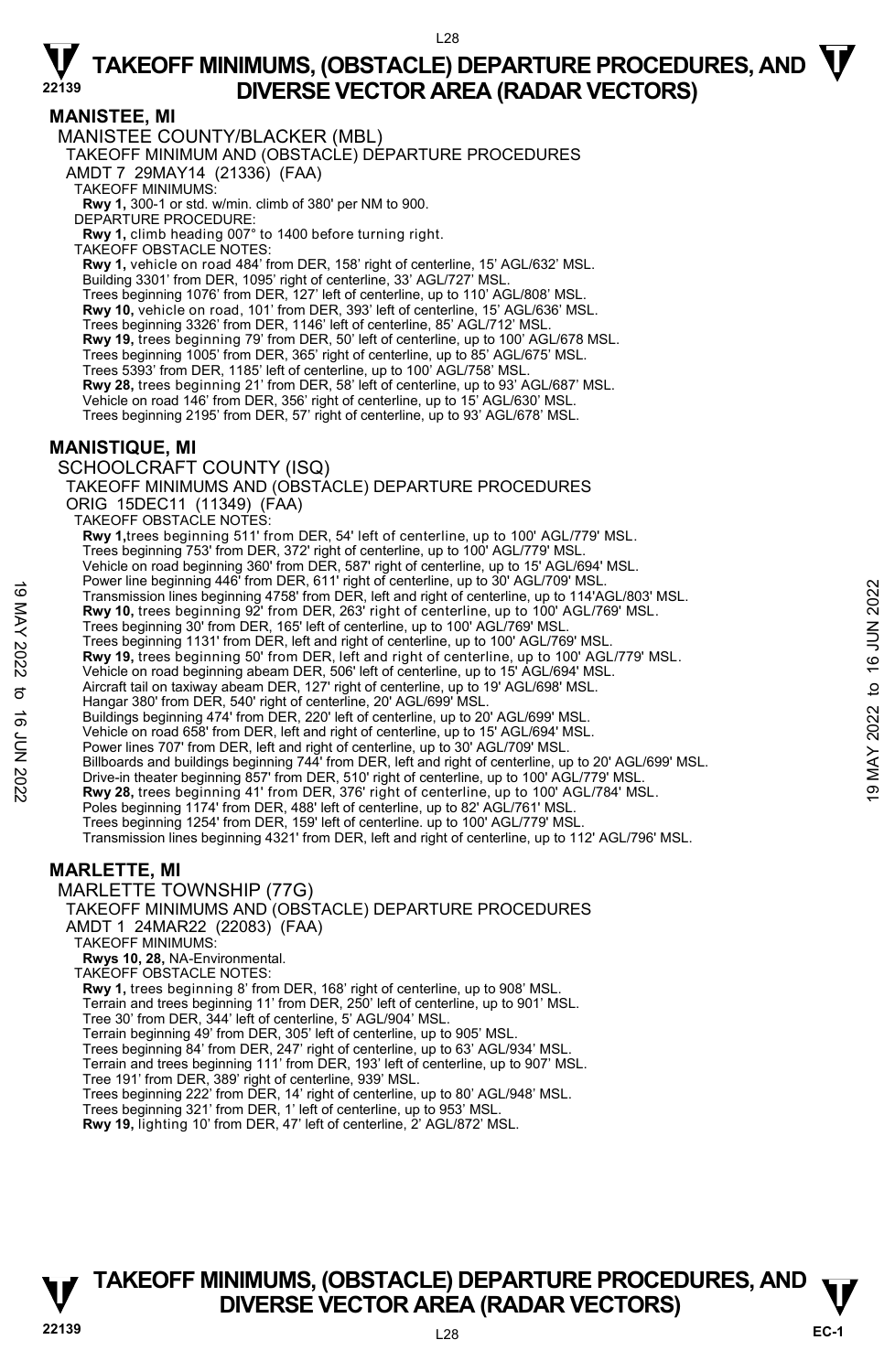## MANISTEE, MI

MANISTEE COUNTY/BLACKER (MBL)

TAKEOFF MINIMUM AND (OBSTACLE) DEPARTURE PROCEDURES

AMDT 7 29MAY14 (21336) (FAA)

TAKEOFF MINIMUMS:

**Rwy 1,** 300-1 or std. w/min. climb of 380' per NM to 900.

DEPARTURE PROCEDURE:

**Rwy 1,** climb heading 007° to 1400 before turning right.

TAKEOFF OBSTACLE NOTES:

**Rwy 1,** vehicle on road 484' from DER, 158' right of centerline, 15' AGL/632' MSL.
Building 3301' from DER, 1095' right of centerline, 33' AGL/727' MSL.
Trees beginning 1076' from DER, 127' left of centerline, up to 110' AGL/808' MSL.
**Rwy 10,** vehicle on road, 101' from DER, 393' left of centerline, 15' AGL/636' MSL.
Trees beginning 3326' from DER, 1146' left of centerline, 85' AGL/712' MSL.
**Rwy 19,** trees beginning 79' from DER, 50' left of centerline, up to 100' AGL/678 MSL.
Trees beginning 1005' from DER, 365' right of centerline, up to 85' AGL/675' MSL.
Trees 5393' from DER, 1185' left of centerline, up to 100' AGL/758' MSL.
**Rwy 28,** trees beginning 21' from DER, 58' left of centerline, up to 93' AGL/687' MSL.
Vehicle on road 146' from DER, 356' right of centerline, up to 15' AGL/630' MSL.
Trees beginning 2195' from DER, 57' right of centerline, up to 93' AGL/678' MSL.

## MANISTIQUE, MI

SCHOOLCRAFT COUNTY (ISQ)

TAKEOFF MINIMUMS AND (OBSTACLE) DEPARTURE PROCEDURES

ORIG 15DEC11 (11349) (FAA)

TAKEOFF OBSTACLE NOTES:

**Rwy 1,** trees beginning 511' from DER, 54' left of centerline, up to 100' AGL/779' MSL.
Trees beginning 753' from DER, 372' right of centerline, up to 100' AGL/779' MSL.
Vehicle on road beginning 360' from DER, 587' right of centerline, up to 15' AGL/694' MSL.
Power line beginning 446' from DER, 611' right of centerline, up to 30' AGL/709' MSL.
Transmission lines beginning 4758' from DER, left and right of centerline, up to 114'AGL/803' MSL.
**Rwy 10,** trees beginning 92' from DER, 263' right of centerline, up to 100' AGL/769' MSL.
Trees beginning 30' from DER, 165' left of centerline, up to 100' AGL/769' MSL.
Trees beginning 1131' from DER, left and right of centerline, up to 100' AGL/769' MSL.
**Rwy 19,** trees beginning 50' from DER, left and right of centerline, up to 100' AGL/779' MSL.
Vehicle on road beginning abeam DER, 506' left of centerline, up to 15' AGL/694' MSL.
Aircraft tail on taxiway abeam DER, 127' right of centerline, up to 19' AGL/698' MSL.
Hangar 380' from DER, 540' right of centerline, 20' AGL/699' MSL.
Buildings beginning 474' from DER, 220' left of centerline, up to 20' AGL/699' MSL.
Vehicle on road 658' from DER, left and right of centerline, up to 15' AGL/694' MSL.
Power lines 707' from DER, left and right of centerline, up to 30' AGL/709' MSL.
Billboards and buildings beginning 744' from DER, left and right of centerline, up to 20' AGL/699' MSL.
Drive-in theater beginning 857' from DER, 510' right of centerline, up to 100' AGL/779' MSL.
**Rwy 28,** trees beginning 41' from DER, 376' right of centerline, up to 100' AGL/784' MSL.
Poles beginning 1174' from DER, 488' left of centerline, up to 82' AGL/761' MSL.
Trees beginning 1254' from DER, 159' left of centerline. up to 100' AGL/779' MSL.
Transmission lines beginning 4321' from DER, left and right of centerline, up to 112' AGL/796' MSL.

## MARLETTE, MI

MARLETTE TOWNSHIP (77G)

TAKEOFF MINIMUMS AND (OBSTACLE) DEPARTURE PROCEDURES

AMDT 1 24MAR22 (22083) (FAA)

TAKEOFF MINIMUMS:

**Rwys 10, 28,** NA-Environmental.

TAKEOFF OBSTACLE NOTES:

**Rwy 1,** trees beginning 8' from DER, 168' right of centerline, up to 908' MSL.
Terrain and trees beginning 11' from DER, 250' left of centerline, up to 901' MSL.
Tree 30' from DER, 344' left of centerline, 5' AGL/904' MSL.
Terrain beginning 49' from DER, 305' left of centerline, up to 905' MSL.
Trees beginning 84' from DER, 247' right of centerline, up to 63' AGL/934' MSL.
Terrain and trees beginning 111' from DER, 193' left of centerline, up to 907' MSL.
Tree 191' from DER, 389' right of centerline, 939' MSL.
Trees beginning 222' from DER, 14' right of centerline, up to 80' AGL/948' MSL.
Trees beginning 321' from DER, 1' left of centerline, up to 953' MSL.
**Rwy 19,** lighting 10' from DER, 47' left of centerline, 2' AGL/872' MSL.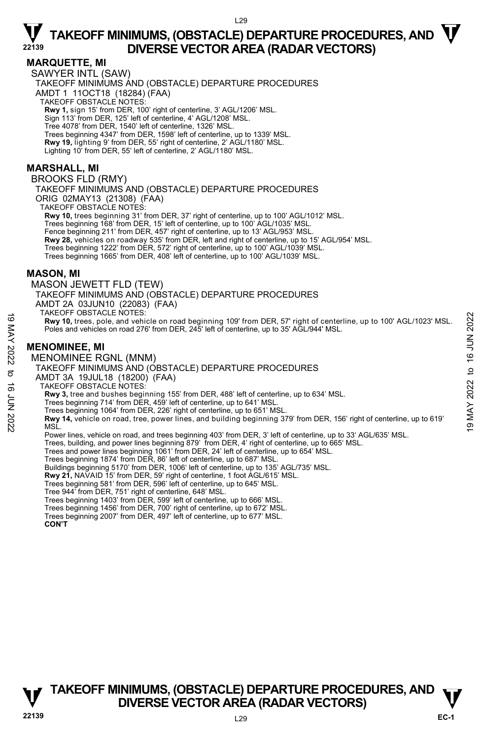## MARQUETTE, MI

SAWYER INTL (SAW)

TAKEOFF MINIMUMS AND (OBSTACLE) DEPARTURE PROCEDURES

AMDT 1 11OCT18 (18284) (FAA)

TAKEOFF OBSTACLE NOTES:

**Rwy 1,** sign 15' from DER, 100' right of centerline, 3' AGL/1206' MSL.
Sign 113' from DER, 125' left of centerline, 4' AGL/1208' MSL.
Tree 4078' from DER, 1540' left of centerline, 1326' MSL.
Trees beginning 4347' from DER, 1598' left of centerline, up to 1339' MSL.
**Rwy 19,** lighting 9' from DER, 55' right of centerline, 2' AGL/1180' MSL.
Lighting 10' from DER, 55' left of centerline, 2' AGL/1180' MSL.

## MARSHALL, MI

BROOKS FLD (RMY)

TAKEOFF MINIMUMS AND (OBSTACLE) DEPARTURE PROCEDURES

ORIG 02MAY13 (21308) (FAA)

TAKEOFF OBSTACLE NOTES:

**Rwy 10,** trees beginning 31' from DER, 37' right of centerline, up to 100' AGL/1012' MSL.
Trees beginning 168' from DER, 15' left of centerline, up to 100' AGL/1035' MSL.
Fence beginning 211' from DER, 457' right of centerline, up to 13' AGL/953' MSL.
**Rwy 28,** vehicles on roadway 535' from DER, left and right of centerline, up to 15' AGL/954' MSL.
Trees beginning 1222' from DER, 572' right of centerline, up to 100' AGL/1039' MSL.
Trees beginning 1665' from DER, 408' left of centerline, up to 100' AGL/1039' MSL.

## MASON, MI

MASON JEWETT FLD (TEW)

TAKEOFF MINIMUMS AND (OBSTACLE) DEPARTURE PROCEDURES

AMDT 2A 03JUN10 (22083) (FAA)

TAKEOFF OBSTACLE NOTES:

**Rwy 10,** trees, pole, and vehicle on road beginning 109' from DER, 57' right of centerline, up to 100' AGL/1023' MSL.
Poles and vehicles on road 276' from DER, 245' left of centerline, up to 35' AGL/944' MSL.

## MENOMINEE, MI

MENOMINEE RGNL (MNM)

TAKEOFF MINIMUMS AND (OBSTACLE) DEPARTURE PROCEDURES

AMDT 3A 19JUL18 (18200) (FAA)

TAKEOFF OBSTACLE NOTES:

**Rwy 3,** tree and bushes beginning 155' from DER, 488' left of centerline, up to 634' MSL.
Trees beginning 714' from DER, 459' left of centerline, up to 641' MSL.
Trees beginning 1064' from DER, 226' right of centerline, up to 651' MSL.
**Rwy 14,** vehicle on road, tree, power lines, and building beginning 379' from DER, 156' right of centerline, up to 619' MSL.
Power lines, vehicle on road, and trees beginning 403' from DER, 3' left of centerline, up to 33' AGL/635' MSL.
Trees, building, and power lines beginning 879' from DER, 4' right of centerline, up to 665' MSL.
Trees and power lines beginning 1061' from DER, 24' left of centerline, up to 654' MSL.
Trees beginning 1874' from DER, 86' left of centerline, up to 687' MSL.
Buildings beginning 5170' from DER, 1006' left of centerline, up to 135' AGL/735' MSL.
**Rwy 21,** NAVAID 15' from DER, 59' right of centerline, 1 foot AGL/615' MSL.
Trees beginning 581' from DER, 596' left of centerline, up to 645' MSL.
Tree 944' from DER, 751' right of centerline, 648' MSL.
Trees beginning 1403' from DER, 599' left of centerline, up to 666' MSL.
Trees beginning 1456' from DER, 700' right of centerline, up to 672' MSL.
Trees beginning 2007' from DER, 497' left of centerline, up to 677' MSL.

**CON'T**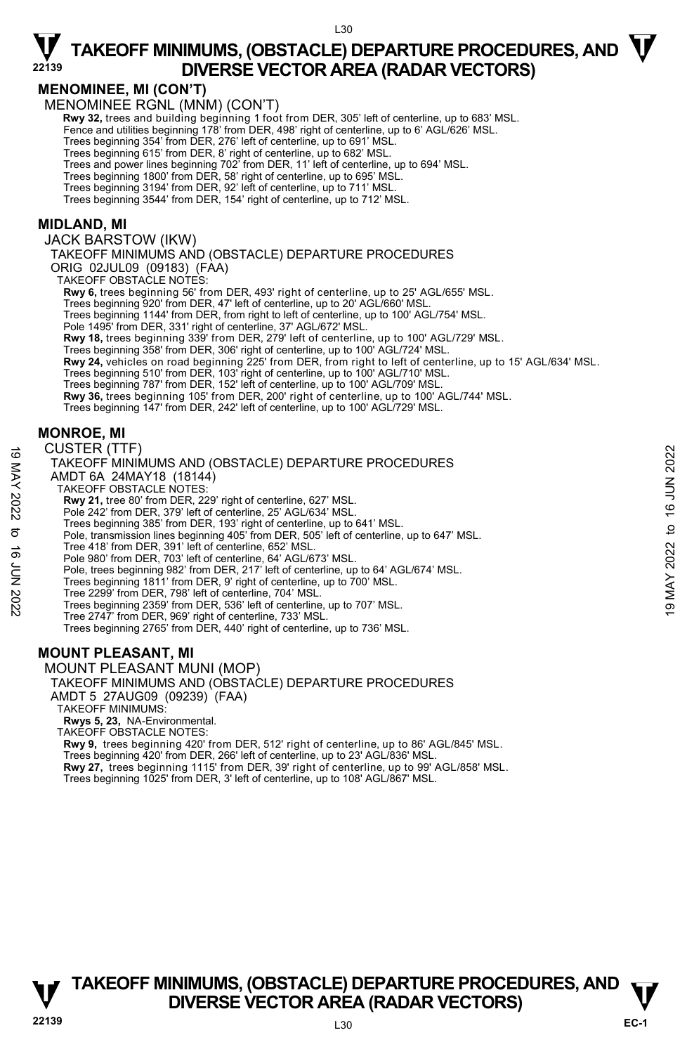## MENOMINEE, MI (CON'T)

MENOMINEE RGNL (MNM) (CON'T)

**Rwy 32,** trees and building beginning 1 foot from DER, 305' left of centerline, up to 683' MSL.
Fence and utilities beginning 178' from DER, 498' right of centerline, up to 6' AGL/626' MSL.
Trees beginning 354' from DER, 276' left of centerline, up to 691' MSL.
Trees beginning 615' from DER, 8' right of centerline, up to 682' MSL.
Trees and power lines beginning 702' from DER, 11' left of centerline, up to 694' MSL.
Trees beginning 1800' from DER, 58' right of centerline, up to 695' MSL.
Trees beginning 3194' from DER, 92' left of centerline, up to 711' MSL.
Trees beginning 3544' from DER, 154' right of centerline, up to 712' MSL.

## MIDLAND, MI

JACK BARSTOW (IKW)
TAKEOFF MINIMUMS AND (OBSTACLE) DEPARTURE PROCEDURES
ORIG 02JUL09 (09183) (FAA)
TAKEOFF OBSTACLE NOTES:

**Rwy 6,** trees beginning 56' from DER, 493' right of centerline, up to 25' AGL/655' MSL.
Trees beginning 920' from DER, 47' left of centerline, up to 20' AGL/660' MSL.
Trees beginning 1144' from DER, from right to left of centerline, up to 100' AGL/754' MSL.
Pole 1495' from DER, 331' right of centerline, 37' AGL/672' MSL.
**Rwy 18,** trees beginning 339' from DER, 279' left of centerline, up to 100' AGL/729' MSL.
Trees beginning 358' from DER, 306' right of centerline, up to 100' AGL/724' MSL.
**Rwy 24,** vehicles on road beginning 225' from DER, from right to left of centerline, up to 15' AGL/634' MSL.
Trees beginning 510' from DER, 103' right of centerline, up to 100' AGL/710' MSL.
Trees beginning 787' from DER, 152' left of centerline, up to 100' AGL/709' MSL.
**Rwy 36,** trees beginning 105' from DER, 200' right of centerline, up to 100' AGL/744' MSL.
Trees beginning 147' from DER, 242' left of centerline, up to 100' AGL/729' MSL.

## MONROE, MI

CUSTER (TTF)
TAKEOFF MINIMUMS AND (OBSTACLE) DEPARTURE PROCEDURES
AMDT 6A 24MAY18 (18144)
TAKEOFF OBSTACLE NOTES:

**Rwy 21,** tree 80' from DER, 229' right of centerline, 627' MSL.
Pole 242' from DER, 379' left of centerline, 25' AGL/634' MSL.
Trees beginning 385' from DER, 193' right of centerline, up to 641' MSL.
Pole, transmission lines beginning 405' from DER, 505' left of centerline, up to 647' MSL.
Tree 418' from DER, 391' left of centerline, 652' MSL.
Pole 980' from DER, 703' left of centerline, 64' AGL/673' MSL.
Pole, trees beginning 982' from DER, 217' left of centerline, up to 64' AGL/674' MSL.
Trees beginning 1811' from DER, 9' right of centerline, up to 700' MSL.
Tree 2299' from DER, 798' left of centerline, 704' MSL.
Trees beginning 2359' from DER, 536' left of centerline, up to 707' MSL.
Tree 2747' from DER, 969' right of centerline, 733' MSL.
Trees beginning 2765' from DER, 440' right of centerline, up to 736' MSL.

## MOUNT PLEASANT, MI

MOUNT PLEASANT MUNI (MOP)
TAKEOFF MINIMUMS AND (OBSTACLE) DEPARTURE PROCEDURES
AMDT 5 27AUG09 (09239) (FAA)
TAKEOFF MINIMUMS:
**Rwys 5, 23,** NA-Environmental.
TAKEOFF OBSTACLE NOTES:

**Rwy 9,** trees beginning 420' from DER, 512' right of centerline, up to 86' AGL/845' MSL.
Trees beginning 420' from DER, 266' left of centerline, up to 23' AGL/836' MSL.
**Rwy 27,** trees beginning 1115' from DER, 39' right of centerline, up to 99' AGL/858' MSL.
Trees beginning 1025' from DER, 3' left of centerline, up to 108' AGL/867' MSL.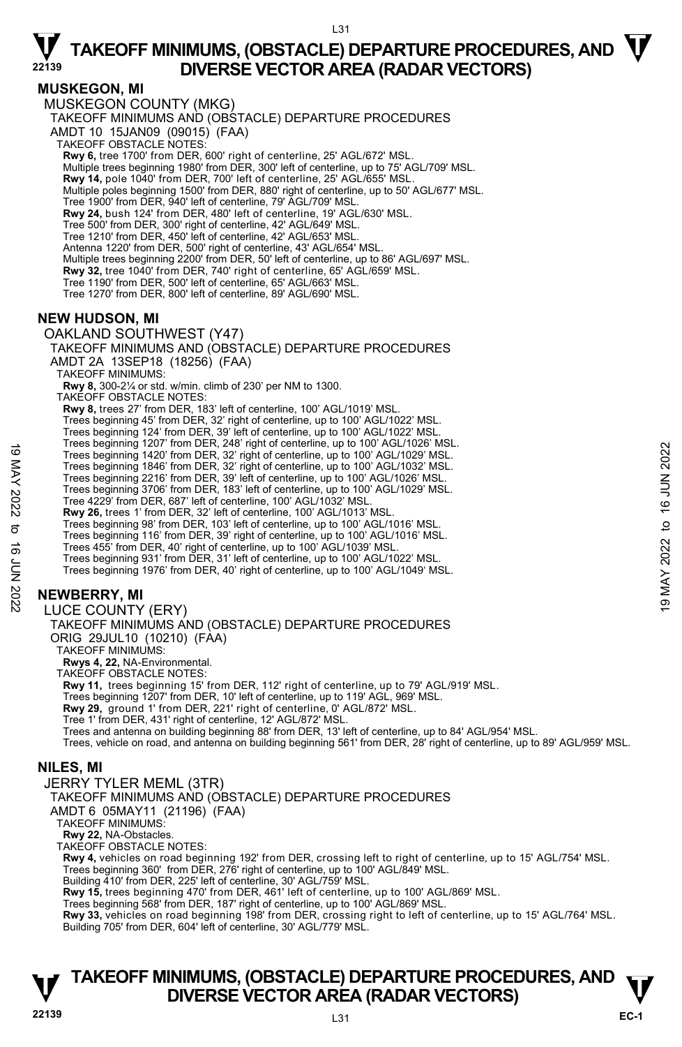# TAKEOFF MINIMUMS, (OBSTACLE) DEPARTURE PROCEDURES, AND DIVERSE VECTOR AREA (RADAR VECTORS)

## MUSKEGON, MI

MUSKEGON COUNTY (MKG)

TAKEOFF MINIMUMS AND (OBSTACLE) DEPARTURE PROCEDURES

AMDT 10 15JAN09 (09015) (FAA)

TAKEOFF OBSTACLE NOTES:

**Rwy 6,** tree 1700' from DER, 600' right of centerline, 25' AGL/672' MSL.
Multiple trees beginning 1980' from DER, 300' left of centerline, up to 75' AGL/709' MSL.
**Rwy 14,** pole 1040' from DER, 700' left of centerline, 25' AGL/655' MSL.
Multiple poles beginning 1500' from DER, 880' right of centerline, up to 50' AGL/677' MSL.
Tree 1900' from DER, 940' left of centerline, 79' AGL/709' MSL.
**Rwy 24,** bush 124' from DER, 480' left of centerline, 19' AGL/630' MSL.
Tree 500' from DER, 300' right of centerline, 42' AGL/649' MSL.
Tree 1210' from DER, 450' left of centerline, 42' AGL/653' MSL.
Antenna 1220' from DER, 500' right of centerline, 43' AGL/654' MSL.
Multiple trees beginning 2200' from DER, 50' left of centerline, up to 86' AGL/697' MSL.
**Rwy 32,** tree 1040' from DER, 740' right of centerline, 65' AGL/659' MSL.
Tree 1190' from DER, 500' left of centerline, 65' AGL/663' MSL.
Tree 1270' from DER, 800' left of centerline, 89' AGL/690' MSL.

## NEW HUDSON, MI

OAKLAND SOUTHWEST (Y47)

TAKEOFF MINIMUMS AND (OBSTACLE) DEPARTURE PROCEDURES

AMDT 2A 13SEP18 (18256) (FAA)

TAKEOFF MINIMUMS:

**Rwy 8,** 300-2¼ or std. w/min. climb of 230' per NM to 1300.

TAKEOFF OBSTACLE NOTES:

**Rwy 8,** trees 27' from DER, 183' left of centerline, 100' AGL/1019' MSL.
Trees beginning 45' from DER, 32' right of centerline, up to 100' AGL/1022' MSL.
Trees beginning 124' from DER, 39' left of centerline, up to 100' AGL/1022' MSL.
Trees beginning 1207' from DER, 248' right of centerline, up to 100' AGL/1026' MSL.
Trees beginning 1420' from DER, 32' right of centerline, up to 100' AGL/1029' MSL.
Trees beginning 1846' from DER, 32' right of centerline, up to 100' AGL/1032' MSL.
Trees beginning 2216' from DER, 39' left of centerline, up to 100' AGL/1026' MSL.
Trees beginning 3706' from DER, 183' left of centerline, up to 100' AGL/1029' MSL.
Tree 4229' from DER, 687' left of centerline, 100' AGL/1032' MSL.
**Rwy 26,** trees 1' from DER, 32' left of centerline, 100' AGL/1013' MSL.
Trees beginning 98' from DER, 103' left of centerline, up to 100' AGL/1016' MSL.
Trees beginning 116' from DER, 39' right of centerline, up to 100' AGL/1016' MSL.
Trees 455' from DER, 40' right of centerline, up to 100' AGL/1039' MSL.
Trees beginning 931' from DER, 31' left of centerline, up to 100' AGL/1022' MSL.
Trees beginning 1976' from DER, 40' right of centerline, up to 100' AGL/1049' MSL.

## NEWBERRY, MI

LUCE COUNTY (ERY)

TAKEOFF MINIMUMS AND (OBSTACLE) DEPARTURE PROCEDURES

ORIG 29JUL10 (10210) (FAA)

TAKEOFF MINIMUMS:

**Rwys 4, 22,** NA-Environmental.

TAKEOFF OBSTACLE NOTES:

**Rwy 11,** trees beginning 15' from DER, 112' right of centerline, up to 79' AGL/919' MSL.
Trees beginning 1207' from DER, 10' left of centerline, up to 119' AGL, 969' MSL.
**Rwy 29,** ground 1' from DER, 221' right of centerline, 0' AGL/872' MSL.
Tree 1' from DER, 431' right of centerline, 12' AGL/872' MSL.
Trees and antenna on building beginning 88' from DER, 13' left of centerline, up to 84' AGL/954' MSL.
Trees, vehicle on road, and antenna on building beginning 561' from DER, 28' right of centerline, up to 89' AGL/959' MSL.

## NILES, MI

JERRY TYLER MEML (3TR)

TAKEOFF MINIMUMS AND (OBSTACLE) DEPARTURE PROCEDURES

AMDT 6 05MAY11 (21196) (FAA)

TAKEOFF MINIMUMS:

**Rwy 22,** NA-Obstacles.

TAKEOFF OBSTACLE NOTES:

**Rwy 4,** vehicles on road beginning 192' from DER, crossing left to right of centerline, up to 15' AGL/754' MSL.
Trees beginning 360' from DER, 276' right of centerline, up to 100' AGL/849' MSL.
Building 410' from DER, 225' left of centerline, 30' AGL/759' MSL.
**Rwy 15,** trees beginning 470' from DER, 461' left of centerline, up to 100' AGL/869' MSL.
Trees beginning 568' from DER, 187' right of centerline, up to 100' AGL/869' MSL.
**Rwy 33,** vehicles on road beginning 198' from DER, crossing right to left of centerline, up to 15' AGL/764' MSL.
Building 705' from DER, 604' left of centerline, 30' AGL/779' MSL.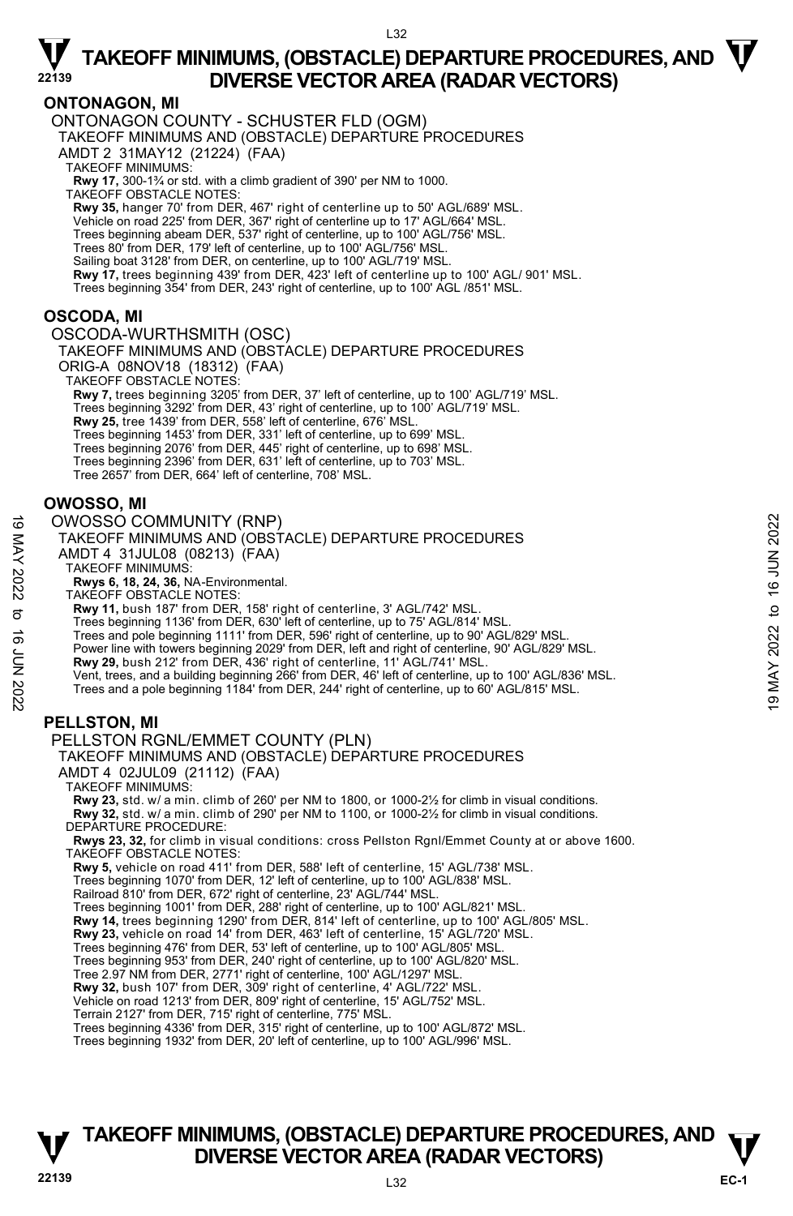## ONTONAGON, MI

ONTONAGON COUNTY - SCHUSTER FLD (OGM)
TAKEOFF MINIMUMS AND (OBSTACLE) DEPARTURE PROCEDURES
AMDT 2 31MAY12 (21224) (FAA)
TAKEOFF MINIMUMS:
**Rwy 17,** 300-1¾ or std. with a climb gradient of 390' per NM to 1000.
TAKEOFF OBSTACLE NOTES:
**Rwy 35,** hanger 70' from DER, 467' right of centerline up to 50' AGL/689' MSL.
Vehicle on road 225' from DER, 367' right of centerline up to 17' AGL/664' MSL.
Trees beginning abeam DER, 537' right of centerline, up to 100' AGL/756' MSL.
Trees 80' from DER, 179' left of centerline, up to 100' AGL/756' MSL.
Sailing boat 3128' from DER, on centerline, up to 100' AGL/719' MSL.
**Rwy 17,** trees beginning 439' from DER, 423' left of centerline up to 100' AGL/ 901' MSL.
Trees beginning 354' from DER, 243' right of centerline, up to 100' AGL /851' MSL.

## OSCODA, MI

OSCODA-WURTHSMITH (OSC)
TAKEOFF MINIMUMS AND (OBSTACLE) DEPARTURE PROCEDURES
ORIG-A 08NOV18 (18312) (FAA)
TAKEOFF OBSTACLE NOTES:
**Rwy 7,** trees beginning 3205' from DER, 37' left of centerline, up to 100' AGL/719' MSL.
Trees beginning 3292' from DER, 43' right of centerline, up to 100' AGL/719' MSL.
**Rwy 25,** tree 1439' from DER, 558' left of centerline, 676' MSL.
Trees beginning 1453' from DER, 331' left of centerline, up to 699' MSL.
Trees beginning 2076' from DER, 445' right of centerline, up to 698' MSL.
Trees beginning 2396' from DER, 631' left of centerline, up to 703' MSL.
Tree 2657' from DER, 664' left of centerline, 708' MSL.

## OWOSSO, MI

OWOSSO COMMUNITY (RNP)
TAKEOFF MINIMUMS AND (OBSTACLE) DEPARTURE PROCEDURES
AMDT 4 31JUL08 (08213) (FAA)
TAKEOFF MINIMUMS:
**Rwys 6, 18, 24, 36,** NA-Environmental.
TAKEOFF OBSTACLE NOTES:
**Rwy 11,** bush 187' from DER, 158' right of centerline, 3' AGL/742' MSL.
Trees beginning 1136' from DER, 630' left of centerline, up to 75' AGL/814' MSL.
Trees and pole beginning 1111' from DER, 596' right of centerline, up to 90' AGL/829' MSL.
Power line with towers beginning 2029' from DER, left and right of centerline, 90' AGL/829' MSL.
**Rwy 29,** bush 212' from DER, 436' right of centerline, 11' AGL/741' MSL.
Vent, trees, and a building beginning 266' from DER, 46' left of centerline, up to 100' AGL/836' MSL.
Trees and a pole beginning 1184' from DER, 244' right of centerline, up to 60' AGL/815' MSL.

## PELLSTON, MI

PELLSTON RGNL/EMMET COUNTY (PLN)
TAKEOFF MINIMUMS AND (OBSTACLE) DEPARTURE PROCEDURES
AMDT 4 02JUL09 (21112) (FAA)
TAKEOFF MINIMUMS:
**Rwy 23,** std. w/ a min. climb of 260' per NM to 1800, or 1000-2½ for climb in visual conditions.
**Rwy 32,** std. w/ a min. climb of 290' per NM to 1100, or 1000-2½ for climb in visual conditions.
DEPARTURE PROCEDURE:
**Rwys 23, 32,** for climb in visual conditions: cross Pellston Rgnl/Emmet County at or above 1600.
TAKEOFF OBSTACLE NOTES:
**Rwy 5,** vehicle on road 411' from DER, 588' left of centerline, 15' AGL/738' MSL.
Trees beginning 1070' from DER, 12' left of centerline, up to 100' AGL/838' MSL.
Railroad 810' from DER, 672' right of centerline, 23' AGL/744' MSL.
Trees beginning 1001' from DER, 288' right of centerline, up to 100' AGL/821' MSL.
**Rwy 14,** trees beginning 1290' from DER, 814' left of centerline, up to 100' AGL/805' MSL.
**Rwy 23,** vehicle on road 14' from DER, 463' left of centerline, 15' AGL/720' MSL.
Trees beginning 476' from DER, 53' left of centerline, up to 100' AGL/805' MSL.
Trees beginning 953' from DER, 240' right of centerline, up to 100' AGL/820' MSL.
Tree 2.97 NM from DER, 2771' right of centerline, 100' AGL/1297' MSL.
**Rwy 32,** bush 107' from DER, 309' right of centerline, 4' AGL/722' MSL.
Vehicle on road 1213' from DER, 809' right of centerline, 15' AGL/752' MSL.
Terrain 2127' from DER, 715' right of centerline, 775' MSL.
Trees beginning 4336' from DER, 315' right of centerline, up to 100' AGL/872' MSL.
Trees beginning 1932' from DER, 20' left of centerline, up to 100' AGL/996' MSL.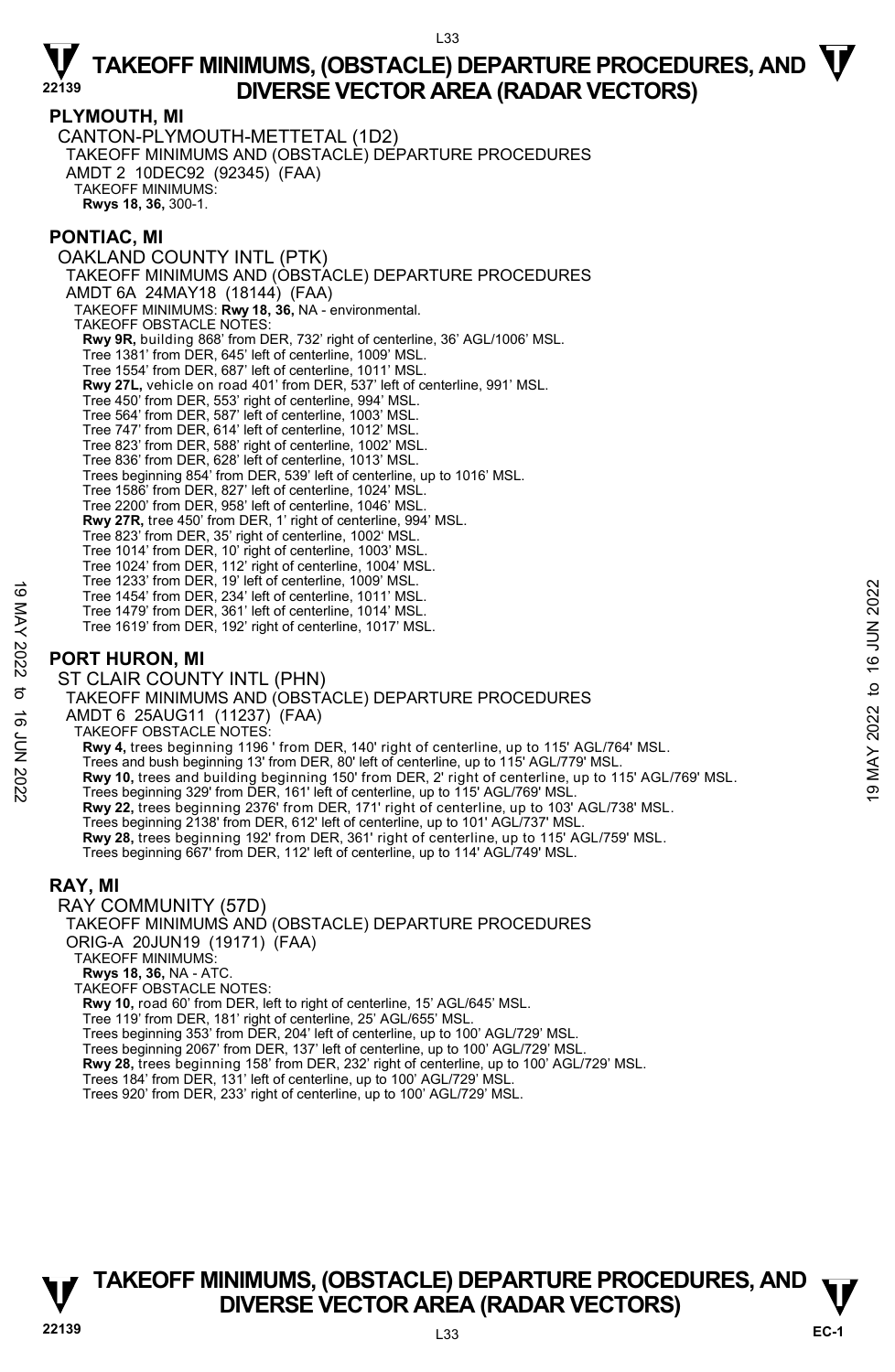## PLYMOUTH, MI

CANTON-PLYMOUTH-METTETAL (1D2)
TAKEOFF MINIMUMS AND (OBSTACLE) DEPARTURE PROCEDURES
AMDT 2 10DEC92 (92345) (FAA)
TAKEOFF MINIMUMS:
**Rwys 18, 36,** 300-1.

## PONTIAC, MI

OAKLAND COUNTY INTL (PTK)
TAKEOFF MINIMUMS AND (OBSTACLE) DEPARTURE PROCEDURES
AMDT 6A 24MAY18 (18144) (FAA)
TAKEOFF MINIMUMS: **Rwy 18, 36,** NA - environmental.
TAKEOFF OBSTACLE NOTES:
**Rwy 9R,** building 868' from DER, 732' right of centerline, 36' AGL/1006' MSL.
Tree 1381' from DER, 645' left of centerline, 1009' MSL.
Tree 1554' from DER, 687' left of centerline, 1011' MSL.
**Rwy 27L,** vehicle on road 401' from DER, 537' left of centerline, 991' MSL.
Tree 450' from DER, 553' right of centerline, 994' MSL.
Tree 564' from DER, 587' left of centerline, 1003' MSL.
Tree 747' from DER, 614' left of centerline, 1012' MSL.
Tree 823' from DER, 588' right of centerline, 1002' MSL.
Tree 836' from DER, 628' left of centerline, 1013' MSL.
Trees beginning 854' from DER, 539' left of centerline, up to 1016' MSL.
Tree 1586' from DER, 827' left of centerline, 1024' MSL.
Tree 2200' from DER, 958' left of centerline, 1046' MSL.
**Rwy 27R,** tree 450' from DER, 1' right of centerline, 994' MSL.
Tree 823' from DER, 35' right of centerline, 1002' MSL.
Tree 1014' from DER, 10' right of centerline, 1003' MSL.
Tree 1024' from DER, 112' right of centerline, 1004' MSL.
Tree 1233' from DER, 19' left of centerline, 1009' MSL.
Tree 1454' from DER, 234' left of centerline, 1011' MSL.
Tree 1479' from DER, 361' left of centerline, 1014' MSL.
Tree 1619' from DER, 192' right of centerline, 1017' MSL.

## PORT HURON, MI

ST CLAIR COUNTY INTL (PHN)
TAKEOFF MINIMUMS AND (OBSTACLE) DEPARTURE PROCEDURES
AMDT 6 25AUG11 (11237) (FAA)
TAKEOFF OBSTACLE NOTES:
**Rwy 4,** trees beginning 1196 ' from DER, 140' right of centerline, up to 115' AGL/764' MSL.
Trees and bush beginning 13' from DER, 80' left of centerline, up to 115' AGL/779' MSL.
**Rwy 10,** trees and building beginning 150' from DER, 2' right of centerline, up to 115' AGL/769' MSL.
Trees beginning 329' from DER, 161' left of centerline, up to 115' AGL/769' MSL.
**Rwy 22,** trees beginning 2376' from DER, 171' right of centerline, up to 103' AGL/738' MSL.
Trees beginning 2138' from DER, 612' left of centerline, up to 101' AGL/737' MSL.
**Rwy 28,** trees beginning 192' from DER, 361' right of centerline, up to 115' AGL/759' MSL.
Trees beginning 667' from DER, 112' left of centerline, up to 114' AGL/749' MSL.

## RAY, MI

RAY COMMUNITY (57D)
TAKEOFF MINIMUMS AND (OBSTACLE) DEPARTURE PROCEDURES
ORIG-A 20JUN19 (19171) (FAA)
TAKEOFF MINIMUMS:
**Rwys 18, 36,** NA - ATC.
TAKEOFF OBSTACLE NOTES:
**Rwy 10,** road 60' from DER, left to right of centerline, 15' AGL/645' MSL.
Tree 119' from DER, 181' right of centerline, 25' AGL/655' MSL.
Trees beginning 353' from DER, 204' left of centerline, up to 100' AGL/729' MSL.
Trees beginning 2067' from DER, 137' left of centerline, up to 100' AGL/729' MSL.
**Rwy 28,** trees beginning 158' from DER, 232' right of centerline, up to 100' AGL/729' MSL.
Trees 184' from DER, 131' left of centerline, up to 100' AGL/729' MSL.
Trees 920' from DER, 233' right of centerline, up to 100' AGL/729' MSL.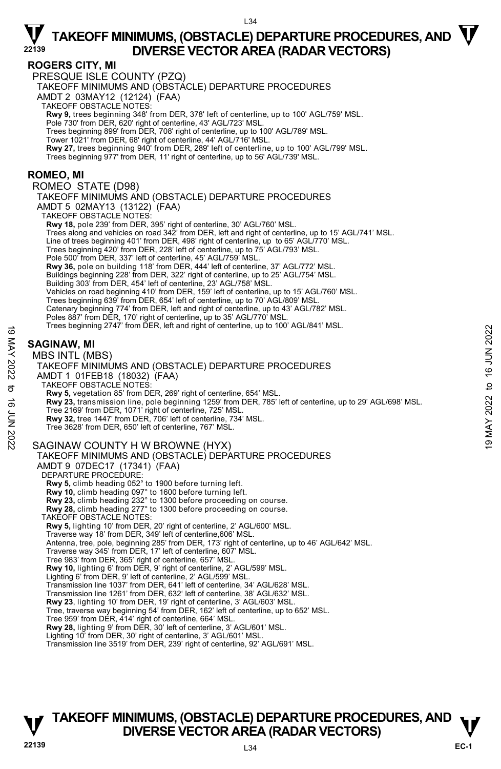# TAKEOFF MINIMUMS, (OBSTACLE) DEPARTURE PROCEDURES, AND DIVERSE VECTOR AREA (RADAR VECTORS)

## ROGERS CITY, MI

PRESQUE ISLE COUNTY (PZQ)
TAKEOFF MINIMUMS AND (OBSTACLE) DEPARTURE PROCEDURES
AMDT 2 03MAY12 (12124) (FAA)
TAKEOFF OBSTACLE NOTES:
**Rwy 9,** trees beginning 348' from DER, 378' left of centerline, up to 100' AGL/759' MSL.
Pole 730' from DER, 620' right of centerline, 43' AGL/723' MSL.
Trees beginning 899' from DER, 708' right of centerline, up to 100' AGL/789' MSL.
Tower 1021' from DER, 68' right of centerline, 44' AGL/716' MSL.
**Rwy 27,** trees beginning 940' from DER, 289' left of centerline, up to 100' AGL/799' MSL.
Trees beginning 977' from DER, 11' right of centerline, up to 56' AGL/739' MSL.

## ROMEO, MI

ROMEO STATE (D98)
TAKEOFF MINIMUMS AND (OBSTACLE) DEPARTURE PROCEDURES
AMDT 5 02MAY13 (13122) (FAA)
TAKEOFF OBSTACLE NOTES:
**Rwy 18,** pole 239' from DER, 395' right of centerline, 30' AGL/760' MSL.
Trees along and vehicles on road 342' from DER, left and right of centerline, up to 15' AGL/741' MSL.
Line of trees beginning 401' from DER, 498' right of centerline, up to 65' AGL/770' MSL.
Trees beginning 420' from DER, 228' left of centerline, up to 75' AGL/793' MSL.
Pole 500' from DER, 337' left of centerline, 45' AGL/759' MSL.
**Rwy 36,** pole on building 118' from DER, 444' left of centerline, 37' AGL/772' MSL.
Buildings beginning 228' from DER, 322' right of centerline, up to 25' AGL/754' MSL.
Building 303' from DER, 454' left of centerline, 23' AGL/758' MSL.
Vehicles on road beginning 410' from DER, 159' left of centerline, up to 15' AGL/760' MSL.
Trees beginning 639' from DER, 654' left of centerline, up to 70' AGL/809' MSL.
Catenary beginning 774' from DER, left and right of centerline, up to 43' AGL/782' MSL.
Poles 887' from DER, 170' right of centerline, up to 35' AGL/770' MSL.
Trees beginning 2747' from DER, left and right of centerline, up to 100' AGL/841' MSL.

## SAGINAW, MI

MBS INTL (MBS)
TAKEOFF MINIMUMS AND (OBSTACLE) DEPARTURE PROCEDURES
AMDT 1 01FEB18 (18032) (FAA)
TAKEOFF OBSTACLE NOTES:
**Rwy 5,** vegetation 85' from DER, 269' right of centerline, 654' MSL.
**Rwy 23,** transmission line, pole beginning 1259' from DER, 785' left of centerline, up to 29' AGL/698' MSL.
Tree 2169' from DER, 1071' right of centerline, 725' MSL.
**Rwy 32,** tree 1447' from DER, 706' left of centerline, 734' MSL.
Tree 3628' from DER, 650' left of centerline, 767' MSL.

SAGINAW COUNTY H W BROWNE (HYX)
TAKEOFF MINIMUMS AND (OBSTACLE) DEPARTURE PROCEDURES
AMDT 9 07DEC17 (17341) (FAA)
DEPARTURE PROCEDURE:
**Rwy 5,** climb heading 052° to 1900 before turning left.
**Rwy 10,** climb heading 097° to 1600 before turning left.
**Rwy 23,** climb heading 232° to 1300 before proceeding on course.
**Rwy 28,** climb heading 277° to 1300 before proceeding on course.
TAKEOFF OBSTACLE NOTES:
**Rwy 5,** lighting 10' from DER, 20' right of centerline, 2' AGL/600' MSL.
Traverse way 18' from DER, 349' left of centerline,606' MSL.
Antenna, tree, pole, beginning 285' from DER, 173' right of centerline, up to 46' AGL/642' MSL.
Traverse way 345' from DER, 17' left of centerline, 607' MSL.
Tree 983' from DER, 365' right of centerline, 657' MSL.
**Rwy 10,** lighting 6' from DER, 9' right of centerline, 2' AGL/599' MSL.
Lighting 6' from DER, 9' left of centerline, 2' AGL/599' MSL.
Transmission line 1037' from DER, 641' left of centerline, 34' AGL/628' MSL.
Transmission line 1261' from DER, 632' left of centerline, 38' AGL/632' MSL.
**Rwy 23**, lighting 10' from DER, 19' right of centerline, 3' AGL/603' MSL.
Tree, traverse way beginning 54' from DER, 162' left of centerline, up to 652' MSL.
Tree 959' from DER, 414' right of centerline, 664' MSL.
**Rwy 28,** lighting 9' from DER, 30' left of centerline, 3' AGL/601' MSL.
Lighting 10' from DER, 30' right of centerline, 3' AGL/601' MSL.
Transmission line 3519' from DER, 239' right of centerline, 92' AGL/691' MSL.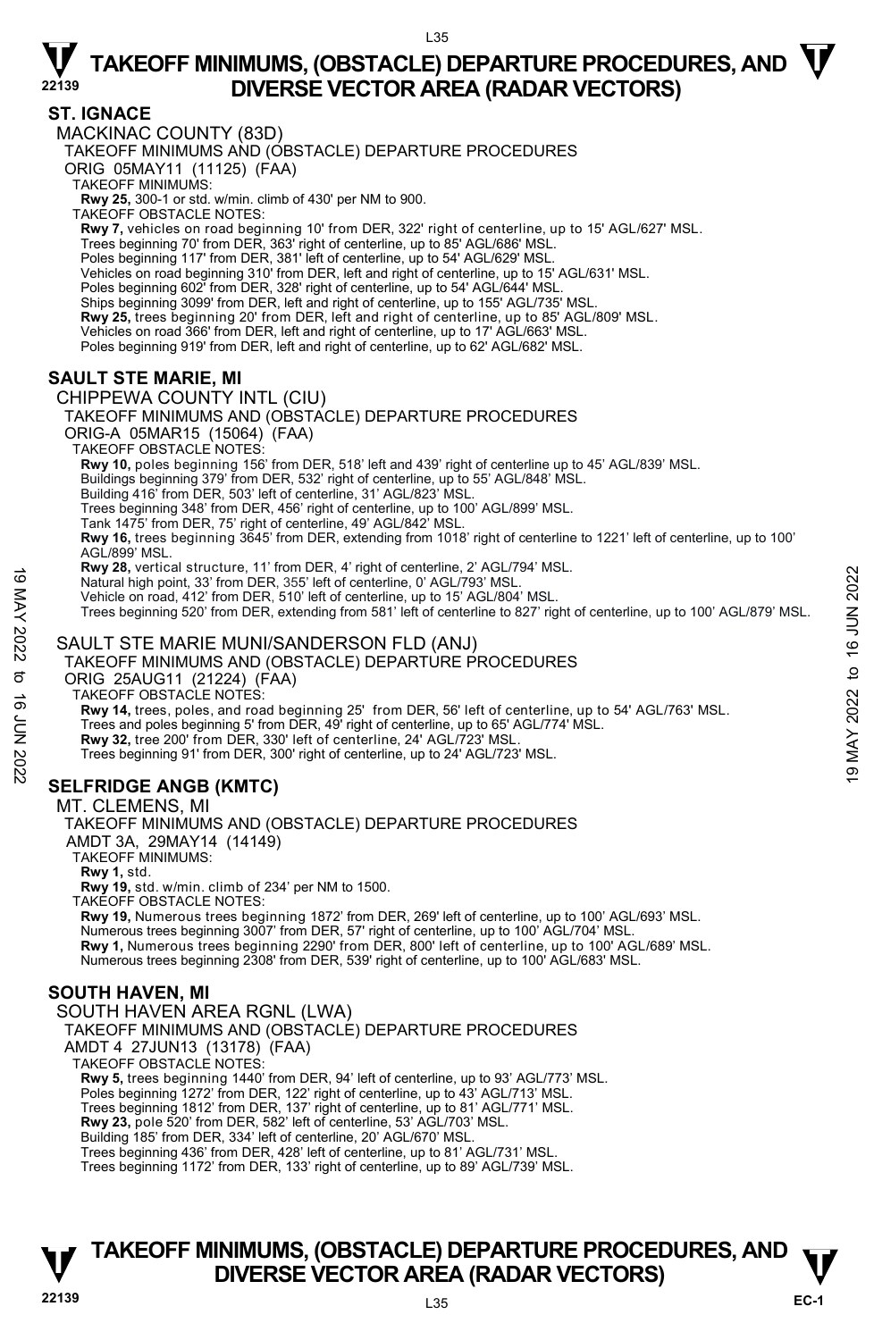## ST. IGNACE

MACKINAC COUNTY (83D)

TAKEOFF MINIMUMS AND (OBSTACLE) DEPARTURE PROCEDURES

ORIG 05MAY11 (11125) (FAA)

TAKEOFF MINIMUMS:

**Rwy 25,** 300-1 or std. w/min. climb of 430' per NM to 900.

TAKEOFF OBSTACLE NOTES:

**Rwy 7,** vehicles on road beginning 10' from DER, 322' right of centerline, up to 15' AGL/627' MSL.
Trees beginning 70' from DER, 363' right of centerline, up to 85' AGL/686' MSL.
Poles beginning 117' from DER, 381' left of centerline, up to 54' AGL/629' MSL.
Vehicles on road beginning 310' from DER, left and right of centerline, up to 15' AGL/631' MSL.
Poles beginning 602' from DER, 328' right of centerline, up to 54' AGL/644' MSL.
Ships beginning 3099' from DER, left and right of centerline, up to 155' AGL/735' MSL.
**Rwy 25,** trees beginning 20' from DER, left and right of centerline, up to 85' AGL/809' MSL.
Vehicles on road 366' from DER, left and right of centerline, up to 17' AGL/663' MSL.
Poles beginning 919' from DER, left and right of centerline, up to 62' AGL/682' MSL.

## SAULT STE MARIE, MI

CHIPPEWA COUNTY INTL (CIU)

TAKEOFF MINIMUMS AND (OBSTACLE) DEPARTURE PROCEDURES

ORIG-A 05MAR15 (15064) (FAA)

TAKEOFF OBSTACLE NOTES:

**Rwy 10,** poles beginning 156' from DER, 518' left and 439' right of centerline up to 45' AGL/839' MSL.
Buildings beginning 379' from DER, 532' right of centerline, up to 55' AGL/848' MSL.
Building 416' from DER, 503' left of centerline, 31' AGL/823' MSL.
Trees beginning 348' from DER, 456' right of centerline, up to 100' AGL/899' MSL.
Tank 1475' from DER, 75' right of centerline, 49' AGL/842' MSL.
**Rwy 16,** trees beginning 3645' from DER, extending from 1018' right of centerline to 1221' left of centerline, up to 100' AGL/899' MSL.
**Rwy 28,** vertical structure, 11' from DER, 4' right of centerline, 2' AGL/794' MSL.
Natural high point, 33' from DER, 355' left of centerline, 0' AGL/793' MSL.
Vehicle on road, 412' from DER, 510' left of centerline, up to 15' AGL/804' MSL.
Trees beginning 520' from DER, extending from 581' left of centerline to 827' right of centerline, up to 100' AGL/879' MSL.

SAULT STE MARIE MUNI/SANDERSON FLD (ANJ)

TAKEOFF MINIMUMS AND (OBSTACLE) DEPARTURE PROCEDURES

ORIG 25AUG11 (21224) (FAA)

TAKEOFF OBSTACLE NOTES:

**Rwy 14,** trees, poles, and road beginning 25' from DER, 56' left of centerline, up to 54' AGL/763' MSL.
Trees and poles beginning 5' from DER, 49' right of centerline, up to 65' AGL/774' MSL.
**Rwy 32,** tree 200' from DER, 330' left of centerline, 24' AGL/723' MSL.
Trees beginning 91' from DER, 300' right of centerline, up to 24' AGL/723' MSL.

## SELFRIDGE ANGB (KMTC)

MT. CLEMENS, MI

TAKEOFF MINIMUMS AND (OBSTACLE) DEPARTURE PROCEDURES

AMDT 3A, 29MAY14 (14149)

TAKEOFF MINIMUMS:

**Rwy 1,** std.
**Rwy 19,** std. w/min. climb of 234' per NM to 1500.

TAKEOFF OBSTACLE NOTES:

**Rwy 19,** Numerous trees beginning 1872' from DER, 269' left of centerline, up to 100' AGL/693' MSL.
Numerous trees beginning 3007' from DER, 57' right of centerline, up to 100' AGL/704' MSL.
**Rwy 1,** Numerous trees beginning 2290' from DER, 800' left of centerline, up to 100' AGL/689' MSL.
Numerous trees beginning 2308' from DER, 539' right of centerline, up to 100' AGL/683' MSL.

## SOUTH HAVEN, MI

SOUTH HAVEN AREA RGNL (LWA)

TAKEOFF MINIMUMS AND (OBSTACLE) DEPARTURE PROCEDURES

AMDT 4 27JUN13 (13178) (FAA)

TAKEOFF OBSTACLE NOTES:

**Rwy 5,** trees beginning 1440' from DER, 94' left of centerline, up to 93' AGL/773' MSL.
Poles beginning 1272' from DER, 122' right of centerline, up to 43' AGL/713' MSL.
Trees beginning 1812' from DER, 137' right of centerline, up to 81' AGL/771' MSL.
**Rwy 23,** pole 520' from DER, 582' left of centerline, 53' AGL/703' MSL.
Building 185' from DER, 334' left of centerline, 20' AGL/670' MSL.
Trees beginning 436' from DER, 428' left of centerline, up to 81' AGL/731' MSL.
Trees beginning 1172' from DER, 133' right of centerline, up to 89' AGL/739' MSL.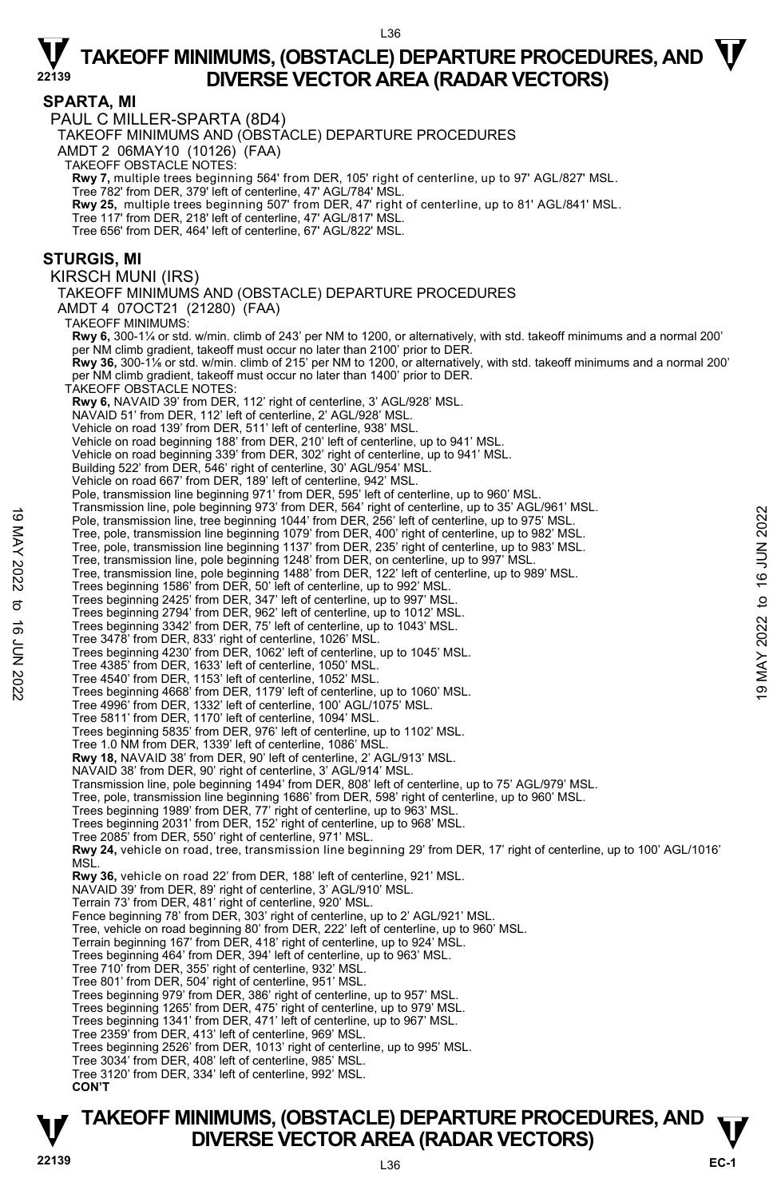# TAKEOFF MINIMUMS, (OBSTACLE) DEPARTURE PROCEDURES, AND DIVERSE VECTOR AREA (RADAR VECTORS)

## SPARTA, MI

PAUL C MILLER-SPARTA (8D4)

TAKEOFF MINIMUMS AND (OBSTACLE) DEPARTURE PROCEDURES

AMDT 2 06MAY10 (10126) (FAA)

TAKEOFF OBSTACLE NOTES:

**Rwy 7,** multiple trees beginning 564' from DER, 105' right of centerline, up to 97' AGL/827' MSL.
Tree 782' from DER, 379' left of centerline, 47' AGL/784' MSL.
**Rwy 25,** multiple trees beginning 507' from DER, 47' right of centerline, up to 81' AGL/841' MSL.
Tree 117' from DER, 218' left of centerline, 47' AGL/817' MSL.
Tree 656' from DER, 464' left of centerline, 67' AGL/822' MSL.

## STURGIS, MI

KIRSCH MUNI (IRS)

TAKEOFF MINIMUMS AND (OBSTACLE) DEPARTURE PROCEDURES

AMDT 4 07OCT21 (21280) (FAA)

TAKEOFF MINIMUMS:

**Rwy 6,** 300-1¼ or std. w/min. climb of 243' per NM to 1200, or alternatively, with std. takeoff minimums and a normal 200' per NM climb gradient, takeoff must occur no later than 2100' prior to DER.
**Rwy 36,** 300-1⅛ or std. w/min. climb of 215' per NM to 1200, or alternatively, with std. takeoff minimums and a normal 200' per NM climb gradient, takeoff must occur no later than 1400' prior to DER.

TAKEOFF OBSTACLE NOTES:

**Rwy 6,** NAVAID 39' from DER, 112' right of centerline, 3' AGL/928' MSL.
NAVAID 51' from DER, 112' left of centerline, 2' AGL/928' MSL.
Vehicle on road 139' from DER, 511' left of centerline, 938' MSL.
Vehicle on road beginning 188' from DER, 210' left of centerline, up to 941' MSL.
Vehicle on road beginning 339' from DER, 302' right of centerline, up to 941' MSL.
Building 522' from DER, 546' right of centerline, 30' AGL/954' MSL.
Vehicle on road 667' from DER, 189' left of centerline, 942' MSL.
Pole, transmission line beginning 971' from DER, 595' left of centerline, up to 960' MSL.
Transmission line, pole beginning 973' from DER, 564' right of centerline, up to 35' AGL/961' MSL.
Pole, transmission line, tree beginning 1044' from DER, 256' left of centerline, up to 975' MSL.
Tree, pole, transmission line beginning 1079' from DER, 400' right of centerline, up to 982' MSL.
Tree, pole, transmission line beginning 1137' from DER, 235' right of centerline, up to 983' MSL.
Tree, transmission line, pole beginning 1248' from DER, on centerline, up to 997' MSL.
Tree, transmission line, pole beginning 1488' from DER, 122' left of centerline, up to 989' MSL.
Trees beginning 1586' from DER, 50' left of centerline, up to 992' MSL.
Trees beginning 2425' from DER, 347' left of centerline, up to 997' MSL.
Trees beginning 2794' from DER, 962' left of centerline, up to 1012' MSL.
Trees beginning 3342' from DER, 75' left of centerline, up to 1043' MSL.
Tree 3478' from DER, 833' right of centerline, 1026' MSL.
Trees beginning 4230' from DER, 1062' left of centerline, up to 1045' MSL.
Tree 4385' from DER, 1633' left of centerline, 1050' MSL.
Tree 4540' from DER, 1153' left of centerline, 1052' MSL.
Trees beginning 4668' from DER, 1179' left of centerline, up to 1060' MSL.
Tree 4996' from DER, 1332' left of centerline, 100' AGL/1075' MSL.
Tree 5811' from DER, 1170' left of centerline, 1094' MSL.
Trees beginning 5835' from DER, 976' left of centerline, up to 1102' MSL.
Tree 1.0 NM from DER, 1339' left of centerline, 1086' MSL.
**Rwy 18,** NAVAID 38' from DER, 90' left of centerline, 2' AGL/913' MSL.
NAVAID 38' from DER, 90' right of centerline, 3' AGL/914' MSL.
Transmission line, pole beginning 1494' from DER, 808' left of centerline, up to 75' AGL/979' MSL.
Tree, pole, transmission line beginning 1686' from DER, 598' right of centerline, up to 960' MSL.
Trees beginning 1989' from DER, 77' right of centerline, up to 963' MSL.
Trees beginning 2031' from DER, 152' right of centerline, up to 968' MSL.
Tree 2085' from DER, 550' right of centerline, 971' MSL.
**Rwy 24,** vehicle on road, tree, transmission line beginning 29' from DER, 17' right of centerline, up to 100' AGL/1016' MSL.
**Rwy 36,** vehicle on road 22' from DER, 188' left of centerline, 921' MSL.
NAVAID 39' from DER, 89' right of centerline, 3' AGL/910' MSL.
Terrain 73' from DER, 481' right of centerline, 920' MSL.
Fence beginning 78' from DER, 303' right of centerline, up to 2' AGL/921' MSL.
Tree, vehicle on road beginning 80' from DER, 222' left of centerline, up to 960' MSL.
Terrain beginning 167' from DER, 418' right of centerline, up to 924' MSL.
Trees beginning 464' from DER, 394' left of centerline, up to 963' MSL.
Tree 710' from DER, 355' right of centerline, 932' MSL.
Tree 801' from DER, 504' right of centerline, 951' MSL.
Trees beginning 979' from DER, 386' right of centerline, up to 957' MSL.
Trees beginning 1265' from DER, 475' right of centerline, up to 979' MSL.
Trees beginning 1341' from DER, 471' left of centerline, up to 967' MSL.
Tree 2359' from DER, 413' left of centerline, 969' MSL.
Trees beginning 2526' from DER, 1013' right of centerline, up to 995' MSL.
Tree 3034' from DER, 408' left of centerline, 985' MSL.
Tree 3120' from DER, 334' left of centerline, 992' MSL.

**CON'T**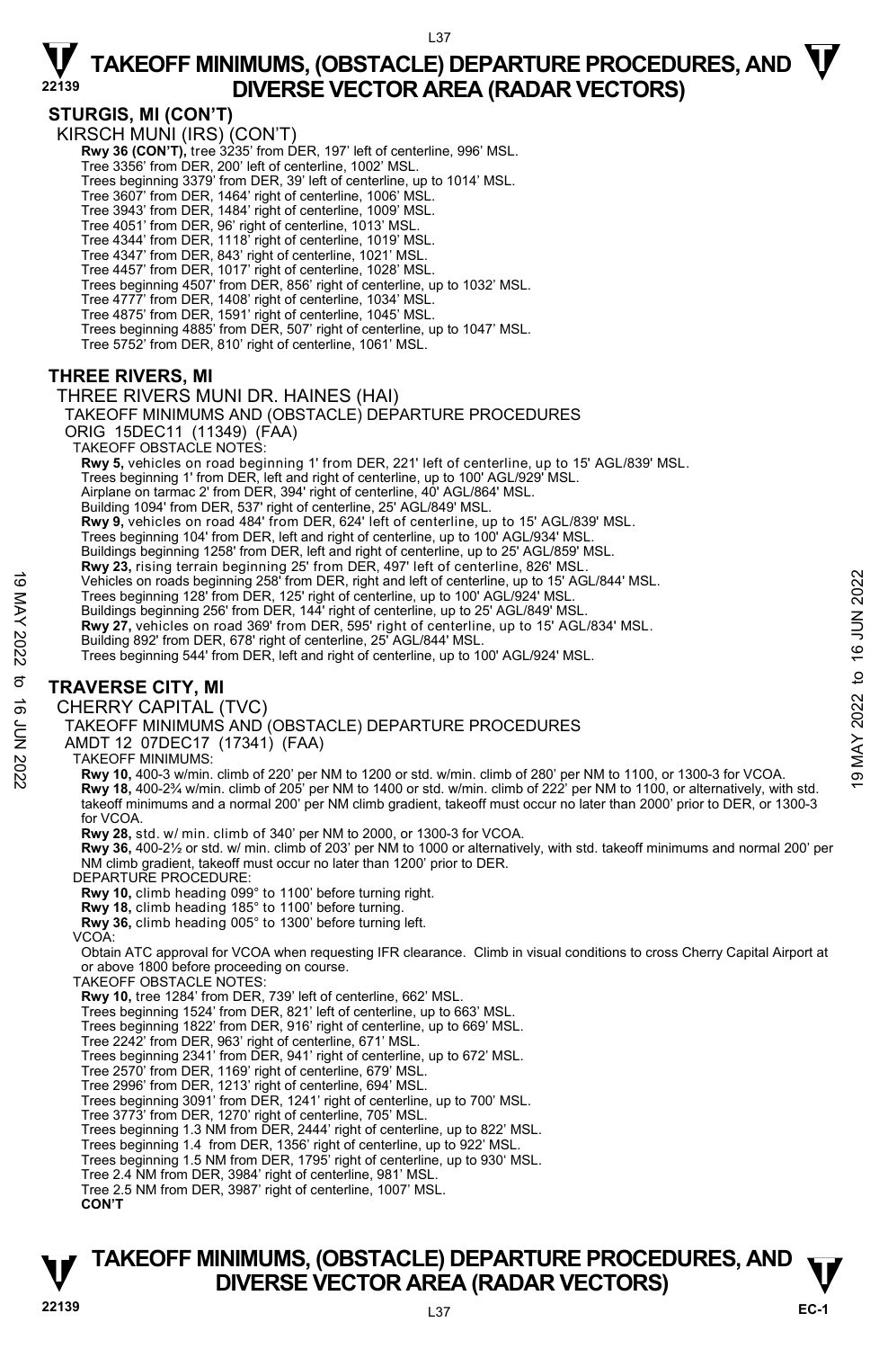## STURGIS, MI (CON'T)

KIRSCH MUNI (IRS) (CON'T)

**Rwy 36 (CON'T),** tree 3235' from DER, 197' left of centerline, 996' MSL.
Tree 3356' from DER, 200' left of centerline, 1002' MSL.
Trees beginning 3379' from DER, 39' left of centerline, up to 1014' MSL.
Tree 3607' from DER, 1464' right of centerline, 1006' MSL.
Tree 3943' from DER, 1484' right of centerline, 1009' MSL.
Tree 4051' from DER, 96' right of centerline, 1013' MSL.
Tree 4344' from DER, 1118' right of centerline, 1019' MSL.
Tree 4347' from DER, 843' right of centerline, 1021' MSL.
Tree 4457' from DER, 1017' right of centerline, 1028' MSL.
Trees beginning 4507' from DER, 856' right of centerline, up to 1032' MSL.
Tree 4777' from DER, 1408' right of centerline, 1034' MSL.
Tree 4875' from DER, 1591' right of centerline, 1045' MSL.
Trees beginning 4885' from DER, 507' right of centerline, up to 1047' MSL.
Tree 5752' from DER, 810' right of centerline, 1061' MSL.

## THREE RIVERS, MI

THREE RIVERS MUNI DR. HAINES (HAI)

TAKEOFF MINIMUMS AND (OBSTACLE) DEPARTURE PROCEDURES

ORIG 15DEC11 (11349) (FAA)

TAKEOFF OBSTACLE NOTES:

**Rwy 5,** vehicles on road beginning 1' from DER, 221' left of centerline, up to 15' AGL/839' MSL.
Trees beginning 1' from DER, left and right of centerline, up to 100' AGL/929' MSL.
Airplane on tarmac 2' from DER, 394' right of centerline, 40' AGL/864' MSL.
Building 1094' from DER, 537' right of centerline, 25' AGL/849' MSL.
**Rwy 9,** vehicles on road 484' from DER, 624' left of centerline, up to 15' AGL/839' MSL.
Trees beginning 104' from DER, left and right of centerline, up to 100' AGL/934' MSL.
Buildings beginning 1258' from DER, left and right of centerline, up to 25' AGL/859' MSL.
**Rwy 23,** rising terrain beginning 25' from DER, 497' left of centerline, 826' MSL.
Vehicles on roads beginning 258' from DER, right and left of centerline, up to 15' AGL/844' MSL.
Trees beginning 128' from DER, 125' right of centerline, up to 100' AGL/924' MSL.
Buildings beginning 256' from DER, 144' right of centerline, up to 25' AGL/849' MSL.
**Rwy 27,** vehicles on road 369' from DER, 595' right of centerline, up to 15' AGL/834' MSL.
Building 892' from DER, 678' right of centerline, 25' AGL/844' MSL.
Trees beginning 544' from DER, left and right of centerline, up to 100' AGL/924' MSL.

## TRAVERSE CITY, MI

CHERRY CAPITAL (TVC)

TAKEOFF MINIMUMS AND (OBSTACLE) DEPARTURE PROCEDURES

AMDT 12 07DEC17 (17341) (FAA)

TAKEOFF MINIMUMS:

**Rwy 10,** 400-3 w/min. climb of 220' per NM to 1200 or std. w/min. climb of 280' per NM to 1100, or 1300-3 for VCOA.
**Rwy 18,** 400-2¾ w/min. climb of 205' per NM to 1400 or std. w/min. climb of 222' per NM to 1100, or alternatively, with std. takeoff minimums and a normal 200' per NM climb gradient, takeoff must occur no later than 2000' prior to DER, or 1300-3 for VCOA.
**Rwy 28,** std. w/ min. climb of 340' per NM to 2000, or 1300-3 for VCOA.
**Rwy 36,** 400-2½ or std. w/ min. climb of 203' per NM to 1000 or alternatively, with std. takeoff minimums and normal 200' per NM climb gradient, takeoff must occur no later than 1200' prior to DER.

DEPARTURE PROCEDURE:

**Rwy 10,** climb heading 099° to 1100' before turning right.
**Rwy 18,** climb heading 185° to 1100' before turning.
**Rwy 36,** climb heading 005° to 1300' before turning left.

VCOA:

Obtain ATC approval for VCOA when requesting IFR clearance. Climb in visual conditions to cross Cherry Capital Airport at or above 1800 before proceeding on course.

TAKEOFF OBSTACLE NOTES:

**Rwy 10,** tree 1284' from DER, 739' left of centerline, 662' MSL.
Trees beginning 1524' from DER, 821' left of centerline, up to 663' MSL.
Trees beginning 1822' from DER, 916' right of centerline, up to 669' MSL.
Tree 2242' from DER, 963' right of centerline, 671' MSL.
Trees beginning 2341' from DER, 941' right of centerline, up to 672' MSL.
Tree 2570' from DER, 1169' right of centerline, 679' MSL.
Tree 2996' from DER, 1213' right of centerline, 694' MSL.
Trees beginning 3091' from DER, 1241' right of centerline, up to 700' MSL.
Tree 3773' from DER, 1270' right of centerline, 705' MSL.
Trees beginning 1.3 NM from DER, 2444' right of centerline, up to 822' MSL.
Trees beginning 1.4 from DER, 1356' right of centerline, up to 922' MSL.
Trees beginning 1.5 NM from DER, 1795' right of centerline, up to 930' MSL.
Tree 2.4 NM from DER, 3984' right of centerline, 981' MSL.
Tree 2.5 NM from DER, 3987' right of centerline, 1007' MSL.

**CON'T**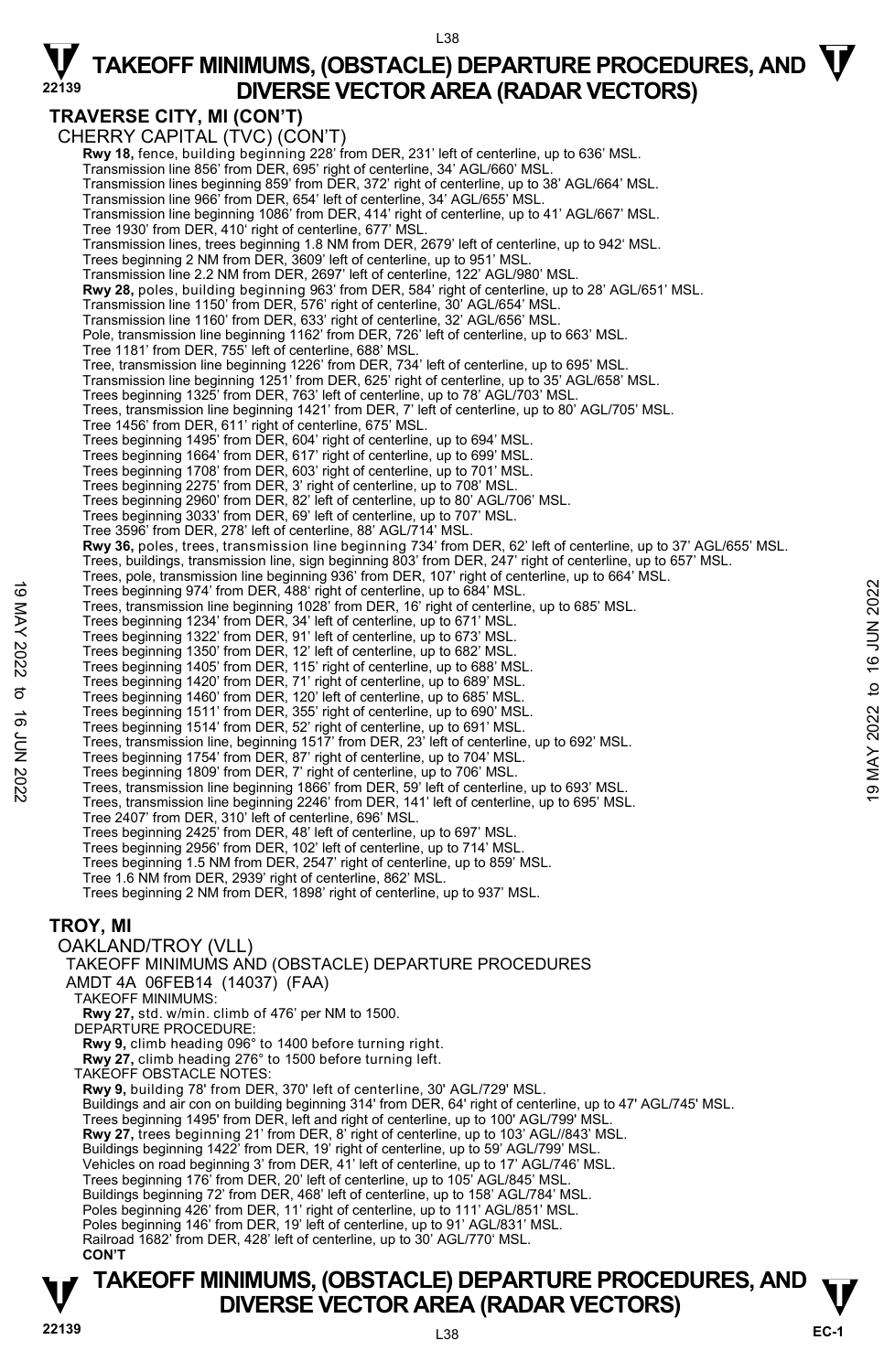## TRAVERSE CITY, MI (CON'T)

CHERRY CAPITAL (TVC) (CON'T)

**Rwy 18,** fence, building beginning 228' from DER, 231' left of centerline, up to 636' MSL.
Transmission line 856' from DER, 695' right of centerline, 34' AGL/660' MSL.
Transmission lines beginning 859' from DER, 372' right of centerline, up to 38' AGL/664' MSL.
Transmission line 966' from DER, 654' left of centerline, 34' AGL/655' MSL.
Transmission line beginning 1086' from DER, 414' right of centerline, up to 41' AGL/667' MSL.
Tree 1930' from DER, 410' right of centerline, 677' MSL.
Transmission lines, trees beginning 1.8 NM from DER, 2679' left of centerline, up to 942' MSL.
Trees beginning 2 NM from DER, 3609' left of centerline, up to 951' MSL.
Transmission line 2.2 NM from DER, 2697' left of centerline, 122' AGL/980' MSL.

**Rwy 28,** poles, building beginning 963' from DER, 584' right of centerline, up to 28' AGL/651' MSL.
Transmission line 1150' from DER, 576' right of centerline, 30' AGL/654' MSL.
Transmission line 1160' from DER, 633' right of centerline, 32' AGL/656' MSL.
Pole, transmission line beginning 1162' from DER, 726' left of centerline, up to 663' MSL.
Tree 1181' from DER, 755' left of centerline, 688' MSL.
Tree, transmission line beginning 1226' from DER, 734' left of centerline, up to 695' MSL.
Transmission line beginning 1251' from DER, 625' right of centerline, up to 35' AGL/658' MSL.
Trees beginning 1325' from DER, 763' left of centerline, up to 78' AGL/703' MSL.
Trees, transmission line beginning 1421' from DER, 7' left of centerline, up to 80' AGL/705' MSL.
Tree 1456' from DER, 611' right of centerline, 675' MSL.
Trees beginning 1495' from DER, 604' right of centerline, up to 694' MSL.
Trees beginning 1664' from DER, 617' right of centerline, up to 699' MSL.
Trees beginning 1708' from DER, 603' right of centerline, up to 701' MSL.
Trees beginning 2275' from DER, 3' right of centerline, up to 708' MSL.
Trees beginning 2960' from DER, 82' left of centerline, up to 80' AGL/706' MSL.
Trees beginning 3033' from DER, 69' left of centerline, up to 707' MSL.
Tree 3596' from DER, 278' left of centerline, 88' AGL/714' MSL.

**Rwy 36,** poles, trees, transmission line beginning 734' from DER, 62' left of centerline, up to 37' AGL/655' MSL.
Trees, buildings, transmission line, sign beginning 803' from DER, 247' right of centerline, up to 657' MSL.
Trees, pole, transmission line beginning 936' from DER, 107' right of centerline, up to 664' MSL.
Trees beginning 974' from DER, 488' right of centerline, up to 684' MSL.
Trees, transmission line beginning 1028' from DER, 16' right of centerline, up to 685' MSL.
Trees beginning 1234' from DER, 34' left of centerline, up to 671' MSL.
Trees beginning 1322' from DER, 91' left of centerline, up to 673' MSL.
Trees beginning 1350' from DER, 12' left of centerline, up to 682' MSL.
Trees beginning 1405' from DER, 115' right of centerline, up to 688' MSL.
Trees beginning 1420' from DER, 71' right of centerline, up to 689' MSL.
Trees beginning 1460' from DER, 120' left of centerline, up to 685' MSL.
Trees beginning 1511' from DER, 355' right of centerline, up to 690' MSL.
Trees beginning 1514' from DER, 52' right of centerline, up to 691' MSL.
Trees, transmission line, beginning 1517' from DER, 23' left of centerline, up to 692' MSL.
Trees beginning 1754' from DER, 87' right of centerline, up to 704' MSL.
Trees beginning 1809' from DER, 7' right of centerline, up to 706' MSL.
Trees, transmission line beginning 1866' from DER, 59' left of centerline, up to 693' MSL.
Trees, transmission line beginning 2246' from DER, 141' left of centerline, up to 695' MSL.
Tree 2407' from DER, 310' left of centerline, 696' MSL.
Trees beginning 2425' from DER, 48' left of centerline, up to 697' MSL.
Trees beginning 2956' from DER, 102' left of centerline, up to 714' MSL.
Trees beginning 1.5 NM from DER, 2547' right of centerline, up to 859' MSL.
Tree 1.6 NM from DER, 2939' right of centerline, 862' MSL.
Trees beginning 2 NM from DER, 1898' right of centerline, up to 937' MSL.

## TROY, MI

OAKLAND/TROY (VLL)

TAKEOFF MINIMUMS AND (OBSTACLE) DEPARTURE PROCEDURES
AMDT 4A 06FEB14 (14037) (FAA)

TAKEOFF MINIMUMS:
**Rwy 27,** std. w/min. climb of 476' per NM to 1500.

DEPARTURE PROCEDURE:
**Rwy 9,** climb heading 096° to 1400 before turning right.
**Rwy 27,** climb heading 276° to 1500 before turning left.

TAKEOFF OBSTACLE NOTES:
**Rwy 9,** building 78' from DER, 370' left of centerline, 30' AGL/729' MSL.
Buildings and air con on building beginning 314' from DER, 64' right of centerline, up to 47' AGL/745' MSL.
Trees beginning 1495' from DER, left and right of centerline, up to 100' AGL/799' MSL.
**Rwy 27,** trees beginning 21' from DER, 8' right of centerline, up to 103' AGL//843' MSL.
Buildings beginning 1422' from DER, 19' right of centerline, up to 59' AGL/799' MSL.
Vehicles on road beginning 3' from DER, 41' left of centerline, up to 17' AGL/746' MSL.
Trees beginning 176' from DER, 20' left of centerline, up to 105' AGL/845' MSL.
Buildings beginning 72' from DER, 468' left of centerline, up to 158' AGL/784' MSL.
Poles beginning 426' from DER, 11' right of centerline, up to 111' AGL/851' MSL.
Poles beginning 146' from DER, 19' left of centerline, up to 91' AGL/831' MSL.
Railroad 1682' from DER, 428' left of centerline, up to 30' AGL/770' MSL.
**CON'T**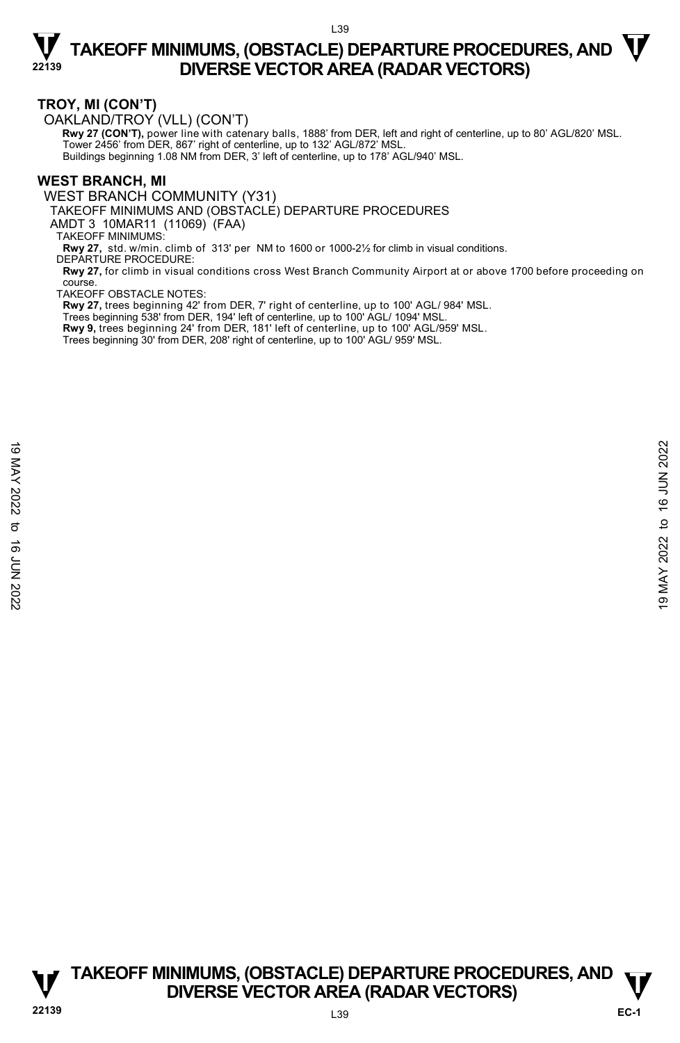## TROY, MI (CON'T)

OAKLAND/TROY (VLL) (CON'T)

**Rwy 27 (CON'T),** power line with catenary balls, 1888' from DER, left and right of centerline, up to 80' AGL/820' MSL.
Tower 2456' from DER, 867' right of centerline, up to 132' AGL/872' MSL.
Buildings beginning 1.08 NM from DER, 3' left of centerline, up to 178' AGL/940' MSL.

## WEST BRANCH, MI

WEST BRANCH COMMUNITY (Y31)

TAKEOFF MINIMUMS AND (OBSTACLE) DEPARTURE PROCEDURES

AMDT 3 10MAR11 (11069) (FAA)

TAKEOFF MINIMUMS:

**Rwy 27,** std. w/min. climb of 313' per NM to 1600 or 1000-2½ for climb in visual conditions.

DEPARTURE PROCEDURE:

**Rwy 27,** for climb in visual conditions cross West Branch Community Airport at or above 1700 before proceeding on course.

TAKEOFF OBSTACLE NOTES:

**Rwy 27,** trees beginning 42' from DER, 7' right of centerline, up to 100' AGL/ 984' MSL.
Trees beginning 538' from DER, 194' left of centerline, up to 100' AGL/ 1094' MSL.
**Rwy 9,** trees beginning 24' from DER, 181' left of centerline, up to 100' AGL/959' MSL.
Trees beginning 30' from DER, 208' right of centerline, up to 100' AGL/ 959' MSL.